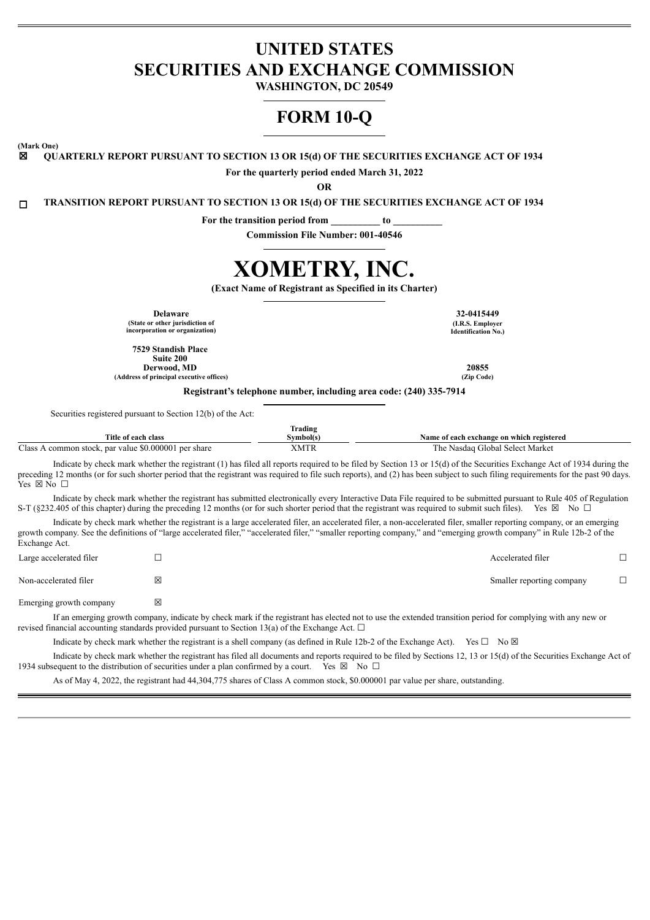# UNITED STATES
# SECURITIES AND EXCHANGE COMMISSION

**WASHINGTON, DC 20549**

# FORM 10-Q

**(Mark One)**

☒ **QUARTERLY REPORT PURSUANT TO SECTION 13 OR 15(d) OF THE SECURITIES EXCHANGE ACT OF 1934**

**For the quarterly period ended March 31, 2022**

**OR**

☐ **TRANSITION REPORT PURSUANT TO SECTION 13 OR 15(d) OF THE SECURITIES EXCHANGE ACT OF 1934**

**For the transition period from __________ to __________**

**Commission File Number: 001-40546**

# XOMETRY, INC.

**(Exact Name of Registrant as Specified in its Charter)**

| | |
|---|---|
| **Delaware**<br>**(State or other jurisdiction of incorporation or organization)** | **32-0415449**<br>**(I.R.S. Employer Identification No.)** |
| **7529 Standish Place**<br>**Suite 200**<br>**Derwood, MD**<br>**(Address of principal executive offices)** | **20855**<br>**(Zip Code)** |

**Registrant's telephone number, including area code: (240) 335-7914**

Securities registered pursuant to Section 12(b) of the Act:

| Title of each class | Trading Symbol(s) | Name of each exchange on which registered |
|---|---|---|
| Class A common stock, par value $0.000001 per share | XMTR | The Nasdaq Global Select Market |

Indicate by check mark whether the registrant (1) has filed all reports required to be filed by Section 13 or 15(d) of the Securities Exchange Act of 1934 during the preceding 12 months (or for such shorter period that the registrant was required to file such reports), and (2) has been subject to such filing requirements for the past 90 days. Yes ☒ No ☐

Indicate by check mark whether the registrant has submitted electronically every Interactive Data File required to be submitted pursuant to Rule 405 of Regulation S-T (§232.405 of this chapter) during the preceding 12 months (or for such shorter period that the registrant was required to submit such files). Yes ☒ No ☐

Indicate by check mark whether the registrant is a large accelerated filer, an accelerated filer, a non-accelerated filer, smaller reporting company, or an emerging growth company. See the definitions of "large accelerated filer," "accelerated filer," "smaller reporting company," and "emerging growth company" in Rule 12b-2 of the Exchange Act.

| | | | |
|---|---|---|---|
| Large accelerated filer | ☐ | Accelerated filer | ☐ |
| Non-accelerated filer | ☒ | Smaller reporting company | ☐ |
| Emerging growth company | ☒ | | |

If an emerging growth company, indicate by check mark if the registrant has elected not to use the extended transition period for complying with any new or revised financial accounting standards provided pursuant to Section 13(a) of the Exchange Act. ☐

Indicate by check mark whether the registrant is a shell company (as defined in Rule 12b-2 of the Exchange Act). Yes ☐ No ☒

Indicate by check mark whether the registrant has filed all documents and reports required to be filed by Sections 12, 13 or 15(d) of the Securities Exchange Act of 1934 subsequent to the distribution of securities under a plan confirmed by a court. Yes ☒ No ☐

As of May 4, 2022, the registrant had 44,304,775 shares of Class A common stock, $0.000001 par value per share, outstanding.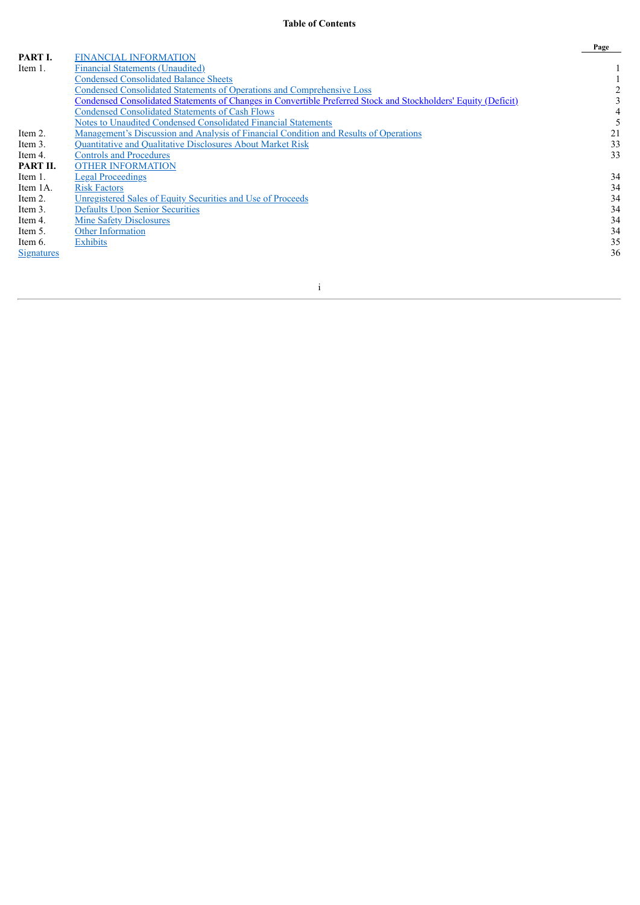**Table of Contents**

| | | Page |
|---|---|---|
| **PART I.** | FINANCIAL INFORMATION | |
| Item 1. | Financial Statements (Unaudited) | 1 |
| | Condensed Consolidated Balance Sheets | 1 |
| | Condensed Consolidated Statements of Operations and Comprehensive Loss | 2 |
| | Condensed Consolidated Statements of Changes in Convertible Preferred Stock and Stockholders' Equity (Deficit) | 3 |
| | Condensed Consolidated Statements of Cash Flows | 4 |
| | Notes to Unaudited Condensed Consolidated Financial Statements | 5 |
| Item 2. | Management's Discussion and Analysis of Financial Condition and Results of Operations | 21 |
| Item 3. | Quantitative and Qualitative Disclosures About Market Risk | 33 |
| Item 4. | Controls and Procedures | 33 |
| **PART II.** | OTHER INFORMATION | |
| Item 1. | Legal Proceedings | 34 |
| Item 1A. | Risk Factors | 34 |
| Item 2. | Unregistered Sales of Equity Securities and Use of Proceeds | 34 |
| Item 3. | Defaults Upon Senior Securities | 34 |
| Item 4. | Mine Safety Disclosures | 34 |
| Item 5. | Other Information | 34 |
| Item 6. | Exhibits | 35 |
| Signatures | | 36 |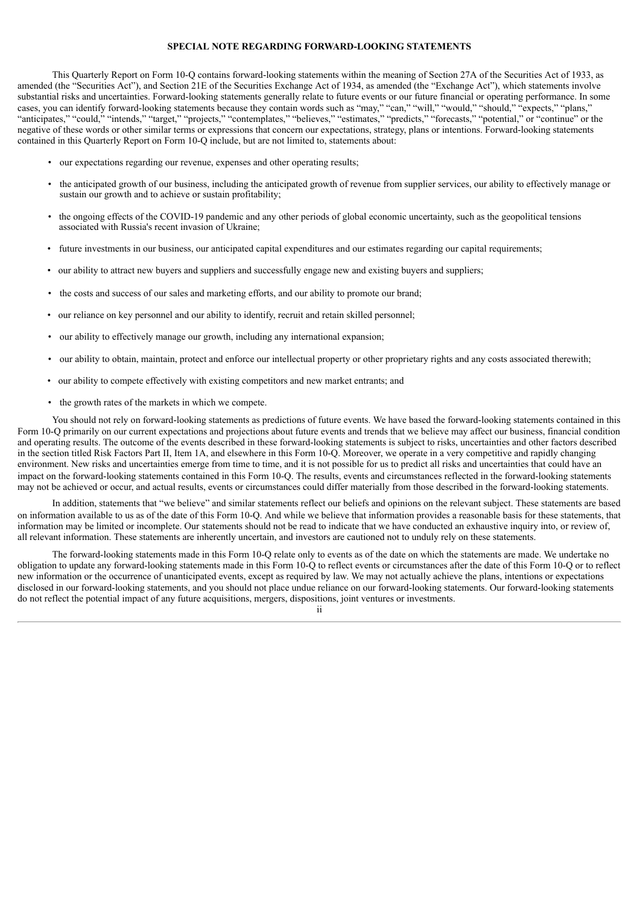## SPECIAL NOTE REGARDING FORWARD-LOOKING STATEMENTS

This Quarterly Report on Form 10-Q contains forward-looking statements within the meaning of Section 27A of the Securities Act of 1933, as amended (the "Securities Act"), and Section 21E of the Securities Exchange Act of 1934, as amended (the "Exchange Act"), which statements involve substantial risks and uncertainties. Forward-looking statements generally relate to future events or our future financial or operating performance. In some cases, you can identify forward-looking statements because they contain words such as "may," "can," "will," "would," "should," "expects," "plans," "anticipates," "could," "intends," "target," "projects," "contemplates," "believes," "estimates," "predicts," "forecasts," "potential," or "continue" or the negative of these words or other similar terms or expressions that concern our expectations, strategy, plans or intentions. Forward-looking statements contained in this Quarterly Report on Form 10-Q include, but are not limited to, statements about:

- our expectations regarding our revenue, expenses and other operating results;
- the anticipated growth of our business, including the anticipated growth of revenue from supplier services, our ability to effectively manage or sustain our growth and to achieve or sustain profitability;
- the ongoing effects of the COVID-19 pandemic and any other periods of global economic uncertainty, such as the geopolitical tensions associated with Russia's recent invasion of Ukraine;
- future investments in our business, our anticipated capital expenditures and our estimates regarding our capital requirements;
- our ability to attract new buyers and suppliers and successfully engage new and existing buyers and suppliers;
- the costs and success of our sales and marketing efforts, and our ability to promote our brand;
- our reliance on key personnel and our ability to identify, recruit and retain skilled personnel;
- our ability to effectively manage our growth, including any international expansion;
- our ability to obtain, maintain, protect and enforce our intellectual property or other proprietary rights and any costs associated therewith;
- our ability to compete effectively with existing competitors and new market entrants; and
- the growth rates of the markets in which we compete.

You should not rely on forward-looking statements as predictions of future events. We have based the forward-looking statements contained in this Form 10-Q primarily on our current expectations and projections about future events and trends that we believe may affect our business, financial condition and operating results. The outcome of the events described in these forward-looking statements is subject to risks, uncertainties and other factors described in the section titled Risk Factors Part II, Item 1A, and elsewhere in this Form 10-Q. Moreover, we operate in a very competitive and rapidly changing environment. New risks and uncertainties emerge from time to time, and it is not possible for us to predict all risks and uncertainties that could have an impact on the forward-looking statements contained in this Form 10-Q. The results, events and circumstances reflected in the forward-looking statements may not be achieved or occur, and actual results, events or circumstances could differ materially from those described in the forward-looking statements.

In addition, statements that "we believe" and similar statements reflect our beliefs and opinions on the relevant subject. These statements are based on information available to us as of the date of this Form 10-Q. And while we believe that information provides a reasonable basis for these statements, that information may be limited or incomplete. Our statements should not be read to indicate that we have conducted an exhaustive inquiry into, or review of, all relevant information. These statements are inherently uncertain, and investors are cautioned not to unduly rely on these statements.

The forward-looking statements made in this Form 10-Q relate only to events as of the date on which the statements are made. We undertake no obligation to update any forward-looking statements made in this Form 10-Q to reflect events or circumstances after the date of this Form 10-Q or to reflect new information or the occurrence of unanticipated events, except as required by law. We may not actually achieve the plans, intentions or expectations disclosed in our forward-looking statements, and you should not place undue reliance on our forward-looking statements. Our forward-looking statements do not reflect the potential impact of any future acquisitions, mergers, dispositions, joint ventures or investments.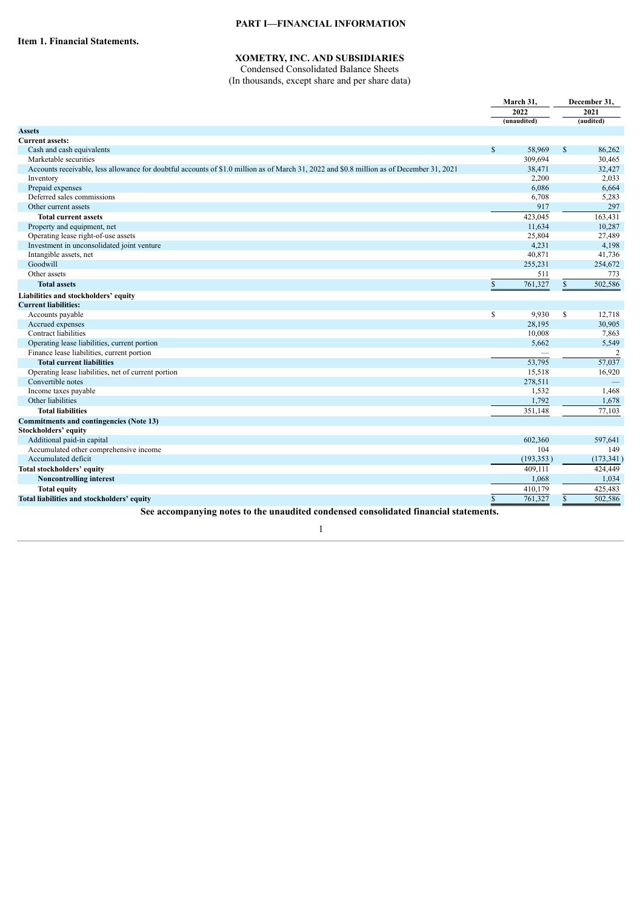# PART I—FINANCIAL INFORMATION

## Item 1. Financial Statements.

### XOMETRY, INC. AND SUBSIDIARIES

Condensed Consolidated Balance Sheets

(In thousands, except share and per share data)

| | March 31, 2022 (unaudited) | December 31, 2021 (audited) |
|---|---|---|
| **Assets** | | |
| **Current assets:** | | |
| Cash and cash equivalents | $ 58,969 | $ 86,262 |
| Marketable securities | 309,694 | 30,465 |
| Accounts receivable, less allowance for doubtful accounts of $1.0 million as of March 31, 2022 and $0.8 million as of December 31, 2021 | 38,471 | 32,427 |
| Inventory | 2,200 | 2,033 |
| Prepaid expenses | 6,086 | 6,664 |
| Deferred sales commissions | 6,708 | 5,283 |
| Other current assets | 917 | 297 |
| **Total current assets** | 423,045 | 163,431 |
| Property and equipment, net | 11,634 | 10,287 |
| Operating lease right-of-use assets | 25,804 | 27,489 |
| Investment in unconsolidated joint venture | 4,231 | 4,198 |
| Intangible assets, net | 40,871 | 41,736 |
| Goodwill | 255,231 | 254,672 |
| Other assets | 511 | 773 |
| **Total assets** | $ 761,327 | $ 502,586 |
| **Liabilities and stockholders' equity** | | |
| **Current liabilities:** | | |
| Accounts payable | $ 9,930 | $ 12,718 |
| Accrued expenses | 28,195 | 30,905 |
| Contract liabilities | 10,008 | 7,863 |
| Operating lease liabilities, current portion | 5,662 | 5,549 |
| Finance lease liabilities, current portion | — | 2 |
| **Total current liabilities** | 53,795 | 57,037 |
| Operating lease liabilities, net of current portion | 15,518 | 16,920 |
| Convertible notes | 278,511 | — |
| Income taxes payable | 1,532 | 1,468 |
| Other liabilities | 1,792 | 1,678 |
| **Total liabilities** | 351,148 | 77,103 |
| **Commitments and contingencies (Note 13)** | | |
| **Stockholders' equity** | | |
| Additional paid-in capital | 602,360 | 597,641 |
| Accumulated other comprehensive income | 104 | 149 |
| Accumulated deficit | (193,353) | (173,341) |
| **Total stockholders' equity** | 409,111 | 424,449 |
| **Noncontrolling interest** | 1,068 | 1,034 |
| **Total equity** | 410,179 | 425,483 |
| **Total liabilities and stockholders' equity** | $ 761,327 | $ 502,586 |

**See accompanying notes to the unaudited condensed consolidated financial statements.**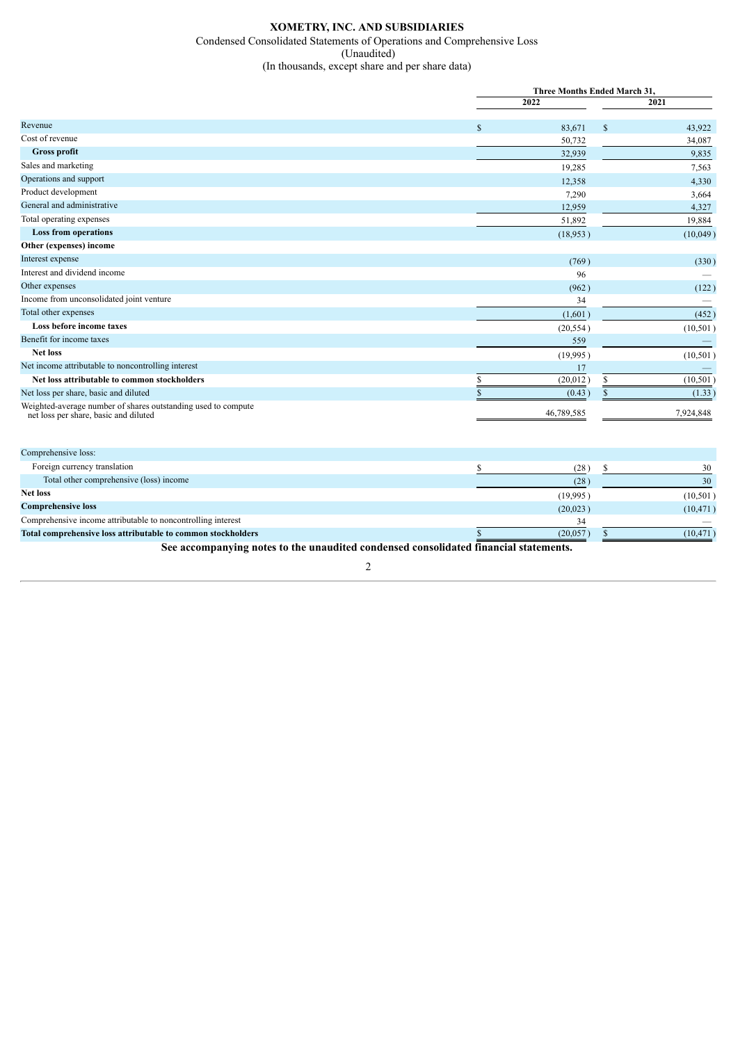# XOMETRY, INC. AND SUBSIDIARIES

Condensed Consolidated Statements of Operations and Comprehensive Loss

(Unaudited)

(In thousands, except share and per share data)

| | Three Months Ended March 31, | |
|---|---|---|
| | 2022 | 2021 |
| Revenue | $ 83,671 | $ 43,922 |
| Cost of revenue | 50,732 | 34,087 |
| **Gross profit** | 32,939 | 9,835 |
| Sales and marketing | 19,285 | 7,563 |
| Operations and support | 12,358 | 4,330 |
| Product development | 7,290 | 3,664 |
| General and administrative | 12,959 | 4,327 |
| Total operating expenses | 51,892 | 19,884 |
| **Loss from operations** | (18,953 ) | (10,049 ) |
| **Other (expenses) income** | | |
| Interest expense | (769 ) | (330 ) |
| Interest and dividend income | 96 | — |
| Other expenses | (962 ) | (122 ) |
| Income from unconsolidated joint venture | 34 | — |
| Total other expenses | (1,601 ) | (452 ) |
| **Loss before income taxes** | (20,554 ) | (10,501 ) |
| Benefit for income taxes | 559 | — |
| **Net loss** | (19,995 ) | (10,501 ) |
| Net income attributable to noncontrolling interest | 17 | — |
| **Net loss attributable to common stockholders** | $ (20,012 ) | $ (10,501 ) |
| Net loss per share, basic and diluted | $ (0.43 ) | $ (1.33 ) |
| Weighted-average number of shares outstanding used to compute net loss per share, basic and diluted | 46,789,585 | 7,924,848 |
| | | |
| Comprehensive loss: | | |
| Foreign currency translation | $ (28 ) | $ 30 |
| Total other comprehensive (loss) income | (28 ) | 30 |
| **Net loss** | (19,995 ) | (10,501 ) |
| **Comprehensive loss** | (20,023 ) | (10,471 ) |
| Comprehensive income attributable to noncontrolling interest | 34 | — |
| **Total comprehensive loss attributable to common stockholders** | $ (20,057 ) | $ (10,471 ) |

**See accompanying notes to the unaudited condensed consolidated financial statements.**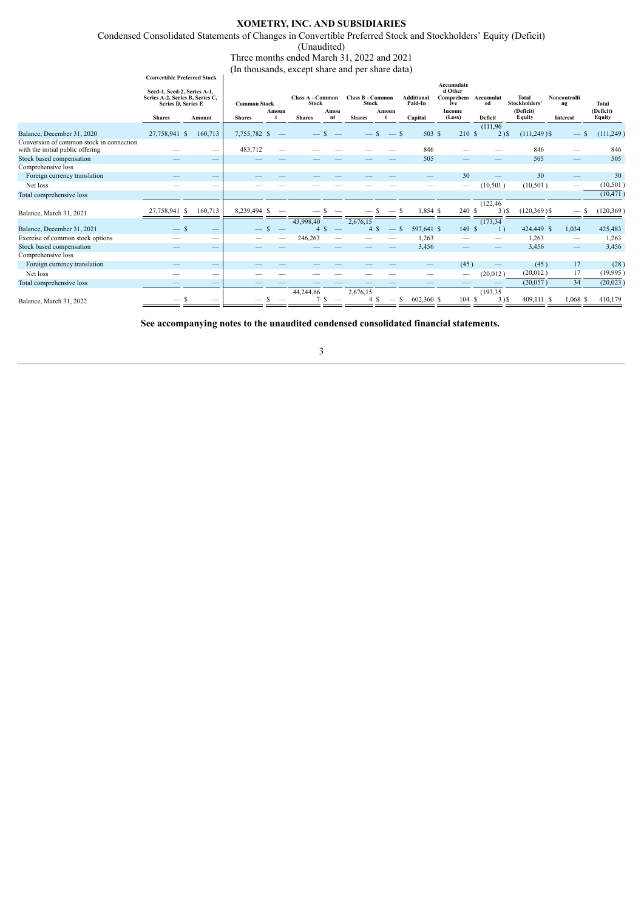# XOMETRY, INC. AND SUBSIDIARIES

Condensed Consolidated Statements of Changes in Convertible Preferred Stock and Stockholders' Equity (Deficit)

(Unaudited)

Three months ended March 31, 2022 and 2021

(In thousands, except share and per share data)

| | Convertible Preferred Stock Seed-1, Seed-2, Series A-1, Series A-2, Series B, Series C, Series D, Series E | | Common Stock | | Class A - Common Stock | | Class B - Common Stock | | Additional Paid-In | Accumulated Other Comprehensive Income | Accumulated | Total Stockholders' (Deficit) | Noncontrolling | Total (Deficit) |
|---|---|---|---|---|---|---|---|---|---|---|---|---|---|---|
| | Shares | Amount | Shares | Amount | Shares | Amount | Shares | Amount | Capital | (Loss) | Deficit | Equity | Interest | Equity |
| Balance, December 31, 2020 | 27,758,941 | $ 160,713 | 7,755,782 | $ — | — | $ — | — | $ — | $ 503 | $ 210 | $ (111,962) | $ (111,249) | $ — | $ (111,249) |
| Conversion of common stock in connection with the initial public offering | — | — | 483,712 | — | — | — | — | — | 846 | — | — | 846 | — | 846 |
| Stock based compensation | — | — | — | — | — | — | — | — | 505 | — | — | 505 | — | 505 |
| Comprehensive loss | | | | | | | | | | | | | | |
| Foreign currency translation | — | — | — | — | — | — | — | — | — | 30 | — | 30 | — | 30 |
| Net loss | — | — | — | — | — | — | — | — | — | — | (10,501) | (10,501) | — | (10,501) |
| Total comprehensive loss | | | | | | | | | | | | | | (10,471) |
| Balance, March 31, 2021 | 27,758,941 | $ 160,713 | 8,239,494 | $ — | — | $ — | — | $ — | $ 1,854 | $ 240 | $ (122,463) | $ (120,369) | $ — | $ (120,369) |
| Balance, December 31, 2021 | — | $ — | — | $ — | 43,998,40 | 4 | 2,676,15 | 4 | $ 597,641 | $ 149 | $ (173,341) | 424,449 | $ 1,034 | 425,483 |
| Exercise of common stock options | — | — | — | — | 246,263 | — | — | — | 1,263 | — | — | 1,263 | — | 1,263 |
| Stock based compensation | — | — | — | — | — | — | — | — | 3,456 | — | — | 3,456 | — | 3,456 |
| Comprehensive loss | | | | | | | | | | | | | | |
| Foreign currency translation | — | — | — | — | — | — | — | — | — | (45) | — | (45) | 17 | (28) |
| Net loss | — | — | — | — | — | — | — | — | — | — | (20,012) | (20,012) | 17 | (19,995) |
| Total comprehensive loss | — | — | — | — | — | — | — | — | — | — | — | (20,057) | 34 | (20,023) |
| Balance, March 31, 2022 | — | $ — | — | $ — | 44,244,66 | 7 | 2,676,15 | 4 | $ 602,360 | $ 104 | $ (193,353) | $ 409,111 | $ 1,068 | $ 410,179 |

**See accompanying notes to the unaudited condensed consolidated financial statements.**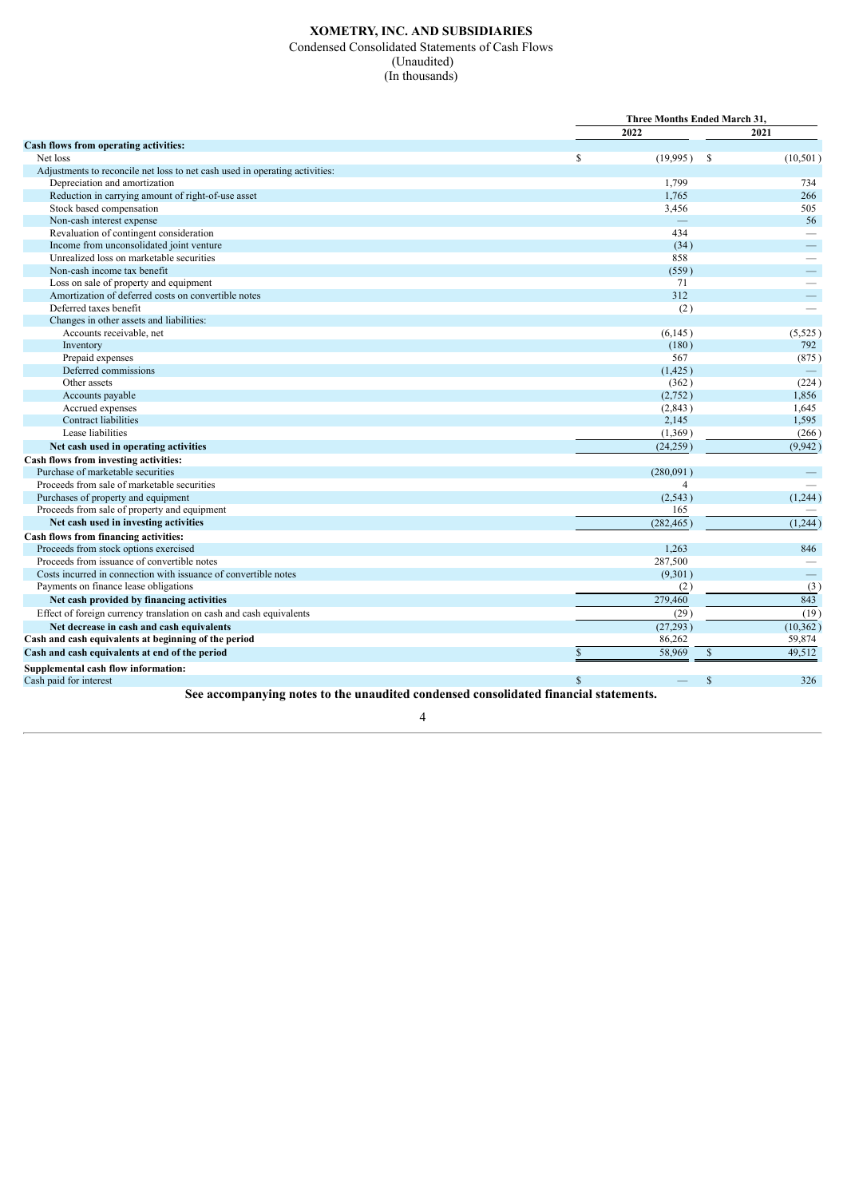# XOMETRY, INC. AND SUBSIDIARIES

Condensed Consolidated Statements of Cash Flows
(Unaudited)
(In thousands)

| | Three Months Ended March 31, | |
|---|---|---|
| | 2022 | 2021 |
| **Cash flows from operating activities:** | | |
| Net loss | $ (19,995) | $ (10,501) |
| Adjustments to reconcile net loss to net cash used in operating activities: | | |
| Depreciation and amortization | 1,799 | 734 |
| Reduction in carrying amount of right-of-use asset | 1,765 | 266 |
| Stock based compensation | 3,456 | 505 |
| Non-cash interest expense | — | 56 |
| Revaluation of contingent consideration | 434 | — |
| Income from unconsolidated joint venture | (34) | — |
| Unrealized loss on marketable securities | 858 | — |
| Non-cash income tax benefit | (559) | — |
| Loss on sale of property and equipment | 71 | — |
| Amortization of deferred costs on convertible notes | 312 | — |
| Deferred taxes benefit | (2) | — |
| Changes in other assets and liabilities: | | |
| Accounts receivable, net | (6,145) | (5,525) |
| Inventory | (180) | 792 |
| Prepaid expenses | 567 | (875) |
| Deferred commissions | (1,425) | — |
| Other assets | (362) | (224) |
| Accounts payable | (2,752) | 1,856 |
| Accrued expenses | (2,843) | 1,645 |
| Contract liabilities | 2,145 | 1,595 |
| Lease liabilities | (1,369) | (266) |
| **Net cash used in operating activities** | (24,259) | (9,942) |
| **Cash flows from investing activities:** | | |
| Purchase of marketable securities | (280,091) | — |
| Proceeds from sale of marketable securities | 4 | — |
| Purchases of property and equipment | (2,543) | (1,244) |
| Proceeds from sale of property and equipment | 165 | — |
| **Net cash used in investing activities** | (282,465) | (1,244) |
| **Cash flows from financing activities:** | | |
| Proceeds from stock options exercised | 1,263 | 846 |
| Proceeds from issuance of convertible notes | 287,500 | — |
| Costs incurred in connection with issuance of convertible notes | (9,301) | — |
| Payments on finance lease obligations | (2) | (3) |
| **Net cash provided by financing activities** | 279,460 | 843 |
| Effect of foreign currency translation on cash and cash equivalents | (29) | (19) |
| **Net decrease in cash and cash equivalents** | (27,293) | (10,362) |
| **Cash and cash equivalents at beginning of the period** | 86,262 | 59,874 |
| **Cash and cash equivalents at end of the period** | $ 58,969 | $ 49,512 |
| **Supplemental cash flow information:** | | |
| Cash paid for interest | $ — | $ 326 |

**See accompanying notes to the unaudited condensed consolidated financial statements.**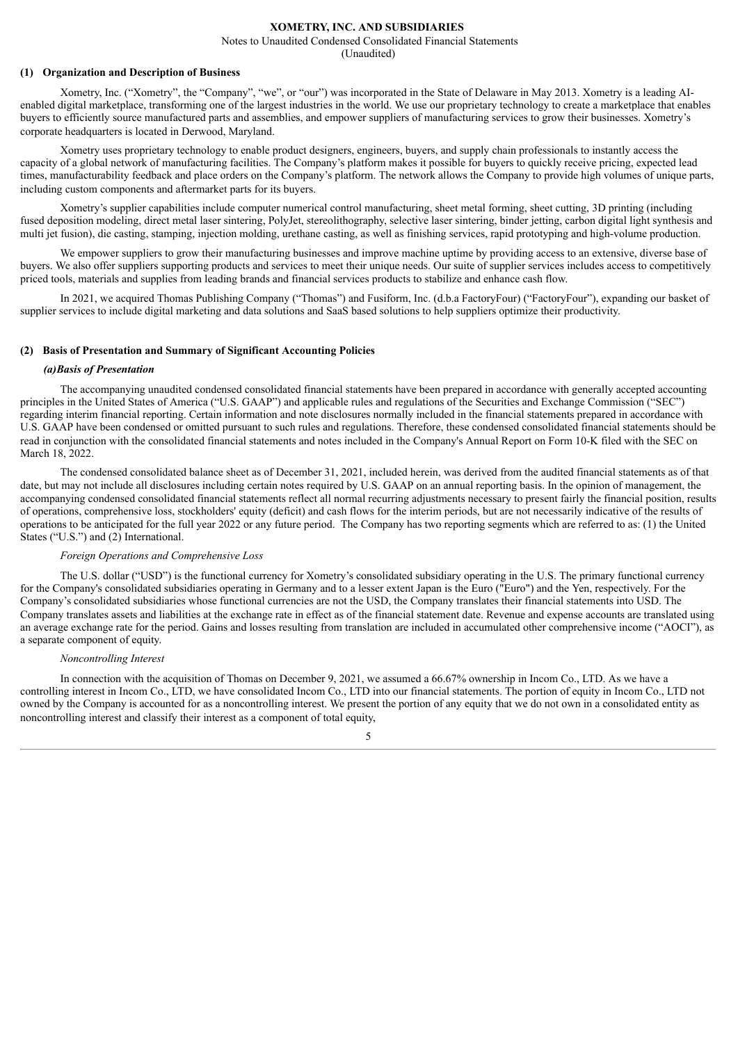**XOMETRY, INC. AND SUBSIDIARIES**

Notes to Unaudited Condensed Consolidated Financial Statements

(Unaudited)

## (1) Organization and Description of Business

Xometry, Inc. ("Xometry", the "Company", "we", or "our") was incorporated in the State of Delaware in May 2013. Xometry is a leading AI-enabled digital marketplace, transforming one of the largest industries in the world. We use our proprietary technology to create a marketplace that enables buyers to efficiently source manufactured parts and assemblies, and empower suppliers of manufacturing services to grow their businesses. Xometry's corporate headquarters is located in Derwood, Maryland.

Xometry uses proprietary technology to enable product designers, engineers, buyers, and supply chain professionals to instantly access the capacity of a global network of manufacturing facilities. The Company's platform makes it possible for buyers to quickly receive pricing, expected lead times, manufacturability feedback and place orders on the Company's platform. The network allows the Company to provide high volumes of unique parts, including custom components and aftermarket parts for its buyers.

Xometry's supplier capabilities include computer numerical control manufacturing, sheet metal forming, sheet cutting, 3D printing (including fused deposition modeling, direct metal laser sintering, PolyJet, stereolithography, selective laser sintering, binder jetting, carbon digital light synthesis and multi jet fusion), die casting, stamping, injection molding, urethane casting, as well as finishing services, rapid prototyping and high-volume production.

We empower suppliers to grow their manufacturing businesses and improve machine uptime by providing access to an extensive, diverse base of buyers. We also offer suppliers supporting products and services to meet their unique needs. Our suite of supplier services includes access to competitively priced tools, materials and supplies from leading brands and financial services products to stabilize and enhance cash flow.

In 2021, we acquired Thomas Publishing Company ("Thomas") and Fusiform, Inc. (d.b.a FactoryFour) ("FactoryFour"), expanding our basket of supplier services to include digital marketing and data solutions and SaaS based solutions to help suppliers optimize their productivity.

## (2) Basis of Presentation and Summary of Significant Accounting Policies

### *(a)Basis of Presentation*

The accompanying unaudited condensed consolidated financial statements have been prepared in accordance with generally accepted accounting principles in the United States of America ("U.S. GAAP") and applicable rules and regulations of the Securities and Exchange Commission ("SEC") regarding interim financial reporting. Certain information and note disclosures normally included in the financial statements prepared in accordance with U.S. GAAP have been condensed or omitted pursuant to such rules and regulations. Therefore, these condensed consolidated financial statements should be read in conjunction with the consolidated financial statements and notes included in the Company's Annual Report on Form 10-K filed with the SEC on March 18, 2022.

The condensed consolidated balance sheet as of December 31, 2021, included herein, was derived from the audited financial statements as of that date, but may not include all disclosures including certain notes required by U.S. GAAP on an annual reporting basis. In the opinion of management, the accompanying condensed consolidated financial statements reflect all normal recurring adjustments necessary to present fairly the financial position, results of operations, comprehensive loss, stockholders' equity (deficit) and cash flows for the interim periods, but are not necessarily indicative of the results of operations to be anticipated for the full year 2022 or any future period. The Company has two reporting segments which are referred to as: (1) the United States ("U.S.") and (2) International.

*Foreign Operations and Comprehensive Loss*

The U.S. dollar ("USD") is the functional currency for Xometry's consolidated subsidiary operating in the U.S. The primary functional currency for the Company's consolidated subsidiaries operating in Germany and to a lesser extent Japan is the Euro ("Euro") and the Yen, respectively. For the Company's consolidated subsidiaries whose functional currencies are not the USD, the Company translates their financial statements into USD. The Company translates assets and liabilities at the exchange rate in effect as of the financial statement date. Revenue and expense accounts are translated using an average exchange rate for the period. Gains and losses resulting from translation are included in accumulated other comprehensive income ("AOCI"), as a separate component of equity.

*Noncontrolling Interest*

In connection with the acquisition of Thomas on December 9, 2021, we assumed a 66.67% ownership in Incom Co., LTD. As we have a controlling interest in Incom Co., LTD, we have consolidated Incom Co., LTD into our financial statements. The portion of equity in Incom Co., LTD not owned by the Company is accounted for as a noncontrolling interest. We present the portion of any equity that we do not own in a consolidated entity as noncontrolling interest and classify their interest as a component of total equity,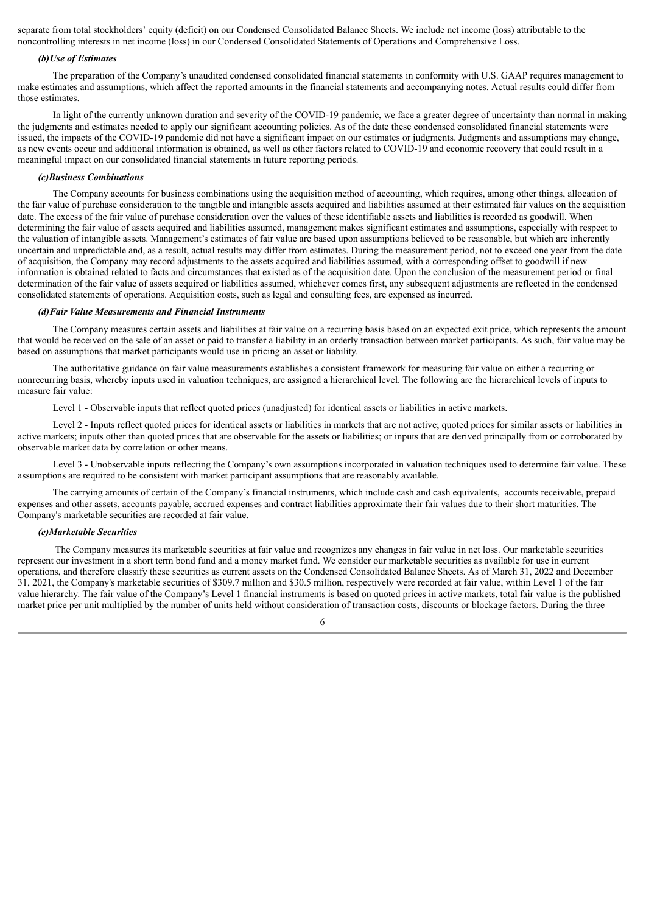separate from total stockholders' equity (deficit) on our Condensed Consolidated Balance Sheets. We include net income (loss) attributable to the noncontrolling interests in net income (loss) in our Condensed Consolidated Statements of Operations and Comprehensive Loss.

***(b)Use of Estimates***

The preparation of the Company's unaudited condensed consolidated financial statements in conformity with U.S. GAAP requires management to make estimates and assumptions, which affect the reported amounts in the financial statements and accompanying notes. Actual results could differ from those estimates.

In light of the currently unknown duration and severity of the COVID-19 pandemic, we face a greater degree of uncertainty than normal in making the judgments and estimates needed to apply our significant accounting policies. As of the date these condensed consolidated financial statements were issued, the impacts of the COVID-19 pandemic did not have a significant impact on our estimates or judgments. Judgments and assumptions may change, as new events occur and additional information is obtained, as well as other factors related to COVID-19 and economic recovery that could result in a meaningful impact on our consolidated financial statements in future reporting periods.

***(c)Business Combinations***

The Company accounts for business combinations using the acquisition method of accounting, which requires, among other things, allocation of the fair value of purchase consideration to the tangible and intangible assets acquired and liabilities assumed at their estimated fair values on the acquisition date. The excess of the fair value of purchase consideration over the values of these identifiable assets and liabilities is recorded as goodwill. When determining the fair value of assets acquired and liabilities assumed, management makes significant estimates and assumptions, especially with respect to the valuation of intangible assets. Management's estimates of fair value are based upon assumptions believed to be reasonable, but which are inherently uncertain and unpredictable and, as a result, actual results may differ from estimates. During the measurement period, not to exceed one year from the date of acquisition, the Company may record adjustments to the assets acquired and liabilities assumed, with a corresponding offset to goodwill if new information is obtained related to facts and circumstances that existed as of the acquisition date. Upon the conclusion of the measurement period or final determination of the fair value of assets acquired or liabilities assumed, whichever comes first, any subsequent adjustments are reflected in the condensed consolidated statements of operations. Acquisition costs, such as legal and consulting fees, are expensed as incurred.

***(d)Fair Value Measurements and Financial Instruments***

The Company measures certain assets and liabilities at fair value on a recurring basis based on an expected exit price, which represents the amount that would be received on the sale of an asset or paid to transfer a liability in an orderly transaction between market participants. As such, fair value may be based on assumptions that market participants would use in pricing an asset or liability.

The authoritative guidance on fair value measurements establishes a consistent framework for measuring fair value on either a recurring or nonrecurring basis, whereby inputs used in valuation techniques, are assigned a hierarchical level. The following are the hierarchical levels of inputs to measure fair value:

Level 1 - Observable inputs that reflect quoted prices (unadjusted) for identical assets or liabilities in active markets.

Level 2 - Inputs reflect quoted prices for identical assets or liabilities in markets that are not active; quoted prices for similar assets or liabilities in active markets; inputs other than quoted prices that are observable for the assets or liabilities; or inputs that are derived principally from or corroborated by observable market data by correlation or other means.

Level 3 - Unobservable inputs reflecting the Company's own assumptions incorporated in valuation techniques used to determine fair value. These assumptions are required to be consistent with market participant assumptions that are reasonably available.

The carrying amounts of certain of the Company's financial instruments, which include cash and cash equivalents, accounts receivable, prepaid expenses and other assets, accounts payable, accrued expenses and contract liabilities approximate their fair values due to their short maturities. The Company's marketable securities are recorded at fair value.

***(e)Marketable Securities***

The Company measures its marketable securities at fair value and recognizes any changes in fair value in net loss. Our marketable securities represent our investment in a short term bond fund and a money market fund. We consider our marketable securities as available for use in current operations, and therefore classify these securities as current assets on the Condensed Consolidated Balance Sheets. As of March 31, 2022 and December 31, 2021, the Company's marketable securities of $309.7 million and $30.5 million, respectively were recorded at fair value, within Level 1 of the fair value hierarchy. The fair value of the Company's Level 1 financial instruments is based on quoted prices in active markets, total fair value is the published market price per unit multiplied by the number of units held without consideration of transaction costs, discounts or blockage factors. During the three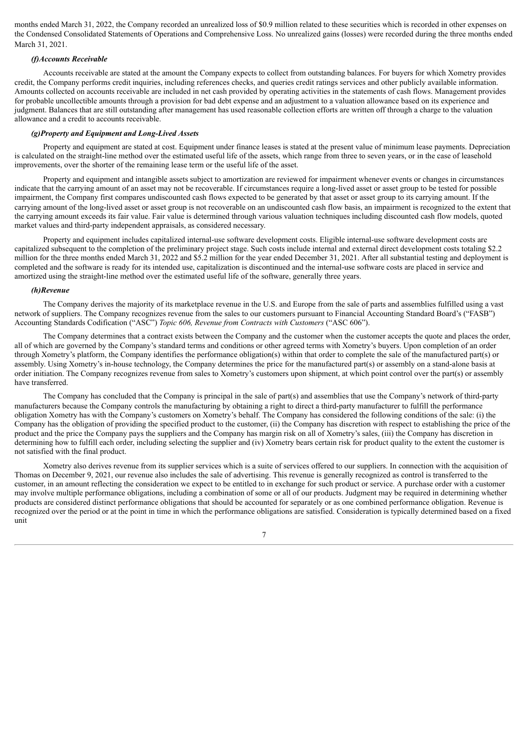months ended March 31, 2022, the Company recorded an unrealized loss of $0.9 million related to these securities which is recorded in other expenses on the Condensed Consolidated Statements of Operations and Comprehensive Loss. No unrealized gains (losses) were recorded during the three months ended March 31, 2021.

***(f)Accounts Receivable***

Accounts receivable are stated at the amount the Company expects to collect from outstanding balances. For buyers for which Xometry provides credit, the Company performs credit inquiries, including references checks, and queries credit ratings services and other publicly available information. Amounts collected on accounts receivable are included in net cash provided by operating activities in the statements of cash flows. Management provides for probable uncollectible amounts through a provision for bad debt expense and an adjustment to a valuation allowance based on its experience and judgment. Balances that are still outstanding after management has used reasonable collection efforts are written off through a charge to the valuation allowance and a credit to accounts receivable.

***(g)Property and Equipment and Long-Lived Assets***

Property and equipment are stated at cost. Equipment under finance leases is stated at the present value of minimum lease payments. Depreciation is calculated on the straight-line method over the estimated useful life of the assets, which range from three to seven years, or in the case of leasehold improvements, over the shorter of the remaining lease term or the useful life of the asset.

Property and equipment and intangible assets subject to amortization are reviewed for impairment whenever events or changes in circumstances indicate that the carrying amount of an asset may not be recoverable. If circumstances require a long-lived asset or asset group to be tested for possible impairment, the Company first compares undiscounted cash flows expected to be generated by that asset or asset group to its carrying amount. If the carrying amount of the long-lived asset or asset group is not recoverable on an undiscounted cash flow basis, an impairment is recognized to the extent that the carrying amount exceeds its fair value. Fair value is determined through various valuation techniques including discounted cash flow models, quoted market values and third-party independent appraisals, as considered necessary.

Property and equipment includes capitalized internal-use software development costs. Eligible internal-use software development costs are capitalized subsequent to the completion of the preliminary project stage. Such costs include internal and external direct development costs totaling $2.2 million for the three months ended March 31, 2022 and $5.2 million for the year ended December 31, 2021. After all substantial testing and deployment is completed and the software is ready for its intended use, capitalization is discontinued and the internal-use software costs are placed in service and amortized using the straight-line method over the estimated useful life of the software, generally three years.

***(h)Revenue***

The Company derives the majority of its marketplace revenue in the U.S. and Europe from the sale of parts and assemblies fulfilled using a vast network of suppliers. The Company recognizes revenue from the sales to our customers pursuant to Financial Accounting Standard Board's ("FASB") Accounting Standards Codification ("ASC") *Topic 606, Revenue from Contracts with Customers* ("ASC 606").

The Company determines that a contract exists between the Company and the customer when the customer accepts the quote and places the order, all of which are governed by the Company's standard terms and conditions or other agreed terms with Xometry's buyers. Upon completion of an order through Xometry's platform, the Company identifies the performance obligation(s) within that order to complete the sale of the manufactured part(s) or assembly. Using Xometry's in-house technology, the Company determines the price for the manufactured part(s) or assembly on a stand-alone basis at order initiation. The Company recognizes revenue from sales to Xometry's customers upon shipment, at which point control over the part(s) or assembly have transferred.

The Company has concluded that the Company is principal in the sale of part(s) and assemblies that use the Company's network of third-party manufacturers because the Company controls the manufacturing by obtaining a right to direct a third-party manufacturer to fulfill the performance obligation Xometry has with the Company's customers on Xometry's behalf. The Company has considered the following conditions of the sale: (i) the Company has the obligation of providing the specified product to the customer, (ii) the Company has discretion with respect to establishing the price of the product and the price the Company pays the suppliers and the Company has margin risk on all of Xometry's sales, (iii) the Company has discretion in determining how to fulfill each order, including selecting the supplier and (iv) Xometry bears certain risk for product quality to the extent the customer is not satisfied with the final product.

Xometry also derives revenue from its supplier services which is a suite of services offered to our suppliers. In connection with the acquisition of Thomas on December 9, 2021, our revenue also includes the sale of advertising. This revenue is generally recognized as control is transferred to the customer, in an amount reflecting the consideration we expect to be entitled to in exchange for such product or service. A purchase order with a customer may involve multiple performance obligations, including a combination of some or all of our products. Judgment may be required in determining whether products are considered distinct performance obligations that should be accounted for separately or as one combined performance obligation. Revenue is recognized over the period or at the point in time in which the performance obligations are satisfied. Consideration is typically determined based on a fixed unit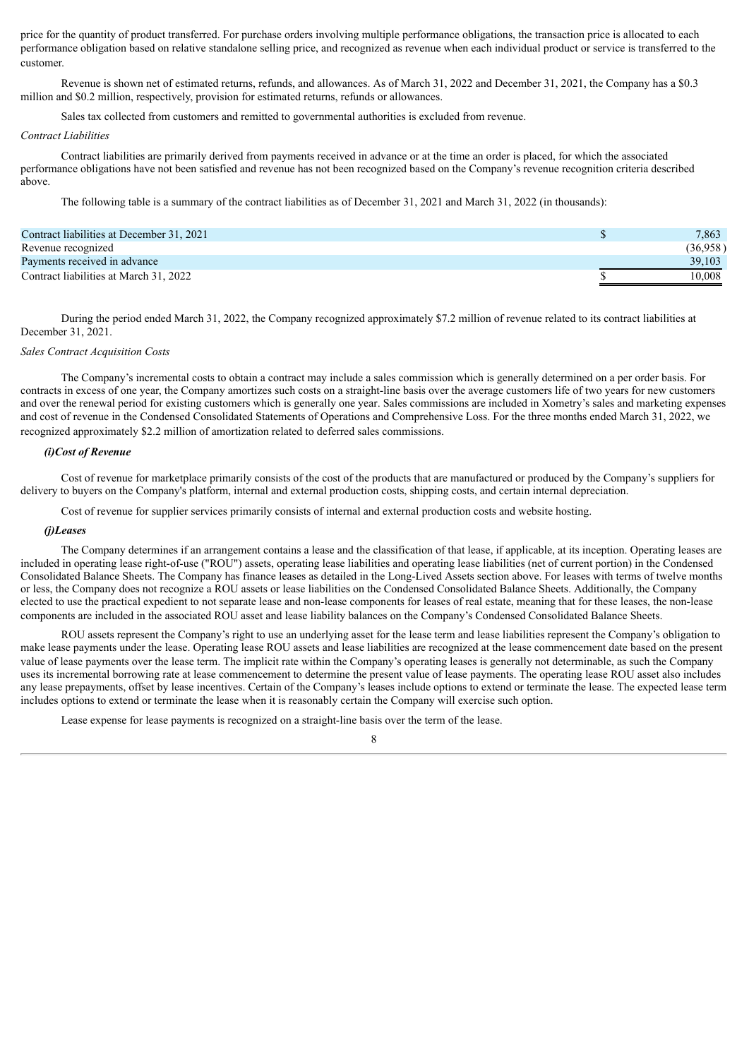price for the quantity of product transferred. For purchase orders involving multiple performance obligations, the transaction price is allocated to each performance obligation based on relative standalone selling price, and recognized as revenue when each individual product or service is transferred to the customer.

Revenue is shown net of estimated returns, refunds, and allowances. As of March 31, 2022 and December 31, 2021, the Company has a $0.3 million and $0.2 million, respectively, provision for estimated returns, refunds or allowances.

Sales tax collected from customers and remitted to governmental authorities is excluded from revenue.

*Contract Liabilities*

Contract liabilities are primarily derived from payments received in advance or at the time an order is placed, for which the associated performance obligations have not been satisfied and revenue has not been recognized based on the Company's revenue recognition criteria described above.

The following table is a summary of the contract liabilities as of December 31, 2021 and March 31, 2022 (in thousands):

| | |
|---|---|
| Contract liabilities at December 31, 2021 | $ 7,863 |
| Revenue recognized | (36,958) |
| Payments received in advance | 39,103 |
| Contract liabilities at March 31, 2022 | $ 10,008 |

During the period ended March 31, 2022, the Company recognized approximately $7.2 million of revenue related to its contract liabilities at December 31, 2021.

*Sales Contract Acquisition Costs*

The Company's incremental costs to obtain a contract may include a sales commission which is generally determined on a per order basis. For contracts in excess of one year, the Company amortizes such costs on a straight-line basis over the average customers life of two years for new customers and over the renewal period for existing customers which is generally one year. Sales commissions are included in Xometry's sales and marketing expenses and cost of revenue in the Condensed Consolidated Statements of Operations and Comprehensive Loss. For the three months ended March 31, 2022, we recognized approximately $2.2 million of amortization related to deferred sales commissions.

***(i)Cost of Revenue***

Cost of revenue for marketplace primarily consists of the cost of the products that are manufactured or produced by the Company's suppliers for delivery to buyers on the Company's platform, internal and external production costs, shipping costs, and certain internal depreciation.

Cost of revenue for supplier services primarily consists of internal and external production costs and website hosting.

***(j)Leases***

The Company determines if an arrangement contains a lease and the classification of that lease, if applicable, at its inception. Operating leases are included in operating lease right-of-use ("ROU") assets, operating lease liabilities and operating lease liabilities (net of current portion) in the Condensed Consolidated Balance Sheets. The Company has finance leases as detailed in the Long-Lived Assets section above. For leases with terms of twelve months or less, the Company does not recognize a ROU assets or lease liabilities on the Condensed Consolidated Balance Sheets. Additionally, the Company elected to use the practical expedient to not separate lease and non-lease components for leases of real estate, meaning that for these leases, the non-lease components are included in the associated ROU asset and lease liability balances on the Company's Condensed Consolidated Balance Sheets.

ROU assets represent the Company's right to use an underlying asset for the lease term and lease liabilities represent the Company's obligation to make lease payments under the lease. Operating lease ROU assets and lease liabilities are recognized at the lease commencement date based on the present value of lease payments over the lease term. The implicit rate within the Company's operating leases is generally not determinable, as such the Company uses its incremental borrowing rate at lease commencement to determine the present value of lease payments. The operating lease ROU asset also includes any lease prepayments, offset by lease incentives. Certain of the Company's leases include options to extend or terminate the lease. The expected lease term includes options to extend or terminate the lease when it is reasonably certain the Company will exercise such option.

Lease expense for lease payments is recognized on a straight-line basis over the term of the lease.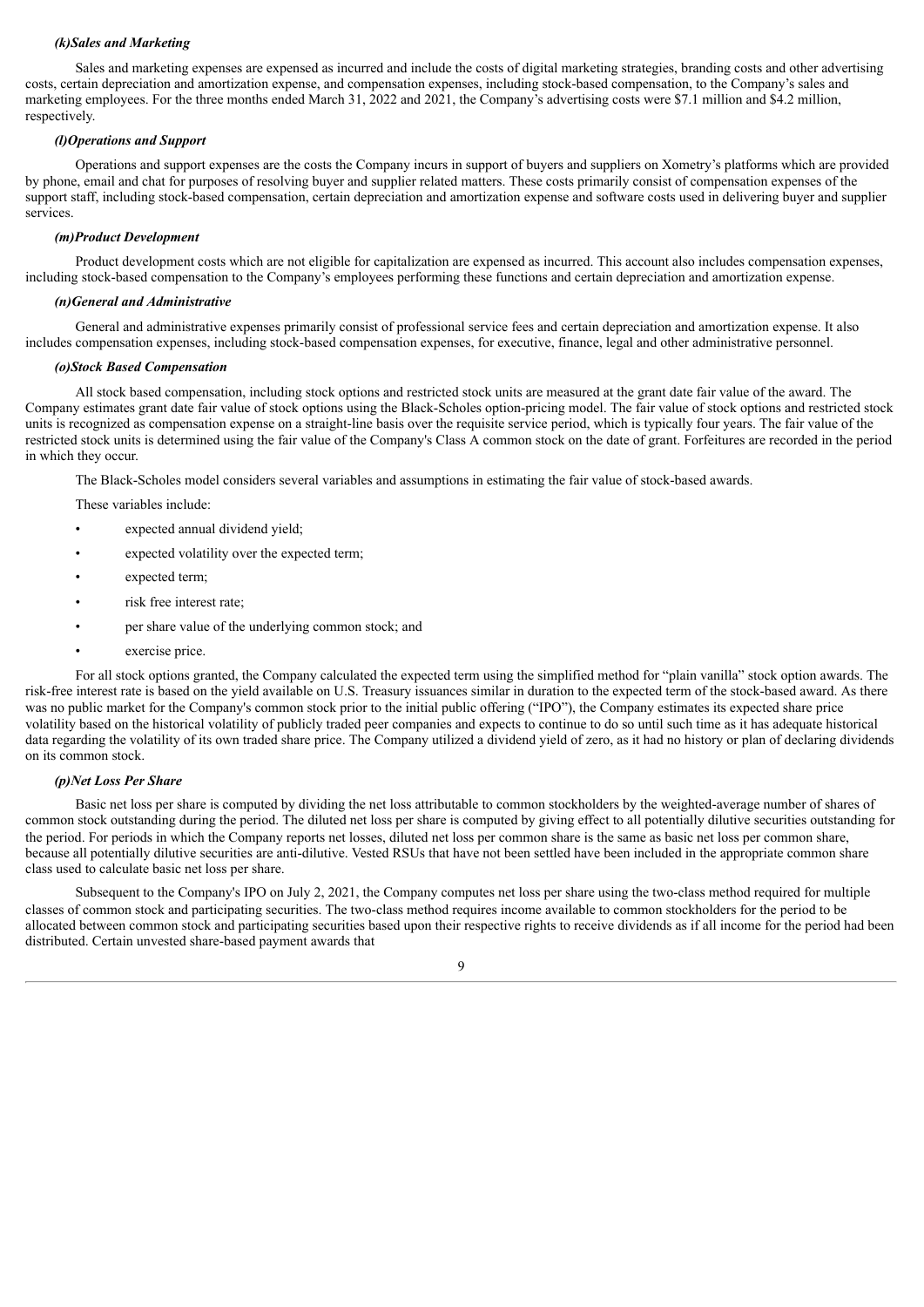### *(k)Sales and Marketing*

Sales and marketing expenses are expensed as incurred and include the costs of digital marketing strategies, branding costs and other advertising costs, certain depreciation and amortization expense, and compensation expenses, including stock-based compensation, to the Company's sales and marketing employees. For the three months ended March 31, 2022 and 2021, the Company's advertising costs were $7.1 million and $4.2 million, respectively.

### *(l)Operations and Support*

Operations and support expenses are the costs the Company incurs in support of buyers and suppliers on Xometry's platforms which are provided by phone, email and chat for purposes of resolving buyer and supplier related matters. These costs primarily consist of compensation expenses of the support staff, including stock-based compensation, certain depreciation and amortization expense and software costs used in delivering buyer and supplier services.

### *(m)Product Development*

Product development costs which are not eligible for capitalization are expensed as incurred. This account also includes compensation expenses, including stock-based compensation to the Company's employees performing these functions and certain depreciation and amortization expense.

### *(n)General and Administrative*

General and administrative expenses primarily consist of professional service fees and certain depreciation and amortization expense. It also includes compensation expenses, including stock-based compensation expenses, for executive, finance, legal and other administrative personnel.

### *(o)Stock Based Compensation*

All stock based compensation, including stock options and restricted stock units are measured at the grant date fair value of the award. The Company estimates grant date fair value of stock options using the Black-Scholes option-pricing model. The fair value of stock options and restricted stock units is recognized as compensation expense on a straight-line basis over the requisite service period, which is typically four years. The fair value of the restricted stock units is determined using the fair value of the Company's Class A common stock on the date of grant. Forfeitures are recorded in the period in which they occur.

The Black-Scholes model considers several variables and assumptions in estimating the fair value of stock-based awards.

These variables include:

- expected annual dividend yield;
- expected volatility over the expected term;
- expected term;
- risk free interest rate;
- per share value of the underlying common stock; and
- exercise price.

For all stock options granted, the Company calculated the expected term using the simplified method for "plain vanilla" stock option awards. The risk-free interest rate is based on the yield available on U.S. Treasury issuances similar in duration to the expected term of the stock-based award. As there was no public market for the Company's common stock prior to the initial public offering ("IPO"), the Company estimates its expected share price volatility based on the historical volatility of publicly traded peer companies and expects to continue to do so until such time as it has adequate historical data regarding the volatility of its own traded share price. The Company utilized a dividend yield of zero, as it had no history or plan of declaring dividends on its common stock.

### *(p)Net Loss Per Share*

Basic net loss per share is computed by dividing the net loss attributable to common stockholders by the weighted-average number of shares of common stock outstanding during the period. The diluted net loss per share is computed by giving effect to all potentially dilutive securities outstanding for the period. For periods in which the Company reports net losses, diluted net loss per common share is the same as basic net loss per common share, because all potentially dilutive securities are anti-dilutive. Vested RSUs that have not been settled have been included in the appropriate common share class used to calculate basic net loss per share.

Subsequent to the Company's IPO on July 2, 2021, the Company computes net loss per share using the two-class method required for multiple classes of common stock and participating securities. The two-class method requires income available to common stockholders for the period to be allocated between common stock and participating securities based upon their respective rights to receive dividends as if all income for the period had been distributed. Certain unvested share-based payment awards that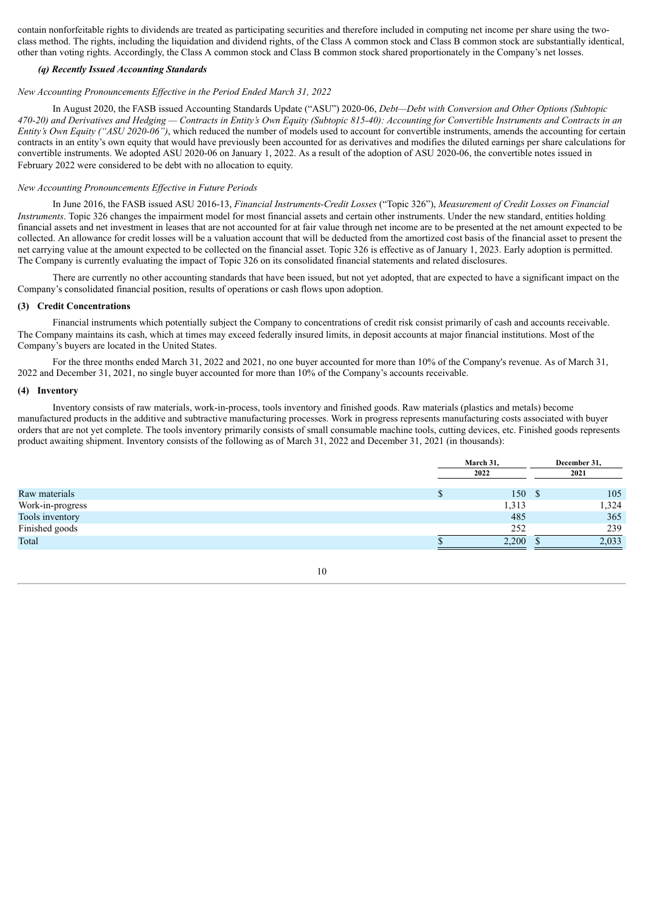contain nonforfeitable rights to dividends are treated as participating securities and therefore included in computing net income per share using the two-class method. The rights, including the liquidation and dividend rights, of the Class A common stock and Class B common stock are substantially identical, other than voting rights. Accordingly, the Class A common stock and Class B common stock shared proportionately in the Company's net losses.

***(q) Recently Issued Accounting Standards***

*New Accounting Pronouncements Effective in the Period Ended March 31, 2022*

In August 2020, the FASB issued Accounting Standards Update ("ASU") 2020-06, *Debt—Debt with Conversion and Other Options (Subtopic 470-20) and Derivatives and Hedging — Contracts in Entity's Own Equity (Subtopic 815-40): Accounting for Convertible Instruments and Contracts in an Entity's Own Equity ("ASU 2020-06")*, which reduced the number of models used to account for convertible instruments, amends the accounting for certain contracts in an entity's own equity that would have previously been accounted for as derivatives and modifies the diluted earnings per share calculations for convertible instruments. We adopted ASU 2020-06 on January 1, 2022. As a result of the adoption of ASU 2020-06, the convertible notes issued in February 2022 were considered to be debt with no allocation to equity.

*New Accounting Pronouncements Effective in Future Periods*

In June 2016, the FASB issued ASU 2016-13, *Financial Instruments-Credit Losses* ("Topic 326"), *Measurement of Credit Losses on Financial Instruments*. Topic 326 changes the impairment model for most financial assets and certain other instruments. Under the new standard, entities holding financial assets and net investment in leases that are not accounted for at fair value through net income are to be presented at the net amount expected to be collected. An allowance for credit losses will be a valuation account that will be deducted from the amortized cost basis of the financial asset to present the net carrying value at the amount expected to be collected on the financial asset. Topic 326 is effective as of January 1, 2023. Early adoption is permitted. The Company is currently evaluating the impact of Topic 326 on its consolidated financial statements and related disclosures.

There are currently no other accounting standards that have been issued, but not yet adopted, that are expected to have a significant impact on the Company's consolidated financial position, results of operations or cash flows upon adoption.

**(3) Credit Concentrations**

Financial instruments which potentially subject the Company to concentrations of credit risk consist primarily of cash and accounts receivable. The Company maintains its cash, which at times may exceed federally insured limits, in deposit accounts at major financial institutions. Most of the Company's buyers are located in the United States.

For the three months ended March 31, 2022 and 2021, no one buyer accounted for more than 10% of the Company's revenue. As of March 31, 2022 and December 31, 2021, no single buyer accounted for more than 10% of the Company's accounts receivable.

**(4) Inventory**

Inventory consists of raw materials, work-in-process, tools inventory and finished goods. Raw materials (plastics and metals) become manufactured products in the additive and subtractive manufacturing processes. Work in progress represents manufacturing costs associated with buyer orders that are not yet complete. The tools inventory primarily consists of small consumable machine tools, cutting devices, etc. Finished goods represents product awaiting shipment. Inventory consists of the following as of March 31, 2022 and December 31, 2021 (in thousands):

| | March 31, 2022 | December 31, 2021 |
|---|---|---|
| Raw materials | $ 150 | $ 105 |
| Work-in-progress | 1,313 | 1,324 |
| Tools inventory | 485 | 365 |
| Finished goods | 252 | 239 |
| Total | $ 2,200 | $ 2,033 |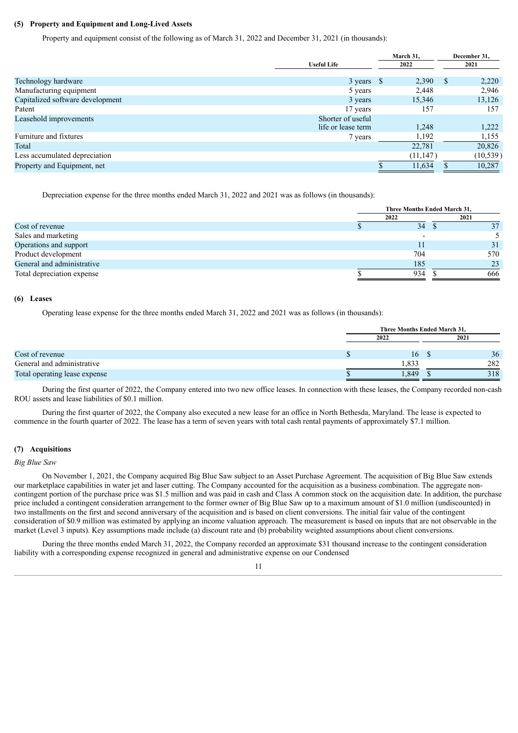**(5) Property and Equipment and Long-Lived Assets**

Property and equipment consist of the following as of March 31, 2022 and December 31, 2021 (in thousands):

| | Useful Life | March 31, 2022 | December 31, 2021 |
|---|---|---|---|
| Technology hardware | 3 years | $ 2,390 | $ 2,220 |
| Manufacturing equipment | 5 years | 2,448 | 2,946 |
| Capitalized software development | 3 years | 15,346 | 13,126 |
| Patent | 17 years | 157 | 157 |
| Leasehold improvements | Shorter of useful life or lease term | 1,248 | 1,222 |
| Furniture and fixtures | 7 years | 1,192 | 1,155 |
| Total | | 22,781 | 20,826 |
| Less accumulated depreciation | | (11,147) | (10,539) |
| Property and Equipment, net | | $ 11,634 | $ 10,287 |

Depreciation expense for the three months ended March 31, 2022 and 2021 was as follows (in thousands):

| | Three Months Ended March 31, | |
|---|---|---|
| | 2022 | 2021 |
| Cost of revenue | $ 34 | $ 37 |
| Sales and marketing | - | 5 |
| Operations and support | 11 | 31 |
| Product development | 704 | 570 |
| General and administrative | 185 | 23 |
| Total depreciation expense | $ 934 | $ 666 |

**(6) Leases**

Operating lease expense for the three months ended March 31, 2022 and 2021 was as follows (in thousands):

| | Three Months Ended March 31, | |
|---|---|---|
| | 2022 | 2021 |
| Cost of revenue | $ 16 | $ 36 |
| General and administrative | 1,833 | 282 |
| Total operating lease expense | $ 1,849 | $ 318 |

During the first quarter of 2022, the Company entered into two new office leases. In connection with these leases, the Company recorded non-cash ROU assets and lease liabilities of $0.1 million.

During the first quarter of 2022, the Company also executed a new lease for an office in North Bethesda, Maryland. The lease is expected to commence in the fourth quarter of 2022. The lease has a term of seven years with total cash rental payments of approximately $7.1 million.

**(7) Acquisitions**

*Big Blue Saw*

On November 1, 2021, the Company acquired Big Blue Saw subject to an Asset Purchase Agreement. The acquisition of Big Blue Saw extends our marketplace capabilities in water jet and laser cutting. The Company accounted for the acquisition as a business combination. The aggregate non-contingent portion of the purchase price was $1.5 million and was paid in cash and Class A common stock on the acquisition date. In addition, the purchase price included a contingent consideration arrangement to the former owner of Big Blue Saw up to a maximum amount of $1.0 million (undiscounted) in two installments on the first and second anniversary of the acquisition and is based on client conversions. The initial fair value of the contingent consideration of $0.9 million was estimated by applying an income valuation approach. The measurement is based on inputs that are not observable in the market (Level 3 inputs). Key assumptions made include (a) discount rate and (b) probability weighted assumptions about client conversions.

During the three months ended March 31, 2022, the Company recorded an approximate $31 thousand increase to the contingent consideration liability with a corresponding expense recognized in general and administrative expense on our Condensed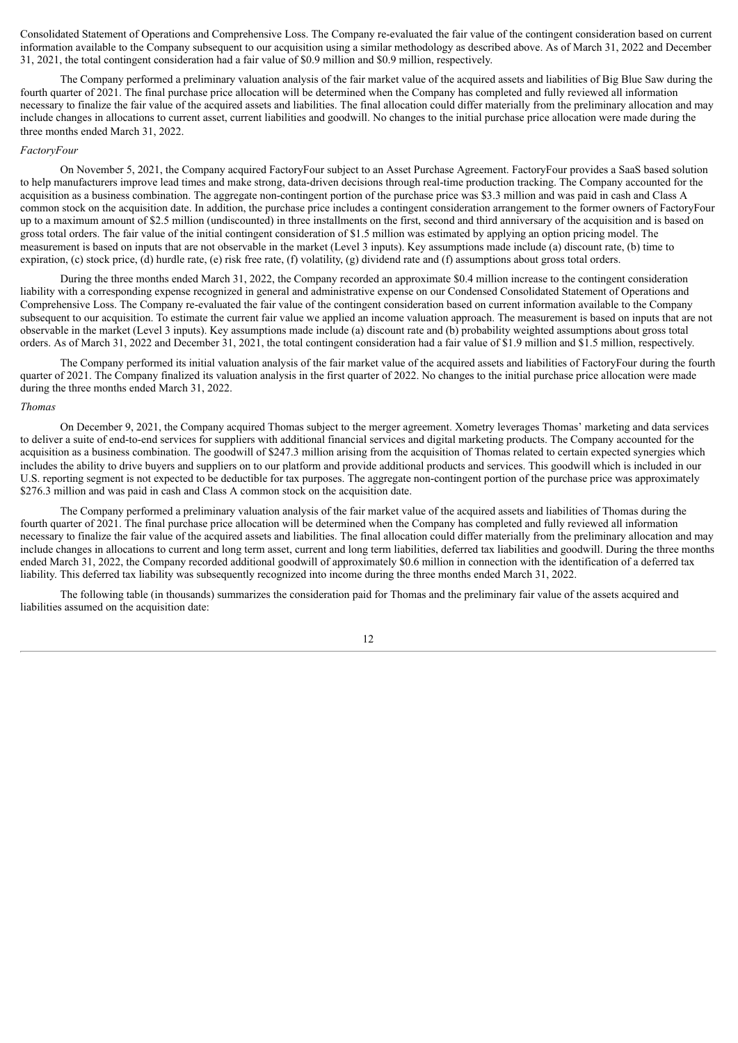Consolidated Statement of Operations and Comprehensive Loss. The Company re-evaluated the fair value of the contingent consideration based on current information available to the Company subsequent to our acquisition using a similar methodology as described above. As of March 31, 2022 and December 31, 2021, the total contingent consideration had a fair value of $0.9 million and $0.9 million, respectively.

The Company performed a preliminary valuation analysis of the fair market value of the acquired assets and liabilities of Big Blue Saw during the fourth quarter of 2021. The final purchase price allocation will be determined when the Company has completed and fully reviewed all information necessary to finalize the fair value of the acquired assets and liabilities. The final allocation could differ materially from the preliminary allocation and may include changes in allocations to current asset, current liabilities and goodwill. No changes to the initial purchase price allocation were made during the three months ended March 31, 2022.

*FactoryFour*

On November 5, 2021, the Company acquired FactoryFour subject to an Asset Purchase Agreement. FactoryFour provides a SaaS based solution to help manufacturers improve lead times and make strong, data-driven decisions through real-time production tracking. The Company accounted for the acquisition as a business combination. The aggregate non-contingent portion of the purchase price was $3.3 million and was paid in cash and Class A common stock on the acquisition date. In addition, the purchase price includes a contingent consideration arrangement to the former owners of FactoryFour up to a maximum amount of $2.5 million (undiscounted) in three installments on the first, second and third anniversary of the acquisition and is based on gross total orders. The fair value of the initial contingent consideration of $1.5 million was estimated by applying an option pricing model. The measurement is based on inputs that are not observable in the market (Level 3 inputs). Key assumptions made include (a) discount rate, (b) time to expiration, (c) stock price, (d) hurdle rate, (e) risk free rate, (f) volatility, (g) dividend rate and (f) assumptions about gross total orders.

During the three months ended March 31, 2022, the Company recorded an approximate $0.4 million increase to the contingent consideration liability with a corresponding expense recognized in general and administrative expense on our Condensed Consolidated Statement of Operations and Comprehensive Loss. The Company re-evaluated the fair value of the contingent consideration based on current information available to the Company subsequent to our acquisition. To estimate the current fair value we applied an income valuation approach. The measurement is based on inputs that are not observable in the market (Level 3 inputs). Key assumptions made include (a) discount rate and (b) probability weighted assumptions about gross total orders. As of March 31, 2022 and December 31, 2021, the total contingent consideration had a fair value of $1.9 million and $1.5 million, respectively.

The Company performed its initial valuation analysis of the fair market value of the acquired assets and liabilities of FactoryFour during the fourth quarter of 2021. The Company finalized its valuation analysis in the first quarter of 2022. No changes to the initial purchase price allocation were made during the three months ended March 31, 2022.

*Thomas*

On December 9, 2021, the Company acquired Thomas subject to the merger agreement. Xometry leverages Thomas' marketing and data services to deliver a suite of end-to-end services for suppliers with additional financial services and digital marketing products. The Company accounted for the acquisition as a business combination. The goodwill of $247.3 million arising from the acquisition of Thomas related to certain expected synergies which includes the ability to drive buyers and suppliers on to our platform and provide additional products and services. This goodwill which is included in our U.S. reporting segment is not expected to be deductible for tax purposes. The aggregate non-contingent portion of the purchase price was approximately $276.3 million and was paid in cash and Class A common stock on the acquisition date.

The Company performed a preliminary valuation analysis of the fair market value of the acquired assets and liabilities of Thomas during the fourth quarter of 2021. The final purchase price allocation will be determined when the Company has completed and fully reviewed all information necessary to finalize the fair value of the acquired assets and liabilities. The final allocation could differ materially from the preliminary allocation and may include changes in allocations to current and long term asset, current and long term liabilities, deferred tax liabilities and goodwill. During the three months ended March 31, 2022, the Company recorded additional goodwill of approximately $0.6 million in connection with the identification of a deferred tax liability. This deferred tax liability was subsequently recognized into income during the three months ended March 31, 2022.

The following table (in thousands) summarizes the consideration paid for Thomas and the preliminary fair value of the assets acquired and liabilities assumed on the acquisition date: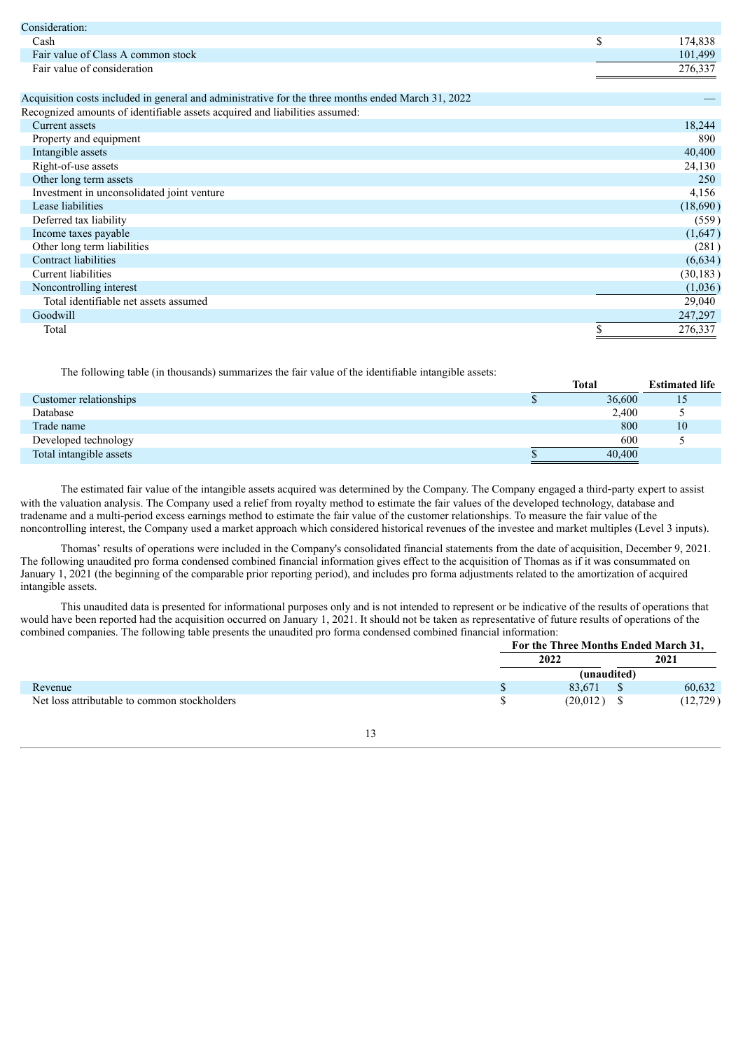| | | |
|---|---|---|
| Consideration: | | |
| Cash | $ | 174,838 |
| Fair value of Class A common stock | | 101,499 |
| Fair value of consideration | | 276,337 |
| | | |
| Acquisition costs included in general and administrative for the three months ended March 31, 2022 | | — |
| Recognized amounts of identifiable assets acquired and liabilities assumed: | | |
| Current assets | | 18,244 |
| Property and equipment | | 890 |
| Intangible assets | | 40,400 |
| Right-of-use assets | | 24,130 |
| Other long term assets | | 250 |
| Investment in unconsolidated joint venture | | 4,156 |
| Lease liabilities | | (18,690) |
| Deferred tax liability | | (559) |
| Income taxes payable | | (1,647) |
| Other long term liabilities | | (281) |
| Contract liabilities | | (6,634) |
| Current liabilities | | (30,183) |
| Noncontrolling interest | | (1,036) |
| Total identifiable net assets assumed | | 29,040 |
| Goodwill | | 247,297 |
| Total | $ | 276,337 |

The following table (in thousands) summarizes the fair value of the identifiable intangible assets:

| | | Total | Estimated life |
|---|---|---|---|
| Customer relationships | $ | 36,600 | 15 |
| Database | | 2,400 | 5 |
| Trade name | | 800 | 10 |
| Developed technology | | 600 | 5 |
| Total intangible assets | $ | 40,400 | |

The estimated fair value of the intangible assets acquired was determined by the Company. The Company engaged a third-party expert to assist with the valuation analysis. The Company used a relief from royalty method to estimate the fair values of the developed technology, database and tradename and a multi-period excess earnings method to estimate the fair value of the customer relationships. To measure the fair value of the noncontrolling interest, the Company used a market approach which considered historical revenues of the investee and market multiples (Level 3 inputs).

Thomas' results of operations were included in the Company's consolidated financial statements from the date of acquisition, December 9, 2021. The following unaudited pro forma condensed combined financial information gives effect to the acquisition of Thomas as if it was consummated on January 1, 2021 (the beginning of the comparable prior reporting period), and includes pro forma adjustments related to the amortization of acquired intangible assets.

This unaudited data is presented for informational purposes only and is not intended to represent or be indicative of the results of operations that would have been reported had the acquisition occurred on January 1, 2021. It should not be taken as representative of future results of operations of the combined companies. The following table presents the unaudited pro forma condensed combined financial information:

| | For the Three Months Ended March 31, | | | |
|---|---|---|---|---|
| | 2022 | | 2021 | |
| | (unaudited) | | | |
| Revenue | $ | 83,671 | $ | 60,632 |
| Net loss attributable to common stockholders | $ | (20,012) | $ | (12,729) |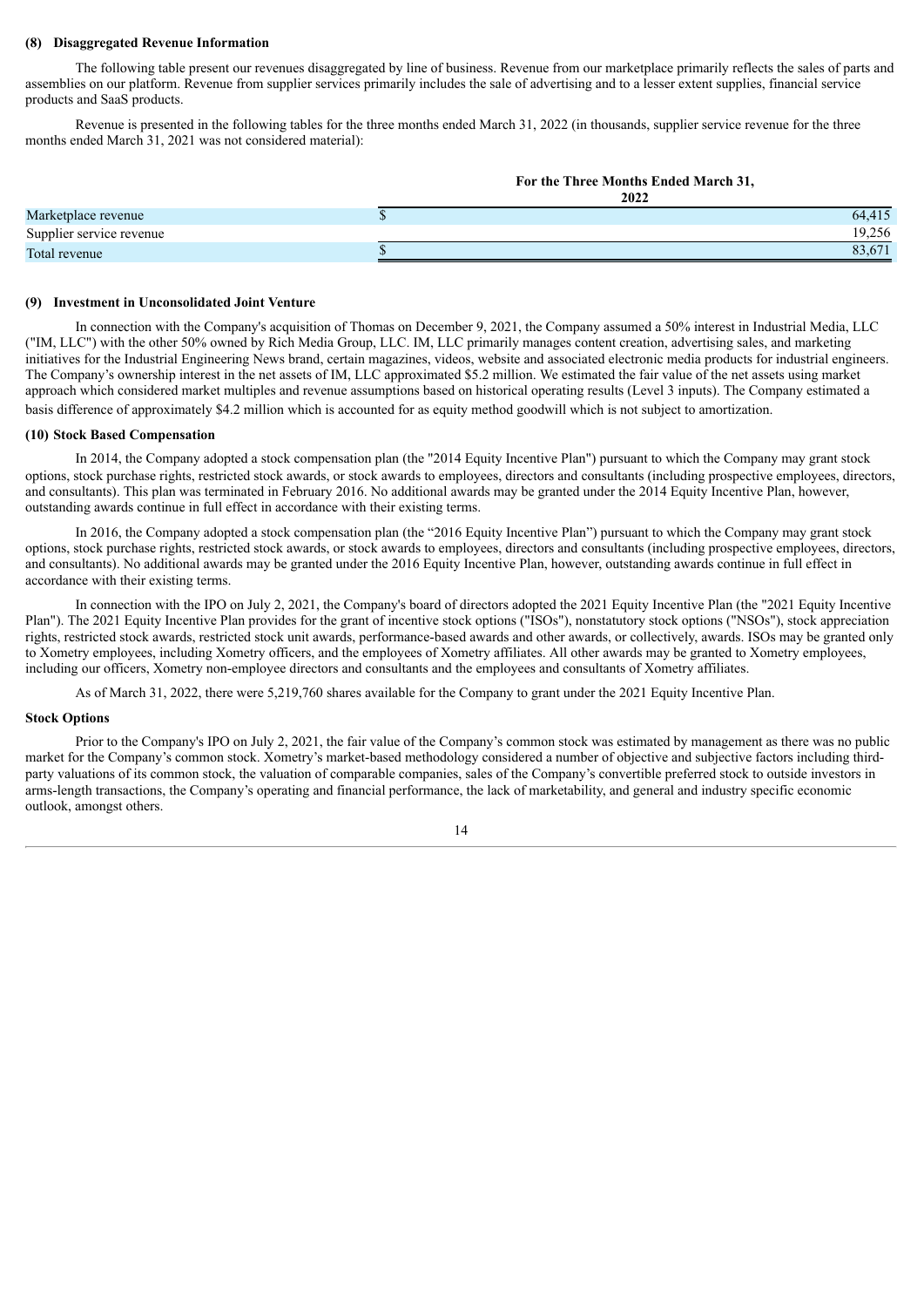**(8) Disaggregated Revenue Information**

The following table present our revenues disaggregated by line of business. Revenue from our marketplace primarily reflects the sales of parts and assemblies on our platform. Revenue from supplier services primarily includes the sale of advertising and to a lesser extent supplies, financial service products and SaaS products.

Revenue is presented in the following tables for the three months ended March 31, 2022 (in thousands, supplier service revenue for the three months ended March 31, 2021 was not considered material):

| | For the Three Months Ended March 31, 2022 |
|---|---|
| Marketplace revenue | $ 64,415 |
| Supplier service revenue | 19,256 |
| Total revenue | $ 83,671 |

**(9) Investment in Unconsolidated Joint Venture**

In connection with the Company's acquisition of Thomas on December 9, 2021, the Company assumed a 50% interest in Industrial Media, LLC ("IM, LLC") with the other 50% owned by Rich Media Group, LLC. IM, LLC primarily manages content creation, advertising sales, and marketing initiatives for the Industrial Engineering News brand, certain magazines, videos, website and associated electronic media products for industrial engineers. The Company's ownership interest in the net assets of IM, LLC approximated $5.2 million. We estimated the fair value of the net assets using market approach which considered market multiples and revenue assumptions based on historical operating results (Level 3 inputs). The Company estimated a basis difference of approximately $4.2 million which is accounted for as equity method goodwill which is not subject to amortization.

**(10) Stock Based Compensation**

In 2014, the Company adopted a stock compensation plan (the "2014 Equity Incentive Plan") pursuant to which the Company may grant stock options, stock purchase rights, restricted stock awards, or stock awards to employees, directors and consultants (including prospective employees, directors, and consultants). This plan was terminated in February 2016. No additional awards may be granted under the 2014 Equity Incentive Plan, however, outstanding awards continue in full effect in accordance with their existing terms.

In 2016, the Company adopted a stock compensation plan (the "2016 Equity Incentive Plan") pursuant to which the Company may grant stock options, stock purchase rights, restricted stock awards, or stock awards to employees, directors and consultants (including prospective employees, directors, and consultants). No additional awards may be granted under the 2016 Equity Incentive Plan, however, outstanding awards continue in full effect in accordance with their existing terms.

In connection with the IPO on July 2, 2021, the Company's board of directors adopted the 2021 Equity Incentive Plan (the "2021 Equity Incentive Plan"). The 2021 Equity Incentive Plan provides for the grant of incentive stock options ("ISOs"), nonstatutory stock options ("NSOs"), stock appreciation rights, restricted stock awards, restricted stock unit awards, performance-based awards and other awards, or collectively, awards. ISOs may be granted only to Xometry employees, including Xometry officers, and the employees of Xometry affiliates. All other awards may be granted to Xometry employees, including our officers, Xometry non-employee directors and consultants and the employees and consultants of Xometry affiliates.

As of March 31, 2022, there were 5,219,760 shares available for the Company to grant under the 2021 Equity Incentive Plan.

**Stock Options**

Prior to the Company's IPO on July 2, 2021, the fair value of the Company's common stock was estimated by management as there was no public market for the Company's common stock. Xometry's market-based methodology considered a number of objective and subjective factors including third-party valuations of its common stock, the valuation of comparable companies, sales of the Company's convertible preferred stock to outside investors in arms-length transactions, the Company's operating and financial performance, the lack of marketability, and general and industry specific economic outlook, amongst others.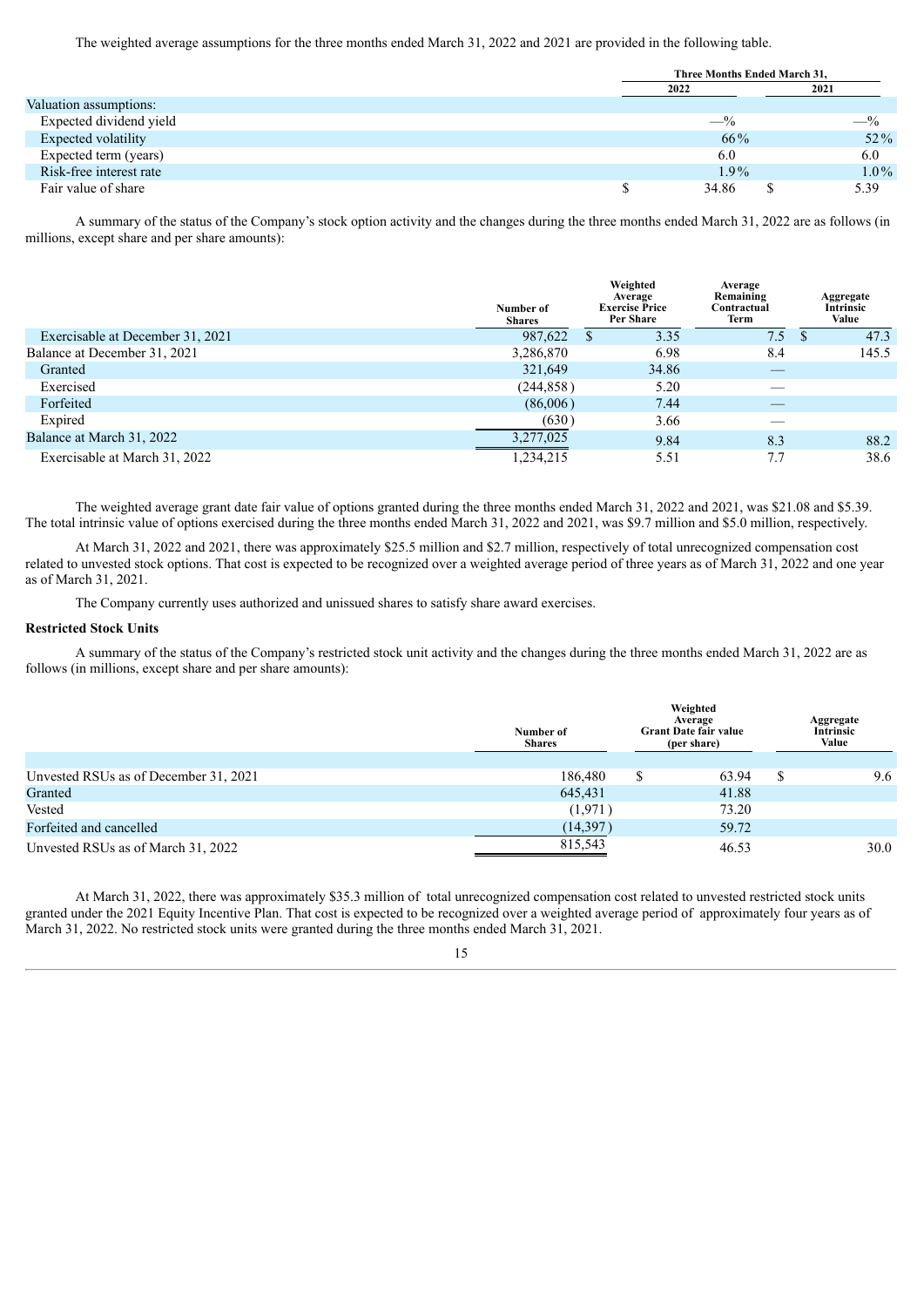The weighted average assumptions for the three months ended March 31, 2022 and 2021 are provided in the following table.

| | Three Months Ended March 31, | |
|---|---|---|
| | 2022 | 2021 |
| Valuation assumptions: | | |
| Expected dividend yield | —% | —% |
| Expected volatility | 66% | 52% |
| Expected term (years) | 6.0 | 6.0 |
| Risk-free interest rate | 1.9% | 1.0% |
| Fair value of share | $ 34.86 | $ 5.39 |

A summary of the status of the Company's stock option activity and the changes during the three months ended March 31, 2022 are as follows (in millions, except share and per share amounts):

| | Number of Shares | Weighted Average Exercise Price Per Share | Average Remaining Contractual Term | Aggregate Intrinsic Value |
|---|---|---|---|---|
| Exercisable at December 31, 2021 | 987,622 | $ 3.35 | 7.5 | $ 47.3 |
| Balance at December 31, 2021 | 3,286,870 | 6.98 | 8.4 | 145.5 |
| Granted | 321,649 | 34.86 | — | |
| Exercised | (244,858) | 5.20 | — | |
| Forfeited | (86,006) | 7.44 | — | |
| Expired | (630) | 3.66 | — | |
| Balance at March 31, 2022 | 3,277,025 | 9.84 | 8.3 | 88.2 |
| Exercisable at March 31, 2022 | 1,234,215 | 5.51 | 7.7 | 38.6 |

The weighted average grant date fair value of options granted during the three months ended March 31, 2022 and 2021, was $21.08 and $5.39. The total intrinsic value of options exercised during the three months ended March 31, 2022 and 2021, was $9.7 million and $5.0 million, respectively.

At March 31, 2022 and 2021, there was approximately $25.5 million and $2.7 million, respectively of total unrecognized compensation cost related to unvested stock options. That cost is expected to be recognized over a weighted average period of three years as of March 31, 2022 and one year as of March 31, 2021.

The Company currently uses authorized and unissued shares to satisfy share award exercises.

**Restricted Stock Units**

A summary of the status of the Company's restricted stock unit activity and the changes during the three months ended March 31, 2022 are as follows (in millions, except share and per share amounts):

| | Number of Shares | Weighted Average Grant Date fair value (per share) | Aggregate Intrinsic Value |
|---|---|---|---|
| Unvested RSUs as of December 31, 2021 | 186,480 | $ 63.94 | $ 9.6 |
| Granted | 645,431 | 41.88 | |
| Vested | (1,971) | 73.20 | |
| Forfeited and cancelled | (14,397) | 59.72 | |
| Unvested RSUs as of March 31, 2022 | 815,543 | 46.53 | 30.0 |

At March 31, 2022, there was approximately $35.3 million of total unrecognized compensation cost related to unvested restricted stock units granted under the 2021 Equity Incentive Plan. That cost is expected to be recognized over a weighted average period of approximately four years as of March 31, 2022. No restricted stock units were granted during the three months ended March 31, 2021.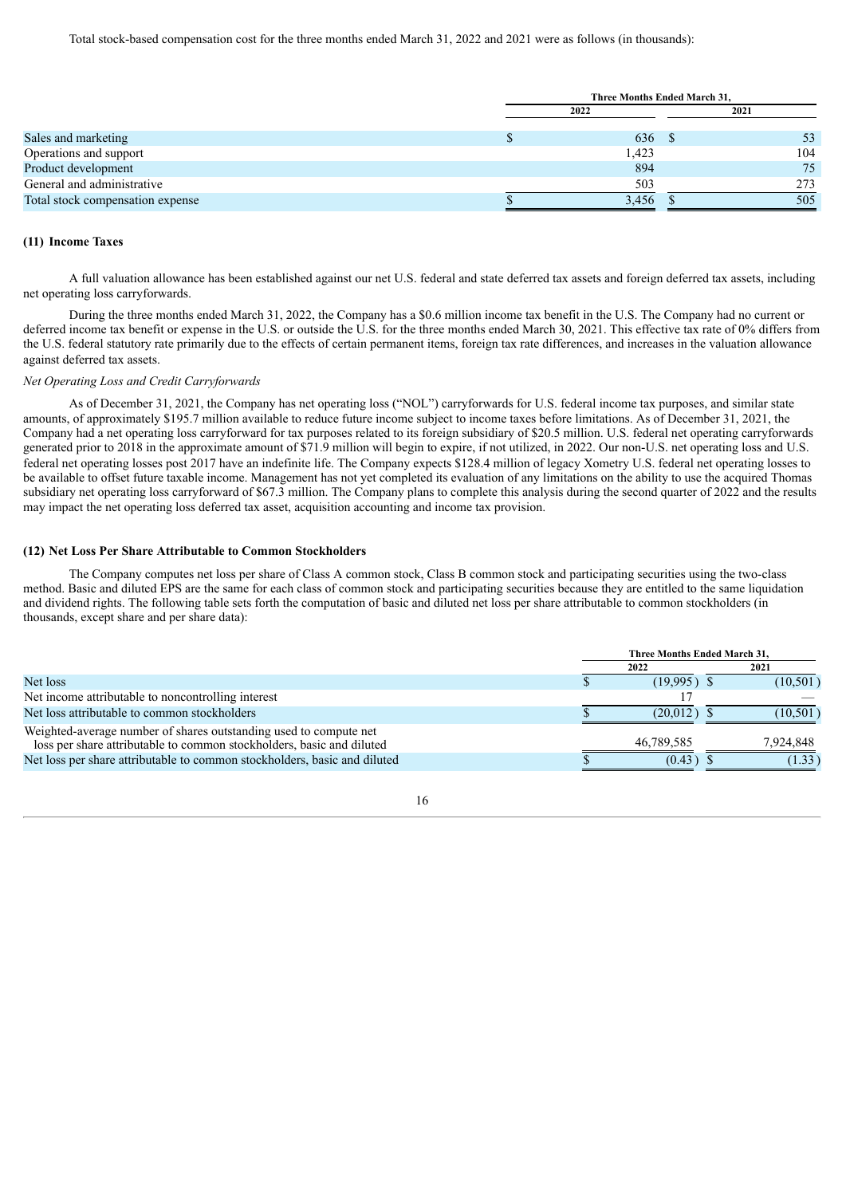Total stock-based compensation cost for the three months ended March 31, 2022 and 2021 were as follows (in thousands):

| | Three Months Ended March 31, | |
|---|---|---|
| | 2022 | 2021 |
| Sales and marketing | $ 636 | $ 53 |
| Operations and support | 1,423 | 104 |
| Product development | 894 | 75 |
| General and administrative | 503 | 273 |
| Total stock compensation expense | $ 3,456 | $ 505 |

## (11) Income Taxes

A full valuation allowance has been established against our net U.S. federal and state deferred tax assets and foreign deferred tax assets, including net operating loss carryforwards.

During the three months ended March 31, 2022, the Company has a $0.6 million income tax benefit in the U.S. The Company had no current or deferred income tax benefit or expense in the U.S. or outside the U.S. for the three months ended March 30, 2021. This effective tax rate of 0% differs from the U.S. federal statutory rate primarily due to the effects of certain permanent items, foreign tax rate differences, and increases in the valuation allowance against deferred tax assets.

*Net Operating Loss and Credit Carryforwards*

As of December 31, 2021, the Company has net operating loss ("NOL") carryforwards for U.S. federal income tax purposes, and similar state amounts, of approximately $195.7 million available to reduce future income subject to income taxes before limitations. As of December 31, 2021, the Company had a net operating loss carryforward for tax purposes related to its foreign subsidiary of $20.5 million. U.S. federal net operating carryforwards generated prior to 2018 in the approximate amount of $71.9 million will begin to expire, if not utilized, in 2022. Our non-U.S. net operating loss and U.S. federal net operating losses post 2017 have an indefinite life. The Company expects $128.4 million of legacy Xometry U.S. federal net operating losses to be available to offset future taxable income. Management has not yet completed its evaluation of any limitations on the ability to use the acquired Thomas subsidiary net operating loss carryforward of $67.3 million. The Company plans to complete this analysis during the second quarter of 2022 and the results may impact the net operating loss deferred tax asset, acquisition accounting and income tax provision.

## (12) Net Loss Per Share Attributable to Common Stockholders

The Company computes net loss per share of Class A common stock, Class B common stock and participating securities using the two-class method. Basic and diluted EPS are the same for each class of common stock and participating securities because they are entitled to the same liquidation and dividend rights. The following table sets forth the computation of basic and diluted net loss per share attributable to common stockholders (in thousands, except share and per share data):

| | Three Months Ended March 31, | |
|---|---|---|
| | 2022 | 2021 |
| Net loss | $ (19,995) | $ (10,501) |
| Net income attributable to noncontrolling interest | 17 | — |
| Net loss attributable to common stockholders | $ (20,012) | $ (10,501) |
| Weighted-average number of shares outstanding used to compute net loss per share attributable to common stockholders, basic and diluted | 46,789,585 | 7,924,848 |
| Net loss per share attributable to common stockholders, basic and diluted | $ (0.43) | $ (1.33) |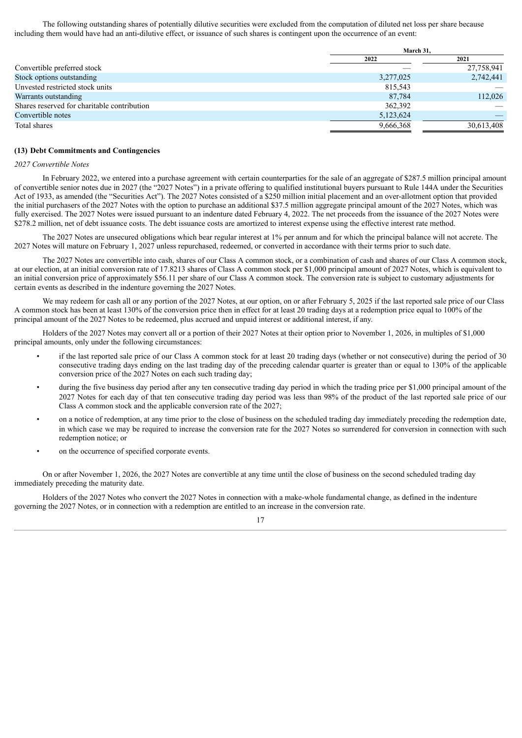The following outstanding shares of potentially dilutive securities were excluded from the computation of diluted net loss per share because including them would have had an anti-dilutive effect, or issuance of such shares is contingent upon the occurrence of an event:

| | March 31, | |
|---|---|---|
| | 2022 | 2021 |
| Convertible preferred stock | — | 27,758,941 |
| Stock options outstanding | 3,277,025 | 2,742,441 |
| Unvested restricted stock units | 815,543 | — |
| Warrants outstanding | 87,784 | 112,026 |
| Shares reserved for charitable contribution | 362,392 | — |
| Convertible notes | 5,123,624 | — |
| Total shares | 9,666,368 | 30,613,408 |

### (13) Debt Commitments and Contingencies

*2027 Convertible Notes*

In February 2022, we entered into a purchase agreement with certain counterparties for the sale of an aggregate of $287.5 million principal amount of convertible senior notes due in 2027 (the "2027 Notes") in a private offering to qualified institutional buyers pursuant to Rule 144A under the Securities Act of 1933, as amended (the "Securities Act"). The 2027 Notes consisted of a $250 million initial placement and an over-allotment option that provided the initial purchasers of the 2027 Notes with the option to purchase an additional $37.5 million aggregate principal amount of the 2027 Notes, which was fully exercised. The 2027 Notes were issued pursuant to an indenture dated February 4, 2022. The net proceeds from the issuance of the 2027 Notes were $278.2 million, net of debt issuance costs. The debt issuance costs are amortized to interest expense using the effective interest rate method.

The 2027 Notes are unsecured obligations which bear regular interest at 1% per annum and for which the principal balance will not accrete. The 2027 Notes will mature on February 1, 2027 unless repurchased, redeemed, or converted in accordance with their terms prior to such date.

The 2027 Notes are convertible into cash, shares of our Class A common stock, or a combination of cash and shares of our Class A common stock, at our election, at an initial conversion rate of 17.8213 shares of Class A common stock per $1,000 principal amount of 2027 Notes, which is equivalent to an initial conversion price of approximately $56.11 per share of our Class A common stock. The conversion rate is subject to customary adjustments for certain events as described in the indenture governing the 2027 Notes.

We may redeem for cash all or any portion of the 2027 Notes, at our option, on or after February 5, 2025 if the last reported sale price of our Class A common stock has been at least 130% of the conversion price then in effect for at least 20 trading days at a redemption price equal to 100% of the principal amount of the 2027 Notes to be redeemed, plus accrued and unpaid interest or additional interest, if any.

Holders of the 2027 Notes may convert all or a portion of their 2027 Notes at their option prior to November 1, 2026, in multiples of $1,000 principal amounts, only under the following circumstances:

- if the last reported sale price of our Class A common stock for at least 20 trading days (whether or not consecutive) during the period of 30 consecutive trading days ending on the last trading day of the preceding calendar quarter is greater than or equal to 130% of the applicable conversion price of the 2027 Notes on each such trading day;
- during the five business day period after any ten consecutive trading day period in which the trading price per $1,000 principal amount of the 2027 Notes for each day of that ten consecutive trading day period was less than 98% of the product of the last reported sale price of our Class A common stock and the applicable conversion rate of the 2027;
- on a notice of redemption, at any time prior to the close of business on the scheduled trading day immediately preceding the redemption date, in which case we may be required to increase the conversion rate for the 2027 Notes so surrendered for conversion in connection with such redemption notice; or
- on the occurrence of specified corporate events.

On or after November 1, 2026, the 2027 Notes are convertible at any time until the close of business on the second scheduled trading day immediately preceding the maturity date.

Holders of the 2027 Notes who convert the 2027 Notes in connection with a make-whole fundamental change, as defined in the indenture governing the 2027 Notes, or in connection with a redemption are entitled to an increase in the conversion rate.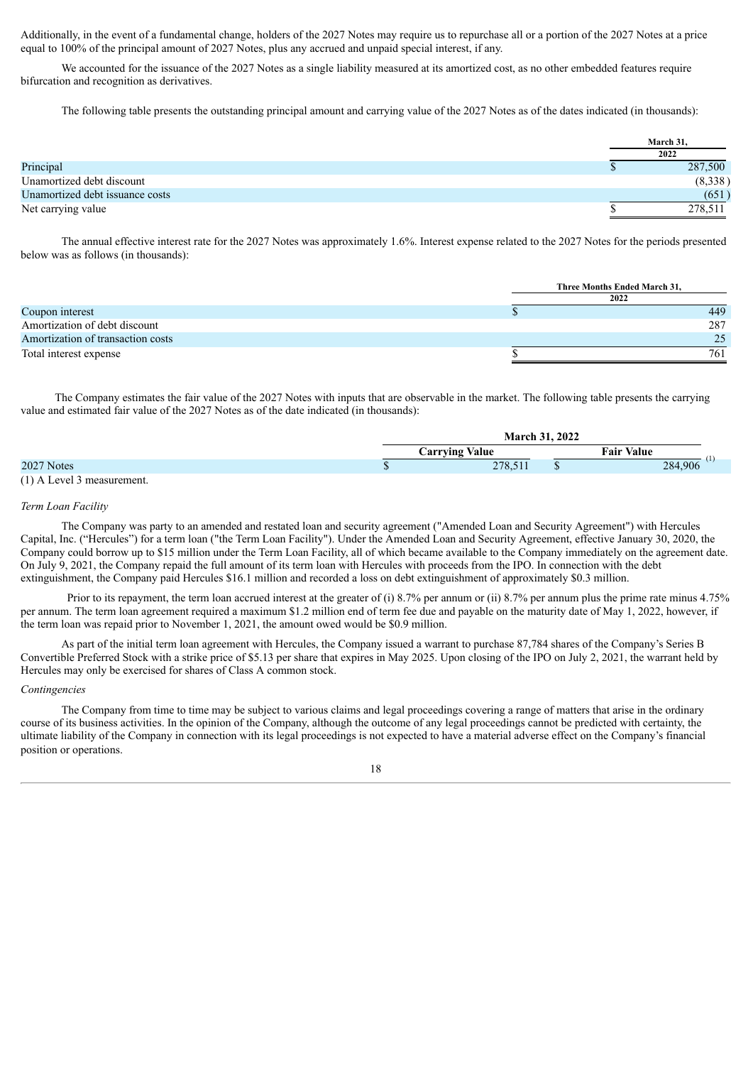Additionally, in the event of a fundamental change, holders of the 2027 Notes may require us to repurchase all or a portion of the 2027 Notes at a price equal to 100% of the principal amount of 2027 Notes, plus any accrued and unpaid special interest, if any.

We accounted for the issuance of the 2027 Notes as a single liability measured at its amortized cost, as no other embedded features require bifurcation and recognition as derivatives.

The following table presents the outstanding principal amount and carrying value of the 2027 Notes as of the dates indicated (in thousands):

| | March 31, 2022 |
|---|---|
| Principal | $ 287,500 |
| Unamortized debt discount | (8,338) |
| Unamortized debt issuance costs | (651) |
| Net carrying value | $ 278,511 |

The annual effective interest rate for the 2027 Notes was approximately 1.6%. Interest expense related to the 2027 Notes for the periods presented below was as follows (in thousands):

| | Three Months Ended March 31, 2022 |
|---|---|
| Coupon interest | $ 449 |
| Amortization of debt discount | 287 |
| Amortization of transaction costs | 25 |
| Total interest expense | $ 761 |

The Company estimates the fair value of the 2027 Notes with inputs that are observable in the market. The following table presents the carrying value and estimated fair value of the 2027 Notes as of the date indicated (in thousands):

| | March 31, 2022 | |
|---|---|---|
| | Carrying Value | Fair Value |
| 2027 Notes | $ 278,511 | $ 284,906 [(1)] |

(1) A Level 3 measurement.

*Term Loan Facility*

The Company was party to an amended and restated loan and security agreement ("Amended Loan and Security Agreement") with Hercules Capital, Inc. ("Hercules") for a term loan ("the Term Loan Facility"). Under the Amended Loan and Security Agreement, effective January 30, 2020, the Company could borrow up to $15 million under the Term Loan Facility, all of which became available to the Company immediately on the agreement date. On July 9, 2021, the Company repaid the full amount of its term loan with Hercules with proceeds from the IPO. In connection with the debt extinguishment, the Company paid Hercules $16.1 million and recorded a loss on debt extinguishment of approximately $0.3 million.

Prior to its repayment, the term loan accrued interest at the greater of (i) 8.7% per annum or (ii) 8.7% per annum plus the prime rate minus 4.75% per annum. The term loan agreement required a maximum $1.2 million end of term fee due and payable on the maturity date of May 1, 2022, however, if the term loan was repaid prior to November 1, 2021, the amount owed would be $0.9 million.

As part of the initial term loan agreement with Hercules, the Company issued a warrant to purchase 87,784 shares of the Company's Series B Convertible Preferred Stock with a strike price of $5.13 per share that expires in May 2025. Upon closing of the IPO on July 2, 2021, the warrant held by Hercules may only be exercised for shares of Class A common stock.

*Contingencies*

The Company from time to time may be subject to various claims and legal proceedings covering a range of matters that arise in the ordinary course of its business activities. In the opinion of the Company, although the outcome of any legal proceedings cannot be predicted with certainty, the ultimate liability of the Company in connection with its legal proceedings is not expected to have a material adverse effect on the Company's financial position or operations.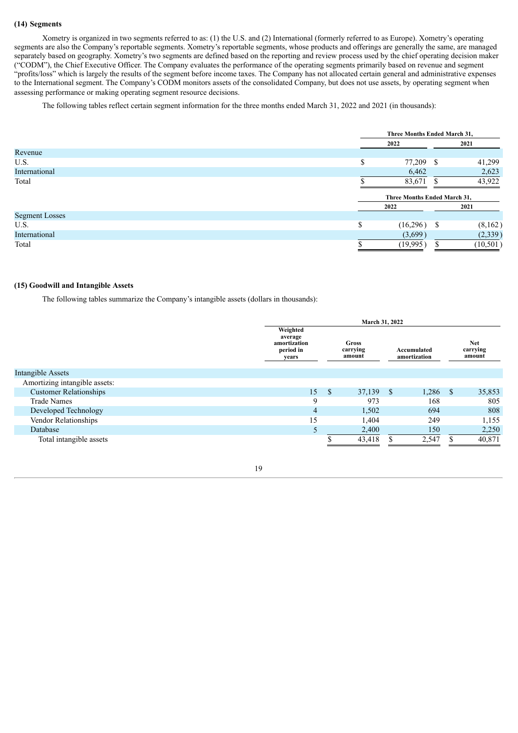**(14) Segments**

Xometry is organized in two segments referred to as: (1) the U.S. and (2) International (formerly referred to as Europe). Xometry's operating segments are also the Company's reportable segments. Xometry's reportable segments, whose products and offerings are generally the same, are managed separately based on geography. Xometry's two segments are defined based on the reporting and review process used by the chief operating decision maker ("CODM"), the Chief Executive Officer. The Company evaluates the performance of the operating segments primarily based on revenue and segment "profits/loss" which is largely the results of the segment before income taxes. The Company has not allocated certain general and administrative expenses to the International segment. The Company's CODM monitors assets of the consolidated Company, but does not use assets, by operating segment when assessing performance or making operating segment resource decisions.

The following tables reflect certain segment information for the three months ended March 31, 2022 and 2021 (in thousands):

| | Three Months Ended March 31, | |
|---|---|---|
| | 2022 | 2021 |
| Revenue | | |
| U.S. | $ 77,209 | $ 41,299 |
| International | 6,462 | 2,623 |
| Total | $ 83,671 | $ 43,922 |

| | Three Months Ended March 31, | |
|---|---|---|
| | 2022 | 2021 |
| Segment Losses | | |
| U.S. | $ (16,296) | $ (8,162) |
| International | (3,699) | (2,339) |
| Total | $ (19,995) | $ (10,501) |

**(15) Goodwill and Intangible Assets**

The following tables summarize the Company's intangible assets (dollars in thousands):

| | March 31, 2022 | | | |
|---|---|---|---|---|
| | Weighted average amortization period in years | Gross carrying amount | Accumulated amortization | Net carrying amount |
| Intangible Assets | | | | |
| Amortizing intangible assets: | | | | |
| Customer Relationships | 15 | $ 37,139 | $ 1,286 | $ 35,853 |
| Trade Names | 9 | 973 | 168 | 805 |
| Developed Technology | 4 | 1,502 | 694 | 808 |
| Vendor Relationships | 15 | 1,404 | 249 | 1,155 |
| Database | 5 | 2,400 | 150 | 2,250 |
| Total intangible assets | | $ 43,418 | $ 2,547 | $ 40,871 |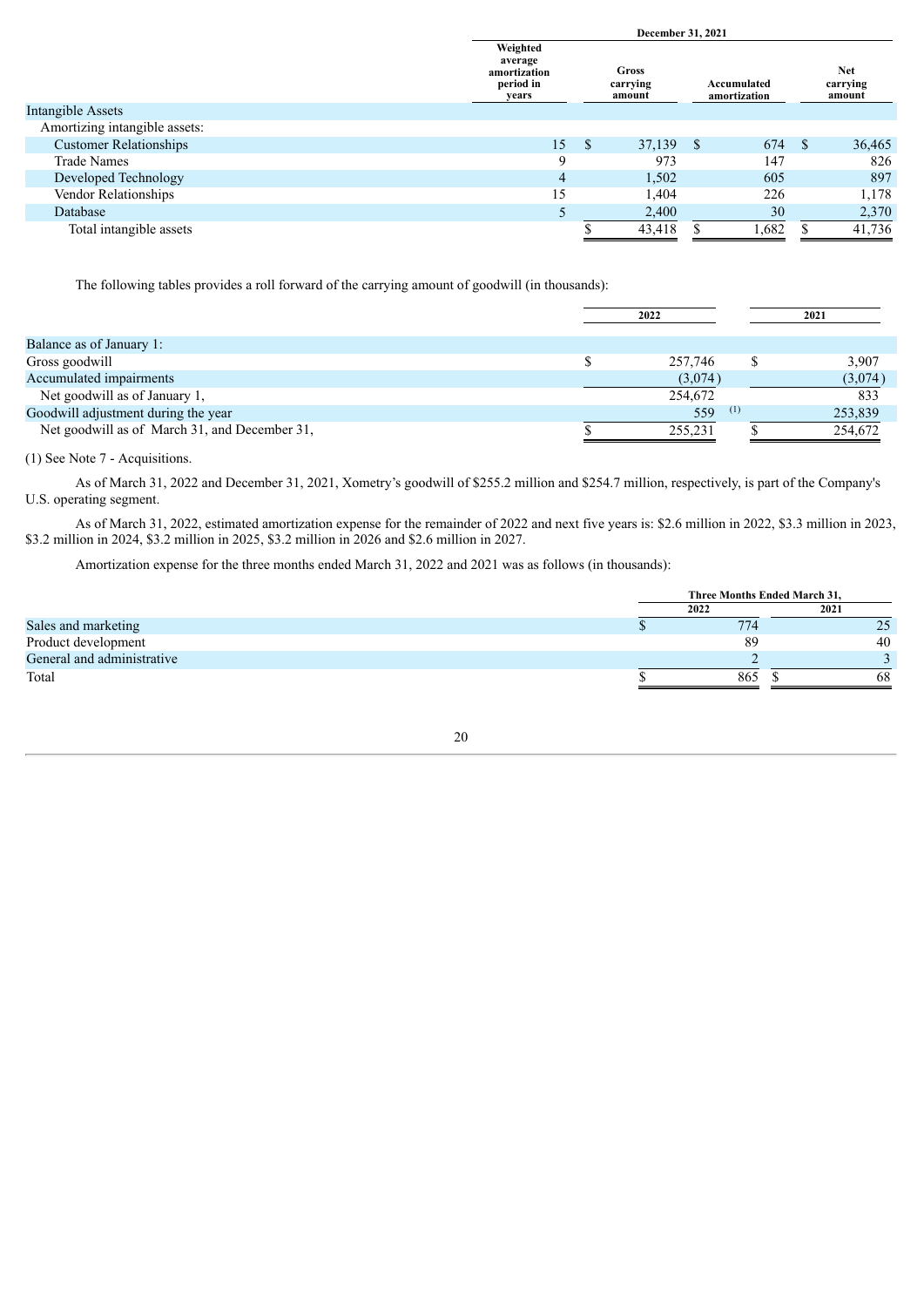| | December 31, 2021 | | | |
|---|---|---|---|---|
| | Weighted average amortization period in years | Gross carrying amount | Accumulated amortization | Net carrying amount |
| Intangible Assets | | | | |
| Amortizing intangible assets: | | | | |
| Customer Relationships | 15 | $ 37,139 | $ 674 | $ 36,465 |
| Trade Names | 9 | 973 | 147 | 826 |
| Developed Technology | 4 | 1,502 | 605 | 897 |
| Vendor Relationships | 15 | 1,404 | 226 | 1,178 |
| Database | 5 | 2,400 | 30 | 2,370 |
| Total intangible assets | | $ 43,418 | $ 1,682 | $ 41,736 |

The following tables provides a roll forward of the carrying amount of goodwill (in thousands):

| | 2022 | 2021 |
|---|---|---|
| Balance as of January 1: | | |
| Gross goodwill | $ 257,746 | $ 3,907 |
| Accumulated impairments | (3,074) | (3,074) |
| Net goodwill as of January 1, | 254,672 | 833 |
| Goodwill adjustment during the year | 559 (1) | 253,839 |
| Net goodwill as of March 31, and December 31, | $ 255,231 | $ 254,672 |

(1) See Note 7 - Acquisitions.

As of March 31, 2022 and December 31, 2021, Xometry's goodwill of $255.2 million and $254.7 million, respectively, is part of the Company's U.S. operating segment.

As of March 31, 2022, estimated amortization expense for the remainder of 2022 and next five years is: $2.6 million in 2022, $3.3 million in 2023, $3.2 million in 2024, $3.2 million in 2025, $3.2 million in 2026 and $2.6 million in 2027.

Amortization expense for the three months ended March 31, 2022 and 2021 was as follows (in thousands):

| | Three Months Ended March 31, | |
|---|---|---|
| | 2022 | 2021 |
| Sales and marketing | $ 774 | 25 |
| Product development | 89 | 40 |
| General and administrative | 2 | 3 |
| Total | $ 865 | $ 68 |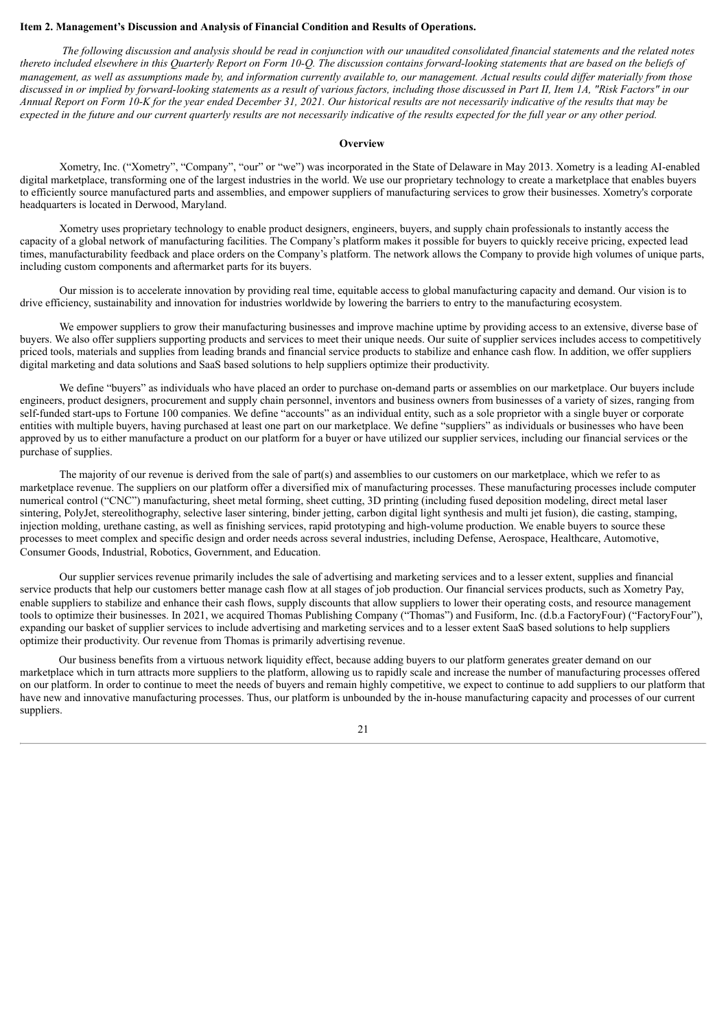**Item 2. Management's Discussion and Analysis of Financial Condition and Results of Operations.**

*The following discussion and analysis should be read in conjunction with our unaudited consolidated financial statements and the related notes thereto included elsewhere in this Quarterly Report on Form 10-Q. The discussion contains forward-looking statements that are based on the beliefs of management, as well as assumptions made by, and information currently available to, our management. Actual results could differ materially from those discussed in or implied by forward-looking statements as a result of various factors, including those discussed in Part II, Item 1A, "Risk Factors" in our Annual Report on Form 10-K for the year ended December 31, 2021. Our historical results are not necessarily indicative of the results that may be expected in the future and our current quarterly results are not necessarily indicative of the results expected for the full year or any other period.*

## Overview

Xometry, Inc. ("Xometry", "Company", "our" or "we") was incorporated in the State of Delaware in May 2013. Xometry is a leading AI-enabled digital marketplace, transforming one of the largest industries in the world. We use our proprietary technology to create a marketplace that enables buyers to efficiently source manufactured parts and assemblies, and empower suppliers of manufacturing services to grow their businesses. Xometry's corporate headquarters is located in Derwood, Maryland.

Xometry uses proprietary technology to enable product designers, engineers, buyers, and supply chain professionals to instantly access the capacity of a global network of manufacturing facilities. The Company's platform makes it possible for buyers to quickly receive pricing, expected lead times, manufacturability feedback and place orders on the Company's platform. The network allows the Company to provide high volumes of unique parts, including custom components and aftermarket parts for its buyers.

Our mission is to accelerate innovation by providing real time, equitable access to global manufacturing capacity and demand. Our vision is to drive efficiency, sustainability and innovation for industries worldwide by lowering the barriers to entry to the manufacturing ecosystem.

We empower suppliers to grow their manufacturing businesses and improve machine uptime by providing access to an extensive, diverse base of buyers. We also offer suppliers supporting products and services to meet their unique needs. Our suite of supplier services includes access to competitively priced tools, materials and supplies from leading brands and financial service products to stabilize and enhance cash flow. In addition, we offer suppliers digital marketing and data solutions and SaaS based solutions to help suppliers optimize their productivity.

We define "buyers" as individuals who have placed an order to purchase on-demand parts or assemblies on our marketplace. Our buyers include engineers, product designers, procurement and supply chain personnel, inventors and business owners from businesses of a variety of sizes, ranging from self-funded start-ups to Fortune 100 companies. We define "accounts" as an individual entity, such as a sole proprietor with a single buyer or corporate entities with multiple buyers, having purchased at least one part on our marketplace. We define "suppliers" as individuals or businesses who have been approved by us to either manufacture a product on our platform for a buyer or have utilized our supplier services, including our financial services or the purchase of supplies.

The majority of our revenue is derived from the sale of part(s) and assemblies to our customers on our marketplace, which we refer to as marketplace revenue. The suppliers on our platform offer a diversified mix of manufacturing processes. These manufacturing processes include computer numerical control ("CNC") manufacturing, sheet metal forming, sheet cutting, 3D printing (including fused deposition modeling, direct metal laser sintering, PolyJet, stereolithography, selective laser sintering, binder jetting, carbon digital light synthesis and multi jet fusion), die casting, stamping, injection molding, urethane casting, as well as finishing services, rapid prototyping and high-volume production. We enable buyers to source these processes to meet complex and specific design and order needs across several industries, including Defense, Aerospace, Healthcare, Automotive, Consumer Goods, Industrial, Robotics, Government, and Education.

Our supplier services revenue primarily includes the sale of advertising and marketing services and to a lesser extent, supplies and financial service products that help our customers better manage cash flow at all stages of job production. Our financial services products, such as Xometry Pay, enable suppliers to stabilize and enhance their cash flows, supply discounts that allow suppliers to lower their operating costs, and resource management tools to optimize their businesses. In 2021, we acquired Thomas Publishing Company ("Thomas") and Fusiform, Inc. (d.b.a FactoryFour) ("FactoryFour"), expanding our basket of supplier services to include advertising and marketing services and to a lesser extent SaaS based solutions to help suppliers optimize their productivity. Our revenue from Thomas is primarily advertising revenue.

Our business benefits from a virtuous network liquidity effect, because adding buyers to our platform generates greater demand on our marketplace which in turn attracts more suppliers to the platform, allowing us to rapidly scale and increase the number of manufacturing processes offered on our platform. In order to continue to meet the needs of buyers and remain highly competitive, we expect to continue to add suppliers to our platform that have new and innovative manufacturing processes. Thus, our platform is unbounded by the in-house manufacturing capacity and processes of our current suppliers.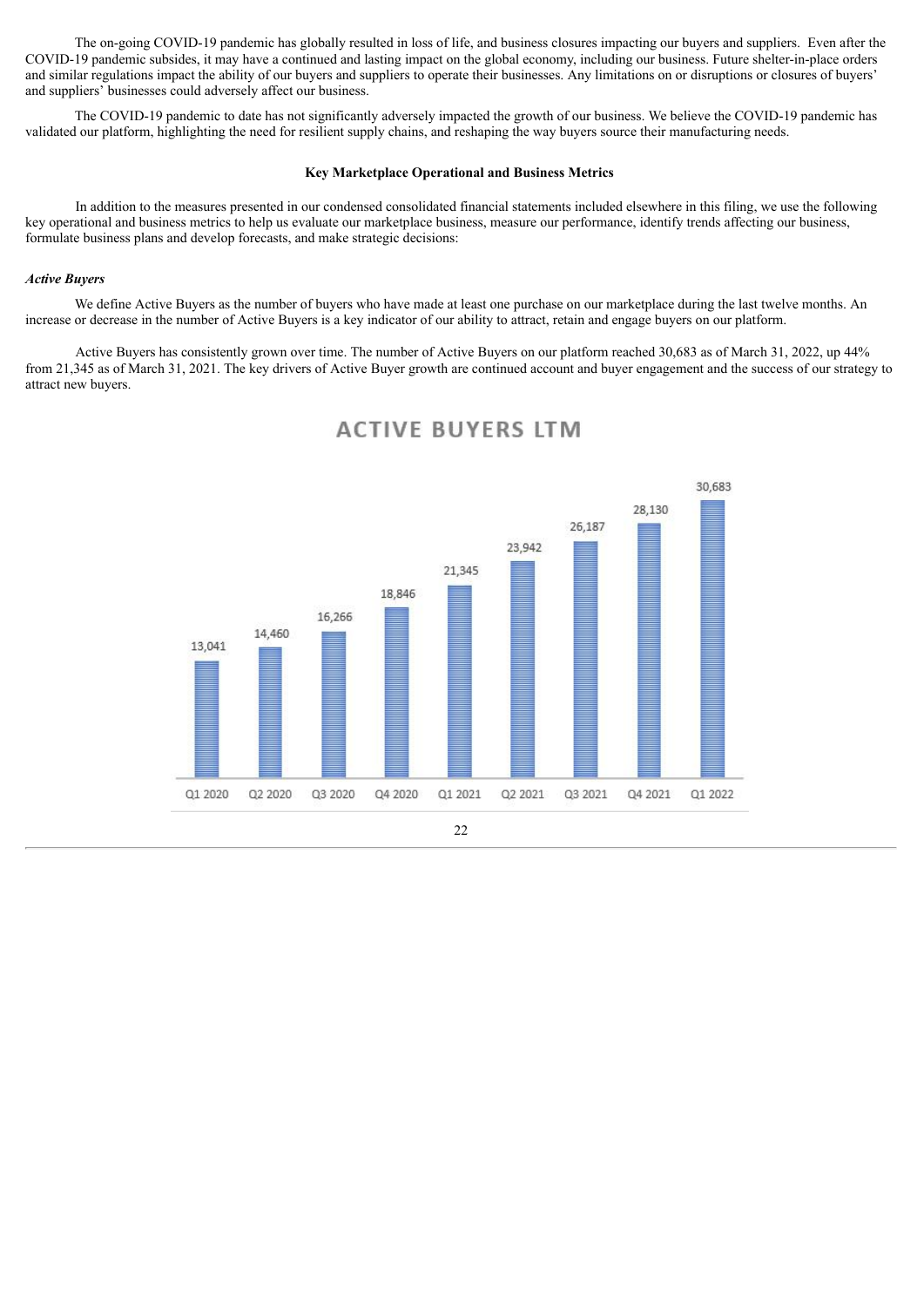The on-going COVID-19 pandemic has globally resulted in loss of life, and business closures impacting our buyers and suppliers. Even after the COVID-19 pandemic subsides, it may have a continued and lasting impact on the global economy, including our business. Future shelter-in-place orders and similar regulations impact the ability of our buyers and suppliers to operate their businesses. Any limitations on or disruptions or closures of buyers' and suppliers' businesses could adversely affect our business.

The COVID-19 pandemic to date has not significantly adversely impacted the growth of our business. We believe the COVID-19 pandemic has validated our platform, highlighting the need for resilient supply chains, and reshaping the way buyers source their manufacturing needs.

**Key Marketplace Operational and Business Metrics**

In addition to the measures presented in our condensed consolidated financial statements included elsewhere in this filing, we use the following key operational and business metrics to help us evaluate our marketplace business, measure our performance, identify trends affecting our business, formulate business plans and develop forecasts, and make strategic decisions:

***Active Buyers***

We define Active Buyers as the number of buyers who have made at least one purchase on our marketplace during the last twelve months. An increase or decrease in the number of Active Buyers is a key indicator of our ability to attract, retain and engage buyers on our platform.

Active Buyers has consistently grown over time. The number of Active Buyers on our platform reached 30,683 as of March 31, 2022, up 44% from 21,345 as of March 31, 2021. The key drivers of Active Buyer growth are continued account and buyer engagement and the success of our strategy to attract new buyers.

**ACTIVE BUYERS LTM**

| Q1 2020 | Q2 2020 | Q3 2020 | Q4 2020 | Q1 2021 | Q2 2021 | Q3 2021 | Q4 2021 | Q1 2022 |
|---|---|---|---|---|---|---|---|---|
| 13,041 | 14,460 | 16,266 | 18,846 | 21,345 | 23,942 | 26,187 | 28,130 | 30,683 |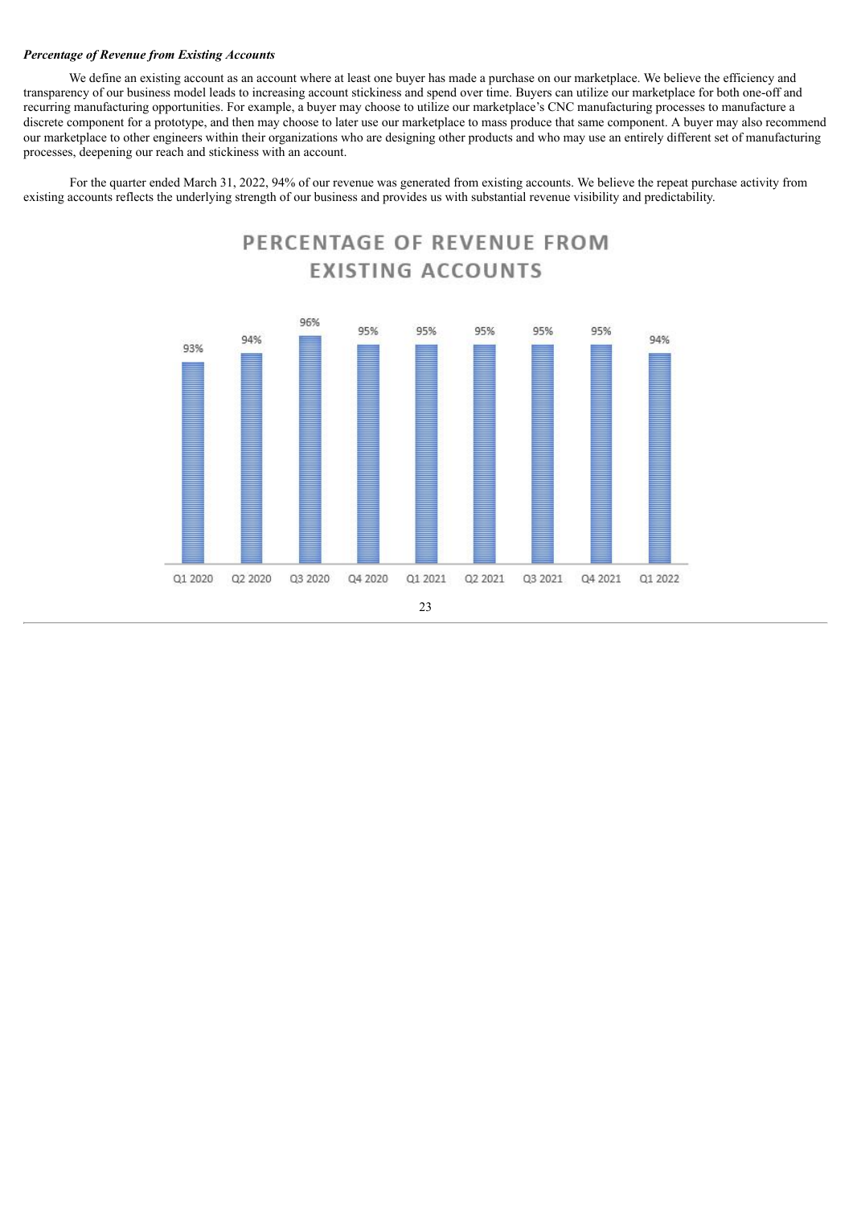*Percentage of Revenue from Existing Accounts*

We define an existing account as an account where at least one buyer has made a purchase on our marketplace. We believe the efficiency and transparency of our business model leads to increasing account stickiness and spend over time. Buyers can utilize our marketplace for both one-off and recurring manufacturing opportunities. For example, a buyer may choose to utilize our marketplace's CNC manufacturing processes to manufacture a discrete component for a prototype, and then may choose to later use our marketplace to mass produce that same component. A buyer may also recommend our marketplace to other engineers within their organizations who are designing other products and who may use an entirely different set of manufacturing processes, deepening our reach and stickiness with an account.

For the quarter ended March 31, 2022, 94% of our revenue was generated from existing accounts. We believe the repeat purchase activity from existing accounts reflects the underlying strength of our business and provides us with substantial revenue visibility and predictability.

**PERCENTAGE OF REVENUE FROM EXISTING ACCOUNTS**

| Q1 2020 | Q2 2020 | Q3 2020 | Q4 2020 | Q1 2021 | Q2 2021 | Q3 2021 | Q4 2021 | Q1 2022 |
|---|---|---|---|---|---|---|---|---|
| 93% | 94% | 96% | 95% | 95% | 95% | 95% | 95% | 94% |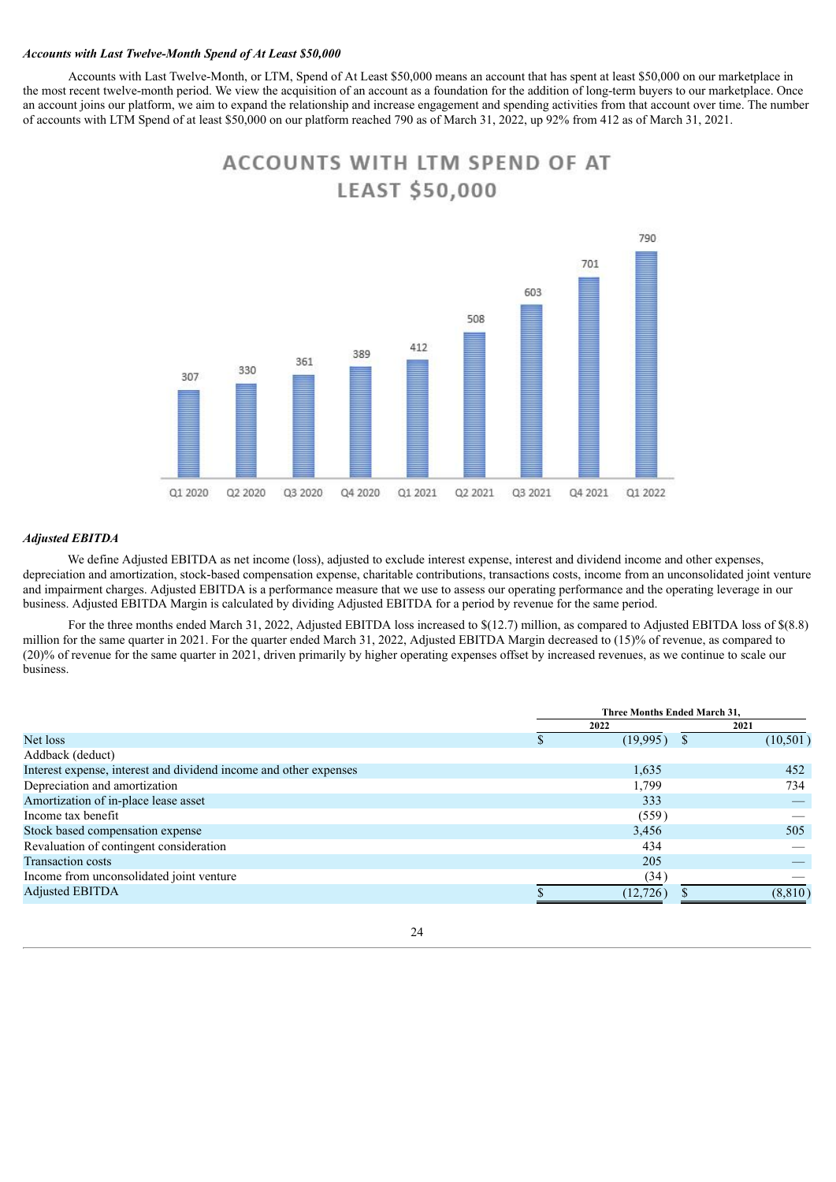***Accounts with Last Twelve-Month Spend of At Least $50,000***

Accounts with Last Twelve-Month, or LTM, Spend of At Least $50,000 means an account that has spent at least $50,000 on our marketplace in the most recent twelve-month period. We view the acquisition of an account as a foundation for the addition of long-term buyers to our marketplace. Once an account joins our platform, we aim to expand the relationship and increase engagement and spending activities from that account over time. The number of accounts with LTM Spend of at least $50,000 on our platform reached 790 as of March 31, 2022, up 92% from 412 as of March 31, 2021.

**ACCOUNTS WITH LTM SPEND OF AT LEAST $50,000**

| Q1 2020 | Q2 2020 | Q3 2020 | Q4 2020 | Q1 2021 | Q2 2021 | Q3 2021 | Q4 2021 | Q1 2022 |
|---|---|---|---|---|---|---|---|---|
| 307 | 330 | 361 | 389 | 412 | 508 | 603 | 701 | 790 |

***Adjusted EBITDA***

We define Adjusted EBITDA as net income (loss), adjusted to exclude interest expense, interest and dividend income and other expenses, depreciation and amortization, stock-based compensation expense, charitable contributions, transactions costs, income from an unconsolidated joint venture and impairment charges. Adjusted EBITDA is a performance measure that we use to assess our operating performance and the operating leverage in our business. Adjusted EBITDA Margin is calculated by dividing Adjusted EBITDA for a period by revenue for the same period.

For the three months ended March 31, 2022, Adjusted EBITDA loss increased to $(12.7) million, as compared to Adjusted EBITDA loss of $(8.8) million for the same quarter in 2021. For the quarter ended March 31, 2022, Adjusted EBITDA Margin decreased to (15)% of revenue, as compared to (20)% of revenue for the same quarter in 2021, driven primarily by higher operating expenses offset by increased revenues, as we continue to scale our business.

| | Three Months Ended March 31, | |
|---|---|---|
| | 2022 | 2021 |
| Net loss | $ (19,995) | $ (10,501) |
| Addback (deduct) | | |
| Interest expense, interest and dividend income and other expenses | 1,635 | 452 |
| Depreciation and amortization | 1,799 | 734 |
| Amortization of in-place lease asset | 333 | — |
| Income tax benefit | (559) | — |
| Stock based compensation expense | 3,456 | 505 |
| Revaluation of contingent consideration | 434 | — |
| Transaction costs | 205 | — |
| Income from unconsolidated joint venture | (34) | — |
| Adjusted EBITDA | $ (12,726) | $ (8,810) |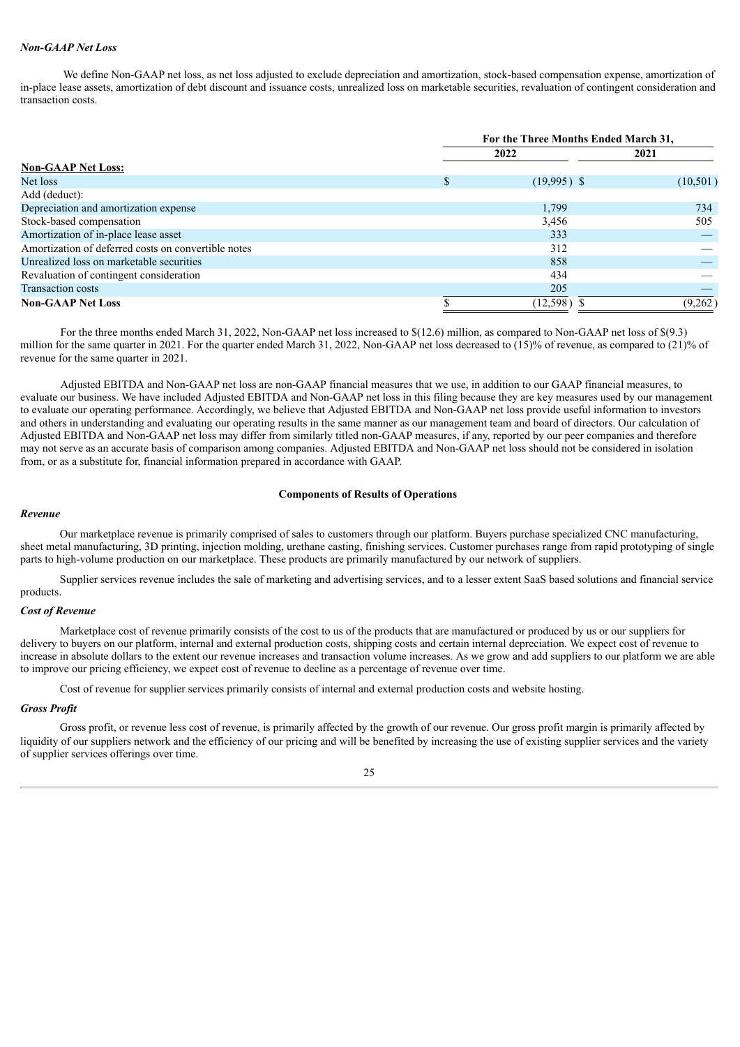### *Non-GAAP Net Loss*

We define Non-GAAP net loss, as net loss adjusted to exclude depreciation and amortization, stock-based compensation expense, amortization of in-place lease assets, amortization of debt discount and issuance costs, unrealized loss on marketable securities, revaluation of contingent consideration and transaction costs.

| | For the Three Months Ended March 31, | |
|---|---|---|
| | 2022 | 2021 |
| **Non-GAAP Net Loss:** | | |
| Net loss | $ (19,995) | $ (10,501) |
| Add (deduct): | | |
| Depreciation and amortization expense | 1,799 | 734 |
| Stock-based compensation | 3,456 | 505 |
| Amortization of in-place lease asset | 333 | — |
| Amortization of deferred costs on convertible notes | 312 | — |
| Unrealized loss on marketable securities | 858 | — |
| Revaluation of contingent consideration | 434 | — |
| Transaction costs | 205 | — |
| **Non-GAAP Net Loss** | $ (12,598) | $ (9,262) |

For the three months ended March 31, 2022, Non-GAAP net loss increased to $(12.6) million, as compared to Non-GAAP net loss of $(9.3) million for the same quarter in 2021. For the quarter ended March 31, 2022, Non-GAAP net loss decreased to (15)% of revenue, as compared to (21)% of revenue for the same quarter in 2021.

Adjusted EBITDA and Non-GAAP net loss are non-GAAP financial measures that we use, in addition to our GAAP financial measures, to evaluate our business. We have included Adjusted EBITDA and Non-GAAP net loss in this filing because they are key measures used by our management to evaluate our operating performance. Accordingly, we believe that Adjusted EBITDA and Non-GAAP net loss provide useful information to investors and others in understanding and evaluating our operating results in the same manner as our management team and board of directors. Our calculation of Adjusted EBITDA and Non-GAAP net loss may differ from similarly titled non-GAAP measures, if any, reported by our peer companies and therefore may not serve as an accurate basis of comparison among companies. Adjusted EBITDA and Non-GAAP net loss should not be considered in isolation from, or as a substitute for, financial information prepared in accordance with GAAP.

## Components of Results of Operations

### *Revenue*

Our marketplace revenue is primarily comprised of sales to customers through our platform. Buyers purchase specialized CNC manufacturing, sheet metal manufacturing, 3D printing, injection molding, urethane casting, finishing services. Customer purchases range from rapid prototyping of single parts to high-volume production on our marketplace. These products are primarily manufactured by our network of suppliers.

Supplier services revenue includes the sale of marketing and advertising services, and to a lesser extent SaaS based solutions and financial service products.

### *Cost of Revenue*

Marketplace cost of revenue primarily consists of the cost to us of the products that are manufactured or produced by us or our suppliers for delivery to buyers on our platform, internal and external production costs, shipping costs and certain internal depreciation. We expect cost of revenue to increase in absolute dollars to the extent our revenue increases and transaction volume increases. As we grow and add suppliers to our platform we are able to improve our pricing efficiency, we expect cost of revenue to decline as a percentage of revenue over time.

Cost of revenue for supplier services primarily consists of internal and external production costs and website hosting.

### *Gross Profit*

Gross profit, or revenue less cost of revenue, is primarily affected by the growth of our revenue. Our gross profit margin is primarily affected by liquidity of our suppliers network and the efficiency of our pricing and will be benefited by increasing the use of existing supplier services and the variety of supplier services offerings over time.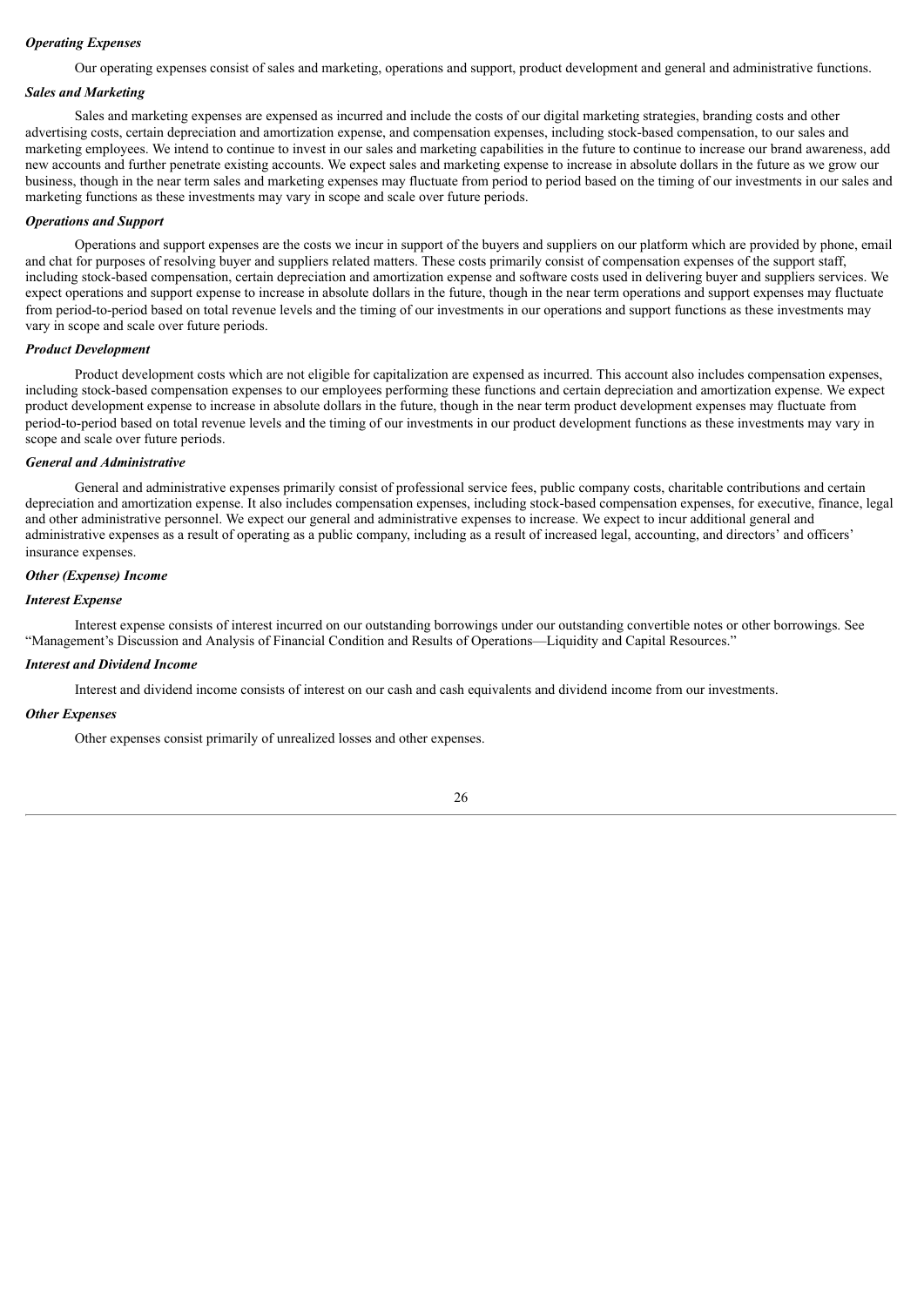### *Operating Expenses*

Our operating expenses consist of sales and marketing, operations and support, product development and general and administrative functions.

### *Sales and Marketing*

Sales and marketing expenses are expensed as incurred and include the costs of our digital marketing strategies, branding costs and other advertising costs, certain depreciation and amortization expense, and compensation expenses, including stock-based compensation, to our sales and marketing employees. We intend to continue to invest in our sales and marketing capabilities in the future to continue to increase our brand awareness, add new accounts and further penetrate existing accounts. We expect sales and marketing expense to increase in absolute dollars in the future as we grow our business, though in the near term sales and marketing expenses may fluctuate from period to period based on the timing of our investments in our sales and marketing functions as these investments may vary in scope and scale over future periods.

### *Operations and Support*

Operations and support expenses are the costs we incur in support of the buyers and suppliers on our platform which are provided by phone, email and chat for purposes of resolving buyer and suppliers related matters. These costs primarily consist of compensation expenses of the support staff, including stock-based compensation, certain depreciation and amortization expense and software costs used in delivering buyer and suppliers services. We expect operations and support expense to increase in absolute dollars in the future, though in the near term operations and support expenses may fluctuate from period-to-period based on total revenue levels and the timing of our investments in our operations and support functions as these investments may vary in scope and scale over future periods.

### *Product Development*

Product development costs which are not eligible for capitalization are expensed as incurred. This account also includes compensation expenses, including stock-based compensation expenses to our employees performing these functions and certain depreciation and amortization expense. We expect product development expense to increase in absolute dollars in the future, though in the near term product development expenses may fluctuate from period-to-period based on total revenue levels and the timing of our investments in our product development functions as these investments may vary in scope and scale over future periods.

### *General and Administrative*

General and administrative expenses primarily consist of professional service fees, public company costs, charitable contributions and certain depreciation and amortization expense. It also includes compensation expenses, including stock-based compensation expenses, for executive, finance, legal and other administrative personnel. We expect our general and administrative expenses to increase. We expect to incur additional general and administrative expenses as a result of operating as a public company, including as a result of increased legal, accounting, and directors' and officers' insurance expenses.

### *Other (Expense) Income*

### *Interest Expense*

Interest expense consists of interest incurred on our outstanding borrowings under our outstanding convertible notes or other borrowings. See "Management's Discussion and Analysis of Financial Condition and Results of Operations—Liquidity and Capital Resources."

### *Interest and Dividend Income*

Interest and dividend income consists of interest on our cash and cash equivalents and dividend income from our investments.

### *Other Expenses*

Other expenses consist primarily of unrealized losses and other expenses.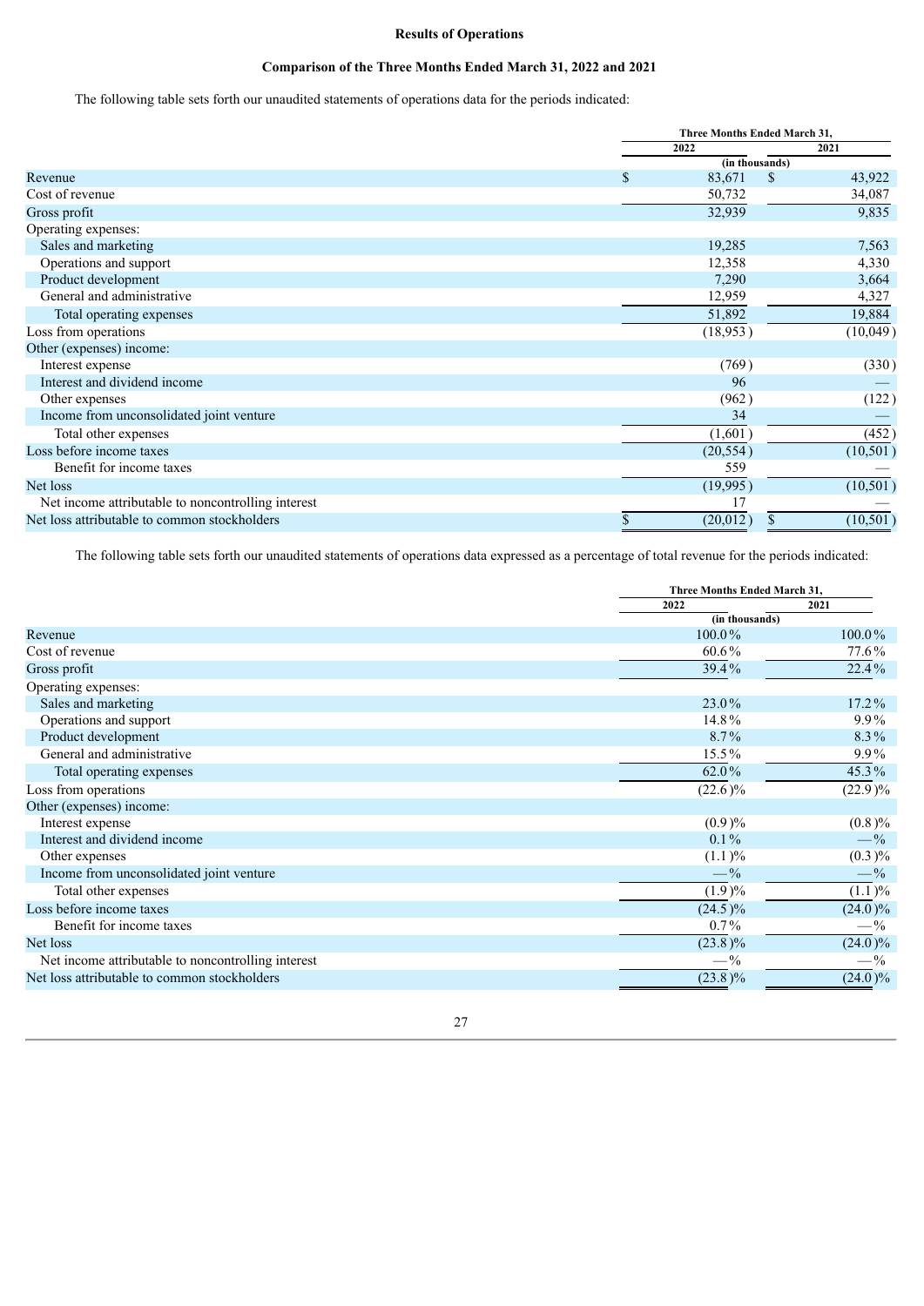## Results of Operations

### Comparison of the Three Months Ended March 31, 2022 and 2021

The following table sets forth our unaudited statements of operations data for the periods indicated:

| | Three Months Ended March 31, | |
|---|---|---|
| | 2022 | 2021 |
| | (in thousands) | |
| Revenue | $ 83,671 | $ 43,922 |
| Cost of revenue | 50,732 | 34,087 |
| Gross profit | 32,939 | 9,835 |
| Operating expenses: | | |
| Sales and marketing | 19,285 | 7,563 |
| Operations and support | 12,358 | 4,330 |
| Product development | 7,290 | 3,664 |
| General and administrative | 12,959 | 4,327 |
| Total operating expenses | 51,892 | 19,884 |
| Loss from operations | (18,953) | (10,049) |
| Other (expenses) income: | | |
| Interest expense | (769) | (330) |
| Interest and dividend income | 96 | — |
| Other expenses | (962) | (122) |
| Income from unconsolidated joint venture | 34 | — |
| Total other expenses | (1,601) | (452) |
| Loss before income taxes | (20,554) | (10,501) |
| Benefit for income taxes | 559 | — |
| Net loss | (19,995) | (10,501) |
| Net income attributable to noncontrolling interest | 17 | — |
| Net loss attributable to common stockholders | $ (20,012) | $ (10,501) |

The following table sets forth our unaudited statements of operations data expressed as a percentage of total revenue for the periods indicated:

| | Three Months Ended March 31, | |
|---|---|---|
| | 2022 | 2021 |
| | (in thousands) | |
| Revenue | 100.0% | 100.0% |
| Cost of revenue | 60.6% | 77.6% |
| Gross profit | 39.4% | 22.4% |
| Operating expenses: | | |
| Sales and marketing | 23.0% | 17.2% |
| Operations and support | 14.8% | 9.9% |
| Product development | 8.7% | 8.3% |
| General and administrative | 15.5% | 9.9% |
| Total operating expenses | 62.0% | 45.3% |
| Loss from operations | (22.6)% | (22.9)% |
| Other (expenses) income: | | |
| Interest expense | (0.9)% | (0.8)% |
| Interest and dividend income | 0.1% | —% |
| Other expenses | (1.1)% | (0.3)% |
| Income from unconsolidated joint venture | —% | —% |
| Total other expenses | (1.9)% | (1.1)% |
| Loss before income taxes | (24.5)% | (24.0)% |
| Benefit for income taxes | 0.7% | —% |
| Net loss | (23.8)% | (24.0)% |
| Net income attributable to noncontrolling interest | —% | —% |
| Net loss attributable to common stockholders | (23.8)% | (24.0)% |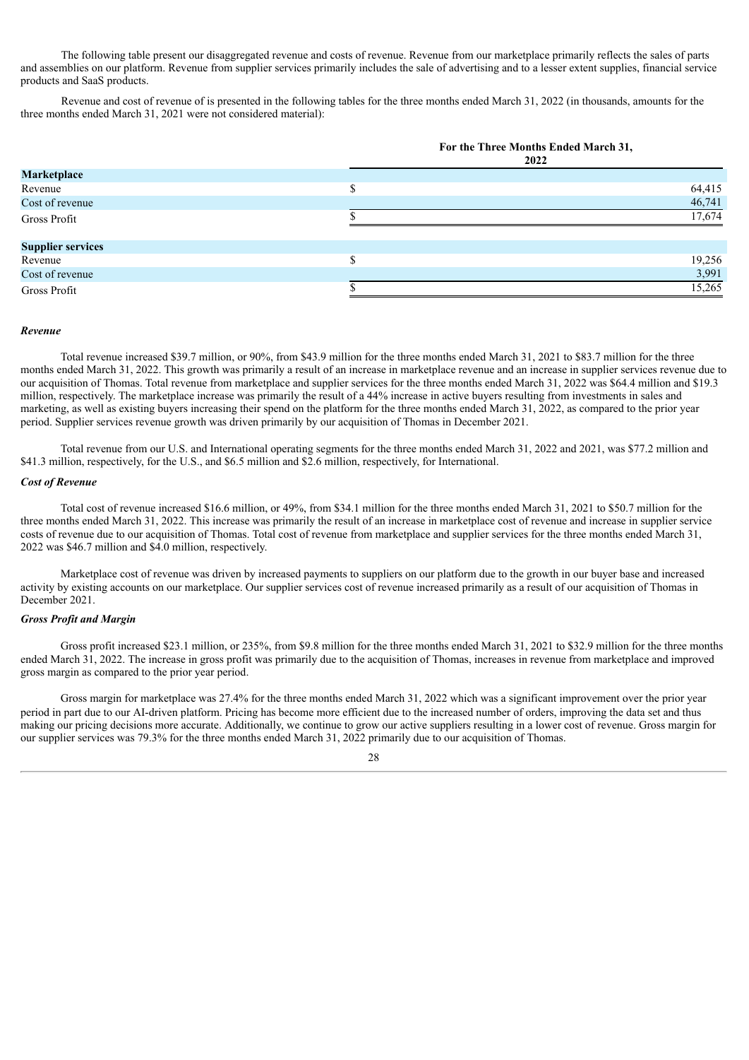The following table present our disaggregated revenue and costs of revenue. Revenue from our marketplace primarily reflects the sales of parts and assemblies on our platform. Revenue from supplier services primarily includes the sale of advertising and to a lesser extent supplies, financial service products and SaaS products.

Revenue and cost of revenue of is presented in the following tables for the three months ended March 31, 2022 (in thousands, amounts for the three months ended March 31, 2021 were not considered material):

| | For the Three Months Ended March 31, 2022 | |
|---|---|---|
| **Marketplace** | | |
| Revenue | $ | 64,415 |
| Cost of revenue | | 46,741 |
| Gross Profit | $ | 17,674 |
| | | |
| **Supplier services** | | |
| Revenue | $ | 19,256 |
| Cost of revenue | | 3,991 |
| Gross Profit | $ | 15,265 |

***Revenue***

Total revenue increased $39.7 million, or 90%, from $43.9 million for the three months ended March 31, 2021 to $83.7 million for the three months ended March 31, 2022. This growth was primarily a result of an increase in marketplace revenue and an increase in supplier services revenue due to our acquisition of Thomas. Total revenue from marketplace and supplier services for the three months ended March 31, 2022 was $64.4 million and $19.3 million, respectively. The marketplace increase was primarily the result of a 44% increase in active buyers resulting from investments in sales and marketing, as well as existing buyers increasing their spend on the platform for the three months ended March 31, 2022, as compared to the prior year period. Supplier services revenue growth was driven primarily by our acquisition of Thomas in December 2021.

Total revenue from our U.S. and International operating segments for the three months ended March 31, 2022 and 2021, was $77.2 million and $41.3 million, respectively, for the U.S., and $6.5 million and $2.6 million, respectively, for International.

***Cost of Revenue***

Total cost of revenue increased $16.6 million, or 49%, from $34.1 million for the three months ended March 31, 2021 to $50.7 million for the three months ended March 31, 2022. This increase was primarily the result of an increase in marketplace cost of revenue and increase in supplier service costs of revenue due to our acquisition of Thomas. Total cost of revenue from marketplace and supplier services for the three months ended March 31, 2022 was $46.7 million and $4.0 million, respectively.

Marketplace cost of revenue was driven by increased payments to suppliers on our platform due to the growth in our buyer base and increased activity by existing accounts on our marketplace. Our supplier services cost of revenue increased primarily as a result of our acquisition of Thomas in December 2021.

***Gross Profit and Margin***

Gross profit increased $23.1 million, or 235%, from $9.8 million for the three months ended March 31, 2021 to $32.9 million for the three months ended March 31, 2022. The increase in gross profit was primarily due to the acquisition of Thomas, increases in revenue from marketplace and improved gross margin as compared to the prior year period.

Gross margin for marketplace was 27.4% for the three months ended March 31, 2022 which was a significant improvement over the prior year period in part due to our AI-driven platform. Pricing has become more efficient due to the increased number of orders, improving the data set and thus making our pricing decisions more accurate. Additionally, we continue to grow our active suppliers resulting in a lower cost of revenue. Gross margin for our supplier services was 79.3% for the three months ended March 31, 2022 primarily due to our acquisition of Thomas.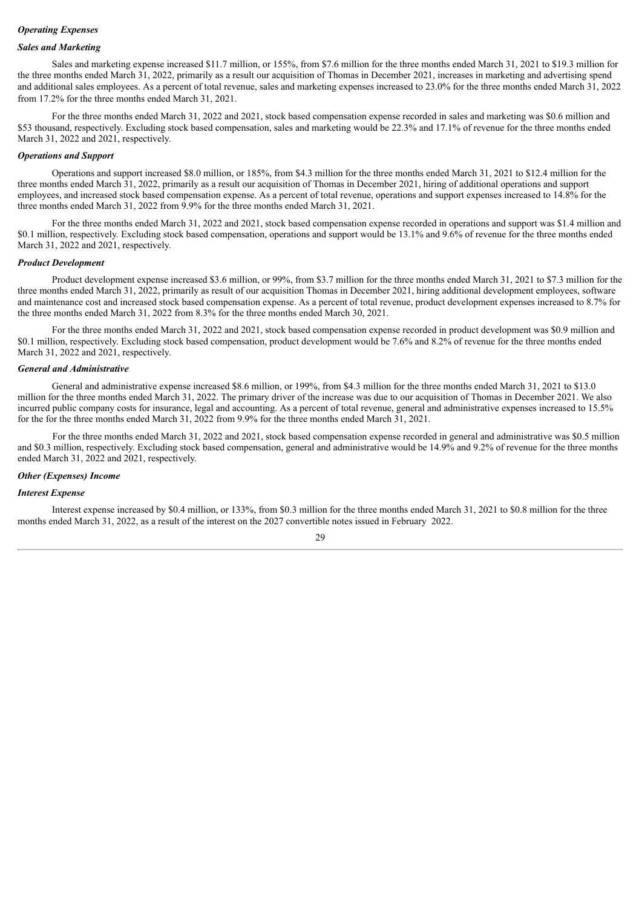### *Operating Expenses*

### *Sales and Marketing*

Sales and marketing expense increased $11.7 million, or 155%, from $7.6 million for the three months ended March 31, 2021 to $19.3 million for the three months ended March 31, 2022, primarily as a result our acquisition of Thomas in December 2021, increases in marketing and advertising spend and additional sales employees. As a percent of total revenue, sales and marketing expenses increased to 23.0% for the three months ended March 31, 2022 from 17.2% for the three months ended March 31, 2021.

For the three months ended March 31, 2022 and 2021, stock based compensation expense recorded in sales and marketing was $0.6 million and $53 thousand, respectively. Excluding stock based compensation, sales and marketing would be 22.3% and 17.1% of revenue for the three months ended March 31, 2022 and 2021, respectively.

### *Operations and Support*

Operations and support increased $8.0 million, or 185%, from $4.3 million for the three months ended March 31, 2021 to $12.4 million for the three months ended March 31, 2022, primarily as a result our acquisition of Thomas in December 2021, hiring of additional operations and support employees, and increased stock based compensation expense. As a percent of total revenue, operations and support expenses increased to 14.8% for the three months ended March 31, 2022 from 9.9% for the three months ended March 31, 2021.

For the three months ended March 31, 2022 and 2021, stock based compensation expense recorded in operations and support was $1.4 million and $0.1 million, respectively. Excluding stock based compensation, operations and support would be 13.1% and 9.6% of revenue for the three months ended March 31, 2022 and 2021, respectively.

### *Product Development*

Product development expense increased $3.6 million, or 99%, from $3.7 million for the three months ended March 31, 2021 to $7.3 million for the three months ended March 31, 2022, primarily as result of our acquisition Thomas in December 2021, hiring additional development employees, software and maintenance cost and increased stock based compensation expense. As a percent of total revenue, product development expenses increased to 8.7% for the three months ended March 31, 2022 from 8.3% for the three months ended March 30, 2021.

For the three months ended March 31, 2022 and 2021, stock based compensation expense recorded in product development was $0.9 million and $0.1 million, respectively. Excluding stock based compensation, product development would be 7.6% and 8.2% of revenue for the three months ended March 31, 2022 and 2021, respectively.

### *General and Administrative*

General and administrative expense increased $8.6 million, or 199%, from $4.3 million for the three months ended March 31, 2021 to $13.0 million for the three months ended March 31, 2022. The primary driver of the increase was due to our acquisition of Thomas in December 2021. We also incurred public company costs for insurance, legal and accounting. As a percent of total revenue, general and administrative expenses increased to 15.5% for the for the three months ended March 31, 2022 from 9.9% for the three months ended March 31, 2021.

For the three months ended March 31, 2022 and 2021, stock based compensation expense recorded in general and administrative was $0.5 million and $0.3 million, respectively. Excluding stock based compensation, general and administrative would be 14.9% and 9.2% of revenue for the three months ended March 31, 2022 and 2021, respectively.

### *Other (Expenses) Income*

### *Interest Expense*

Interest expense increased by $0.4 million, or 133%, from $0.3 million for the three months ended March 31, 2021 to $0.8 million for the three months ended March 31, 2022, as a result of the interest on the 2027 convertible notes issued in February 2022.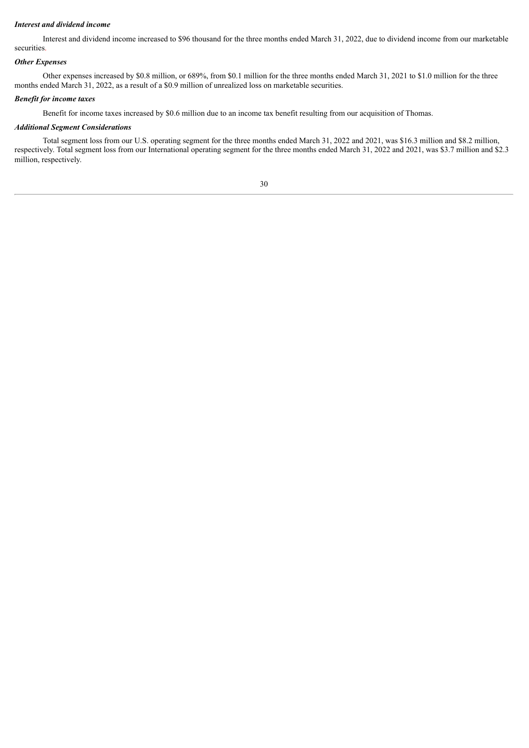***Interest and dividend income***

Interest and dividend income increased to $96 thousand for the three months ended March 31, 2022, due to dividend income from our marketable securities.

***Other Expenses***

Other expenses increased by $0.8 million, or 689%, from $0.1 million for the three months ended March 31, 2021 to $1.0 million for the three months ended March 31, 2022, as a result of a $0.9 million of unrealized loss on marketable securities.

***Benefit for income taxes***

Benefit for income taxes increased by $0.6 million due to an income tax benefit resulting from our acquisition of Thomas.

***Additional Segment Considerations***

Total segment loss from our U.S. operating segment for the three months ended March 31, 2022 and 2021, was $16.3 million and $8.2 million, respectively. Total segment loss from our International operating segment for the three months ended March 31, 2022 and 2021, was $3.7 million and $2.3 million, respectively.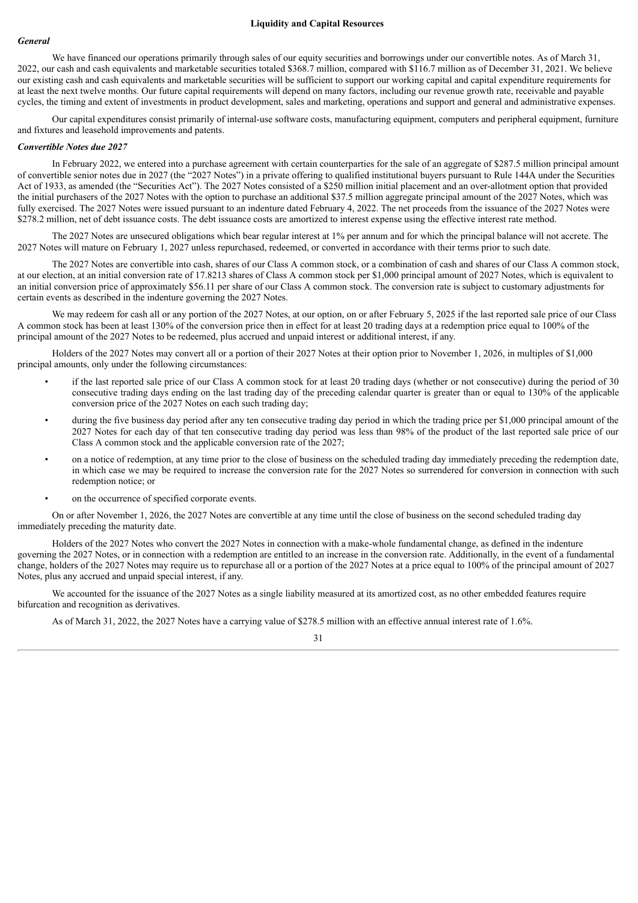## Liquidity and Capital Resources

### *General*

We have financed our operations primarily through sales of our equity securities and borrowings under our convertible notes. As of March 31, 2022, our cash and cash equivalents and marketable securities totaled $368.7 million, compared with $116.7 million as of December 31, 2021. We believe our existing cash and cash equivalents and marketable securities will be sufficient to support our working capital and capital expenditure requirements for at least the next twelve months. Our future capital requirements will depend on many factors, including our revenue growth rate, receivable and payable cycles, the timing and extent of investments in product development, sales and marketing, operations and support and general and administrative expenses.

Our capital expenditures consist primarily of internal-use software costs, manufacturing equipment, computers and peripheral equipment, furniture and fixtures and leasehold improvements and patents.

### *Convertible Notes due 2027*

In February 2022, we entered into a purchase agreement with certain counterparties for the sale of an aggregate of $287.5 million principal amount of convertible senior notes due in 2027 (the "2027 Notes") in a private offering to qualified institutional buyers pursuant to Rule 144A under the Securities Act of 1933, as amended (the "Securities Act"). The 2027 Notes consisted of a $250 million initial placement and an over-allotment option that provided the initial purchasers of the 2027 Notes with the option to purchase an additional $37.5 million aggregate principal amount of the 2027 Notes, which was fully exercised. The 2027 Notes were issued pursuant to an indenture dated February 4, 2022. The net proceeds from the issuance of the 2027 Notes were $278.2 million, net of debt issuance costs. The debt issuance costs are amortized to interest expense using the effective interest rate method.

The 2027 Notes are unsecured obligations which bear regular interest at 1% per annum and for which the principal balance will not accrete. The 2027 Notes will mature on February 1, 2027 unless repurchased, redeemed, or converted in accordance with their terms prior to such date.

The 2027 Notes are convertible into cash, shares of our Class A common stock, or a combination of cash and shares of our Class A common stock, at our election, at an initial conversion rate of 17.8213 shares of Class A common stock per $1,000 principal amount of 2027 Notes, which is equivalent to an initial conversion price of approximately $56.11 per share of our Class A common stock. The conversion rate is subject to customary adjustments for certain events as described in the indenture governing the 2027 Notes.

We may redeem for cash all or any portion of the 2027 Notes, at our option, on or after February 5, 2025 if the last reported sale price of our Class A common stock has been at least 130% of the conversion price then in effect for at least 20 trading days at a redemption price equal to 100% of the principal amount of the 2027 Notes to be redeemed, plus accrued and unpaid interest or additional interest, if any.

Holders of the 2027 Notes may convert all or a portion of their 2027 Notes at their option prior to November 1, 2026, in multiples of $1,000 principal amounts, only under the following circumstances:

- if the last reported sale price of our Class A common stock for at least 20 trading days (whether or not consecutive) during the period of 30 consecutive trading days ending on the last trading day of the preceding calendar quarter is greater than or equal to 130% of the applicable conversion price of the 2027 Notes on each such trading day;
- during the five business day period after any ten consecutive trading day period in which the trading price per $1,000 principal amount of the 2027 Notes for each day of that ten consecutive trading day period was less than 98% of the product of the last reported sale price of our Class A common stock and the applicable conversion rate of the 2027;
- on a notice of redemption, at any time prior to the close of business on the scheduled trading day immediately preceding the redemption date, in which case we may be required to increase the conversion rate for the 2027 Notes so surrendered for conversion in connection with such redemption notice; or
- on the occurrence of specified corporate events.

On or after November 1, 2026, the 2027 Notes are convertible at any time until the close of business on the second scheduled trading day immediately preceding the maturity date.

Holders of the 2027 Notes who convert the 2027 Notes in connection with a make-whole fundamental change, as defined in the indenture governing the 2027 Notes, or in connection with a redemption are entitled to an increase in the conversion rate. Additionally, in the event of a fundamental change, holders of the 2027 Notes may require us to repurchase all or a portion of the 2027 Notes at a price equal to 100% of the principal amount of 2027 Notes, plus any accrued and unpaid special interest, if any.

We accounted for the issuance of the 2027 Notes as a single liability measured at its amortized cost, as no other embedded features require bifurcation and recognition as derivatives.

As of March 31, 2022, the 2027 Notes have a carrying value of $278.5 million with an effective annual interest rate of 1.6%.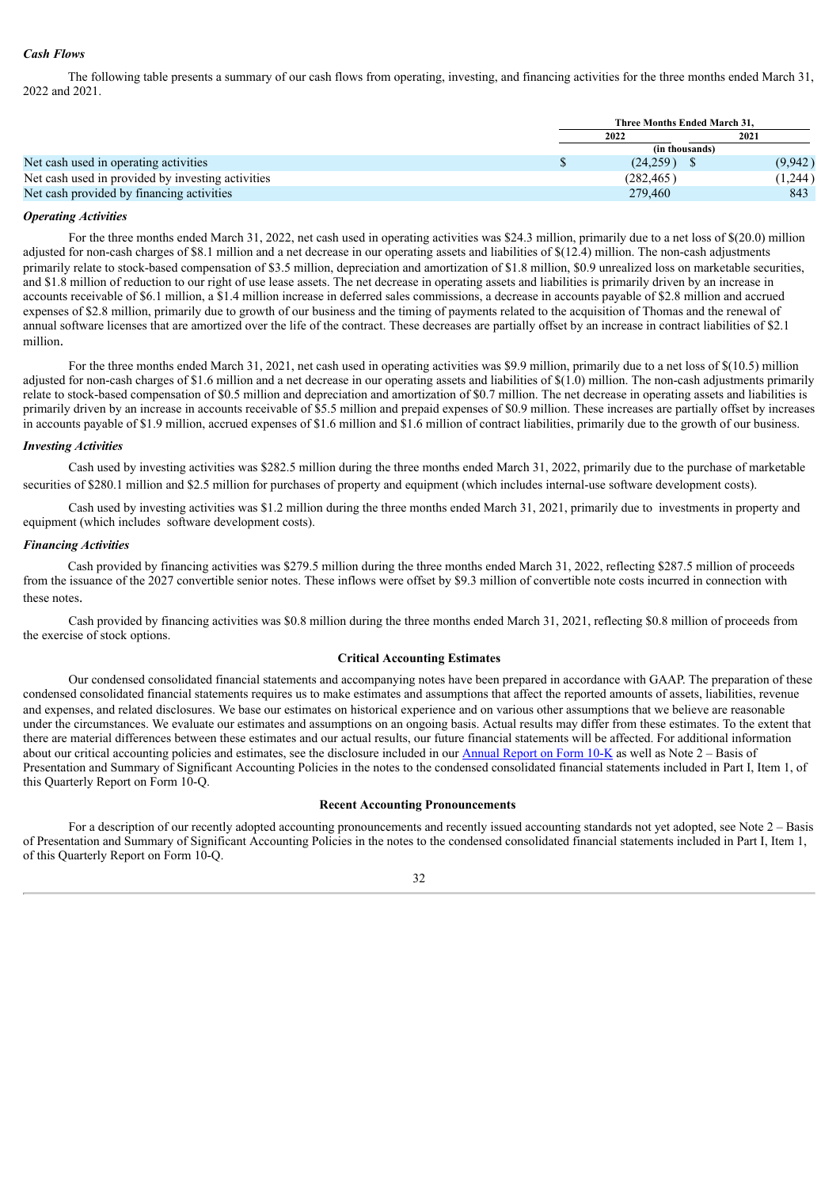*Cash Flows*

The following table presents a summary of our cash flows from operating, investing, and financing activities for the three months ended March 31, 2022 and 2021.

| | Three Months Ended March 31, | |
|---|---|---|
| | 2022 | 2021 |
| | (in thousands) | |
| Net cash used in operating activities | $ (24,259) | $ (9,942) |
| Net cash used in provided by investing activities | (282,465) | (1,244) |
| Net cash provided by financing activities | 279,460 | 843 |

*Operating Activities*

For the three months ended March 31, 2022, net cash used in operating activities was $24.3 million, primarily due to a net loss of $(20.0) million adjusted for non-cash charges of $8.1 million and a net decrease in our operating assets and liabilities of $(12.4) million. The non-cash adjustments primarily relate to stock-based compensation of $3.5 million, depreciation and amortization of $1.8 million, $0.9 unrealized loss on marketable securities, and $1.8 million of reduction to our right of use lease assets. The net decrease in operating assets and liabilities is primarily driven by an increase in accounts receivable of $6.1 million, a $1.4 million increase in deferred sales commissions, a decrease in accounts payable of $2.8 million and accrued expenses of $2.8 million, primarily due to growth of our business and the timing of payments related to the acquisition of Thomas and the renewal of annual software licenses that are amortized over the life of the contract. These decreases are partially offset by an increase in contract liabilities of $2.1 million.

For the three months ended March 31, 2021, net cash used in operating activities was $9.9 million, primarily due to a net loss of $(10.5) million adjusted for non-cash charges of $1.6 million and a net decrease in our operating assets and liabilities of $(1.0) million. The non-cash adjustments primarily relate to stock-based compensation of $0.5 million and depreciation and amortization of $0.7 million. The net decrease in operating assets and liabilities is primarily driven by an increase in accounts receivable of $5.5 million and prepaid expenses of $0.9 million. These increases are partially offset by increases in accounts payable of $1.9 million, accrued expenses of $1.6 million and $1.6 million of contract liabilities, primarily due to the growth of our business.

*Investing Activities*

Cash used by investing activities was $282.5 million during the three months ended March 31, 2022, primarily due to the purchase of marketable securities of $280.1 million and $2.5 million for purchases of property and equipment (which includes internal-use software development costs).

Cash used by investing activities was $1.2 million during the three months ended March 31, 2021, primarily due to investments in property and equipment (which includes software development costs).

*Financing Activities*

Cash provided by financing activities was $279.5 million during the three months ended March 31, 2022, reflecting $287.5 million of proceeds from the issuance of the 2027 convertible senior notes. These inflows were offset by $9.3 million of convertible note costs incurred in connection with these notes.

Cash provided by financing activities was $0.8 million during the three months ended March 31, 2021, reflecting $0.8 million of proceeds from the exercise of stock options.

**Critical Accounting Estimates**

Our condensed consolidated financial statements and accompanying notes have been prepared in accordance with GAAP. The preparation of these condensed consolidated financial statements requires us to make estimates and assumptions that affect the reported amounts of assets, liabilities, revenue and expenses, and related disclosures. We base our estimates on historical experience and on various other assumptions that we believe are reasonable under the circumstances. We evaluate our estimates and assumptions on an ongoing basis. Actual results may differ from these estimates. To the extent that there are material differences between these estimates and our actual results, our future financial statements will be affected. For additional information about our critical accounting policies and estimates, see the disclosure included in our Annual Report on Form 10-K as well as Note 2 – Basis of Presentation and Summary of Significant Accounting Policies in the notes to the condensed consolidated financial statements included in Part I, Item 1, of this Quarterly Report on Form 10-Q.

**Recent Accounting Pronouncements**

For a description of our recently adopted accounting pronouncements and recently issued accounting standards not yet adopted, see Note 2 – Basis of Presentation and Summary of Significant Accounting Policies in the notes to the condensed consolidated financial statements included in Part I, Item 1, of this Quarterly Report on Form 10-Q.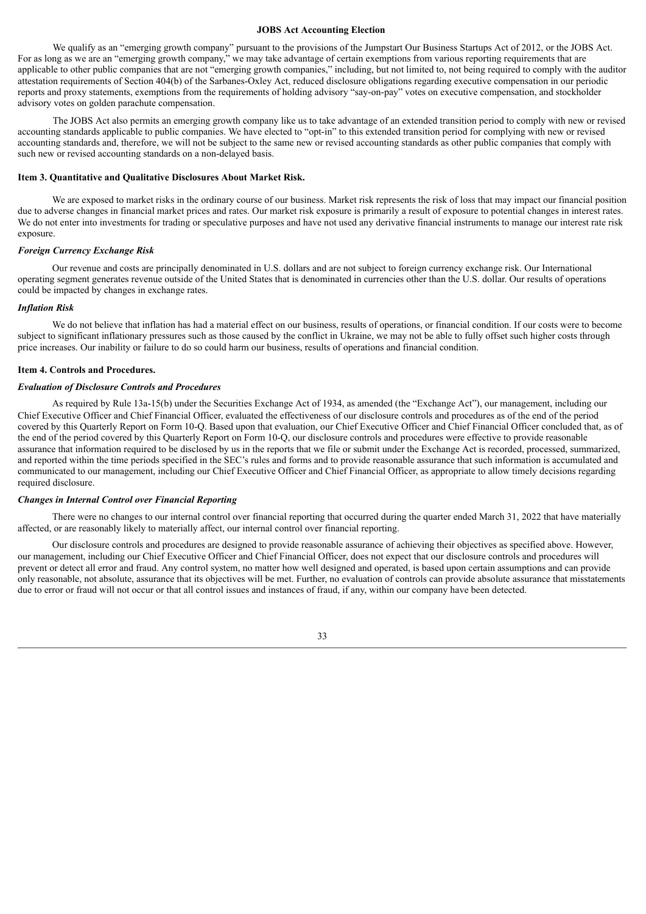### JOBS Act Accounting Election

We qualify as an "emerging growth company" pursuant to the provisions of the Jumpstart Our Business Startups Act of 2012, or the JOBS Act. For as long as we are an "emerging growth company," we may take advantage of certain exemptions from various reporting requirements that are applicable to other public companies that are not "emerging growth companies," including, but not limited to, not being required to comply with the auditor attestation requirements of Section 404(b) of the Sarbanes-Oxley Act, reduced disclosure obligations regarding executive compensation in our periodic reports and proxy statements, exemptions from the requirements of holding advisory "say-on-pay" votes on executive compensation, and stockholder advisory votes on golden parachute compensation.

The JOBS Act also permits an emerging growth company like us to take advantage of an extended transition period to comply with new or revised accounting standards applicable to public companies. We have elected to "opt-in" to this extended transition period for complying with new or revised accounting standards and, therefore, we will not be subject to the same new or revised accounting standards as other public companies that comply with such new or revised accounting standards on a non-delayed basis.

## Item 3. Quantitative and Qualitative Disclosures About Market Risk.

We are exposed to market risks in the ordinary course of our business. Market risk represents the risk of loss that may impact our financial position due to adverse changes in financial market prices and rates. Our market risk exposure is primarily a result of exposure to potential changes in interest rates. We do not enter into investments for trading or speculative purposes and have not used any derivative financial instruments to manage our interest rate risk exposure.

***Foreign Currency Exchange Risk***

Our revenue and costs are principally denominated in U.S. dollars and are not subject to foreign currency exchange risk. Our International operating segment generates revenue outside of the United States that is denominated in currencies other than the U.S. dollar. Our results of operations could be impacted by changes in exchange rates.

***Inflation Risk***

We do not believe that inflation has had a material effect on our business, results of operations, or financial condition. If our costs were to become subject to significant inflationary pressures such as those caused by the conflict in Ukraine, we may not be able to fully offset such higher costs through price increases. Our inability or failure to do so could harm our business, results of operations and financial condition.

## Item 4. Controls and Procedures.

***Evaluation of Disclosure Controls and Procedures***

As required by Rule 13a-15(b) under the Securities Exchange Act of 1934, as amended (the "Exchange Act"), our management, including our Chief Executive Officer and Chief Financial Officer, evaluated the effectiveness of our disclosure controls and procedures as of the end of the period covered by this Quarterly Report on Form 10-Q. Based upon that evaluation, our Chief Executive Officer and Chief Financial Officer concluded that, as of the end of the period covered by this Quarterly Report on Form 10-Q, our disclosure controls and procedures were effective to provide reasonable assurance that information required to be disclosed by us in the reports that we file or submit under the Exchange Act is recorded, processed, summarized, and reported within the time periods specified in the SEC's rules and forms and to provide reasonable assurance that such information is accumulated and communicated to our management, including our Chief Executive Officer and Chief Financial Officer, as appropriate to allow timely decisions regarding required disclosure.

***Changes in Internal Control over Financial Reporting***

There were no changes to our internal control over financial reporting that occurred during the quarter ended March 31, 2022 that have materially affected, or are reasonably likely to materially affect, our internal control over financial reporting.

Our disclosure controls and procedures are designed to provide reasonable assurance of achieving their objectives as specified above. However, our management, including our Chief Executive Officer and Chief Financial Officer, does not expect that our disclosure controls and procedures will prevent or detect all error and fraud. Any control system, no matter how well designed and operated, is based upon certain assumptions and can provide only reasonable, not absolute, assurance that its objectives will be met. Further, no evaluation of controls can provide absolute assurance that misstatements due to error or fraud will not occur or that all control issues and instances of fraud, if any, within our company have been detected.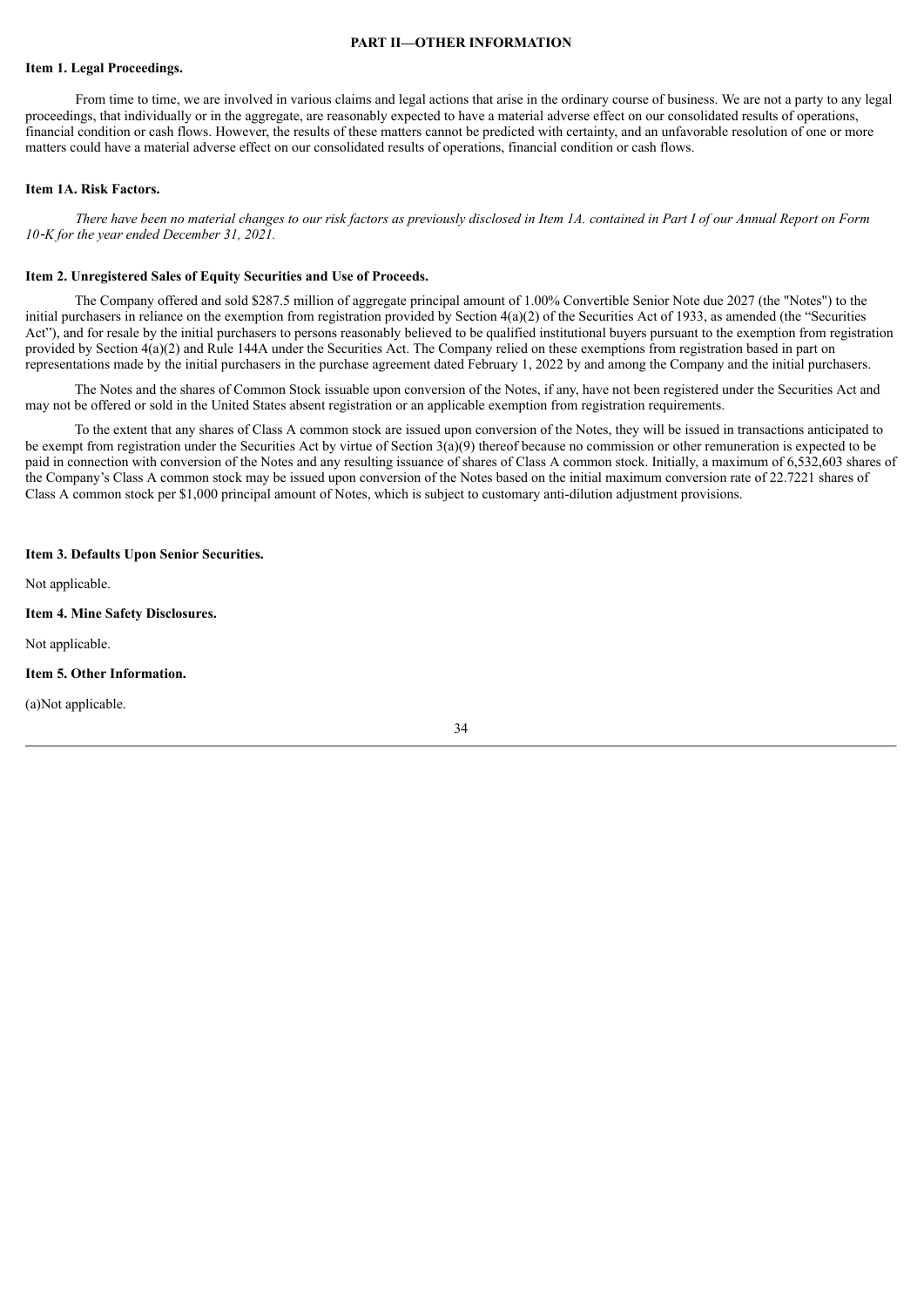# PART II—OTHER INFORMATION

## Item 1. Legal Proceedings.

From time to time, we are involved in various claims and legal actions that arise in the ordinary course of business. We are not a party to any legal proceedings, that individually or in the aggregate, are reasonably expected to have a material adverse effect on our consolidated results of operations, financial condition or cash flows. However, the results of these matters cannot be predicted with certainty, and an unfavorable resolution of one or more matters could have a material adverse effect on our consolidated results of operations, financial condition or cash flows.

## Item 1A. Risk Factors.

*There have been no material changes to our risk factors as previously disclosed in Item 1A. contained in Part I of our Annual Report on Form 10-K for the year ended December 31, 2021.*

## Item 2. Unregistered Sales of Equity Securities and Use of Proceeds.

The Company offered and sold $287.5 million of aggregate principal amount of 1.00% Convertible Senior Note due 2027 (the "Notes") to the initial purchasers in reliance on the exemption from registration provided by Section 4(a)(2) of the Securities Act of 1933, as amended (the "Securities Act"), and for resale by the initial purchasers to persons reasonably believed to be qualified institutional buyers pursuant to the exemption from registration provided by Section 4(a)(2) and Rule 144A under the Securities Act. The Company relied on these exemptions from registration based in part on representations made by the initial purchasers in the purchase agreement dated February 1, 2022 by and among the Company and the initial purchasers.

The Notes and the shares of Common Stock issuable upon conversion of the Notes, if any, have not been registered under the Securities Act and may not be offered or sold in the United States absent registration or an applicable exemption from registration requirements.

To the extent that any shares of Class A common stock are issued upon conversion of the Notes, they will be issued in transactions anticipated to be exempt from registration under the Securities Act by virtue of Section 3(a)(9) thereof because no commission or other remuneration is expected to be paid in connection with conversion of the Notes and any resulting issuance of shares of Class A common stock. Initially, a maximum of 6,532,603 shares of the Company's Class A common stock may be issued upon conversion of the Notes based on the initial maximum conversion rate of 22.7221 shares of Class A common stock per $1,000 principal amount of Notes, which is subject to customary anti-dilution adjustment provisions.

## Item 3. Defaults Upon Senior Securities.

Not applicable.

## Item 4. Mine Safety Disclosures.

Not applicable.

## Item 5. Other Information.

(a)Not applicable.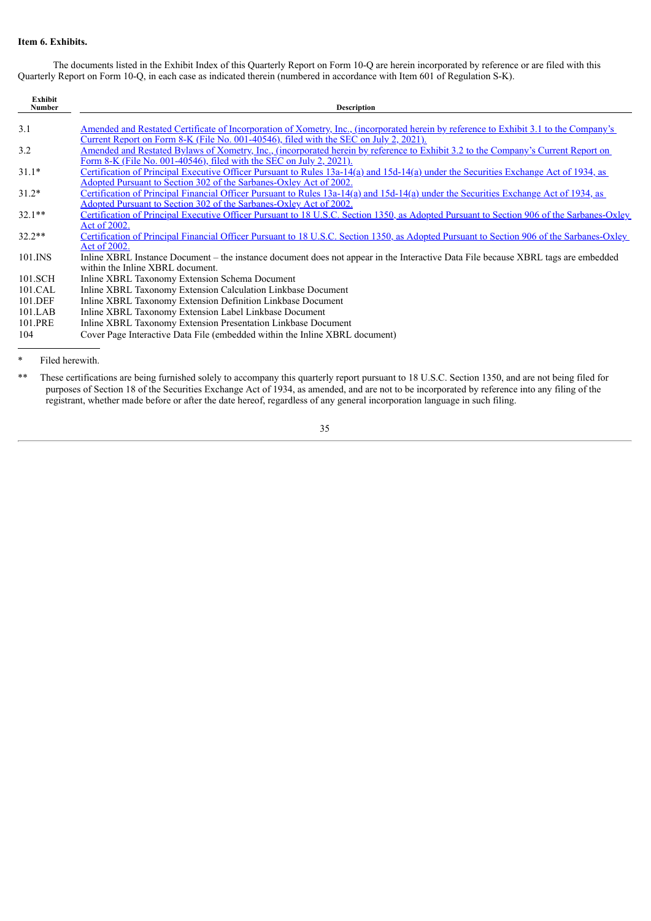**Item 6. Exhibits.**

The documents listed in the Exhibit Index of this Quarterly Report on Form 10-Q are herein incorporated by reference or are filed with this Quarterly Report on Form 10-Q, in each case as indicated therein (numbered in accordance with Item 601 of Regulation S-K).

| Exhibit Number | Description |
|---|---|
| 3.1 | Amended and Restated Certificate of Incorporation of Xometry, Inc., (incorporated herein by reference to Exhibit 3.1 to the Company's Current Report on Form 8-K (File No. 001-40546), filed with the SEC on July 2, 2021). |
| 3.2 | Amended and Restated Bylaws of Xometry, Inc., (incorporated herein by reference to Exhibit 3.2 to the Company's Current Report on Form 8-K (File No. 001-40546), filed with the SEC on July 2, 2021). |
| 31.1* | Certification of Principal Executive Officer Pursuant to Rules 13a-14(a) and 15d-14(a) under the Securities Exchange Act of 1934, as Adopted Pursuant to Section 302 of the Sarbanes-Oxley Act of 2002. |
| 31.2* | Certification of Principal Financial Officer Pursuant to Rules 13a-14(a) and 15d-14(a) under the Securities Exchange Act of 1934, as Adopted Pursuant to Section 302 of the Sarbanes-Oxley Act of 2002. |
| 32.1** | Certification of Principal Executive Officer Pursuant to 18 U.S.C. Section 1350, as Adopted Pursuant to Section 906 of the Sarbanes-Oxley Act of 2002. |
| 32.2** | Certification of Principal Financial Officer Pursuant to 18 U.S.C. Section 1350, as Adopted Pursuant to Section 906 of the Sarbanes-Oxley Act of 2002. |
| 101.INS | Inline XBRL Instance Document – the instance document does not appear in the Interactive Data File because XBRL tags are embedded within the Inline XBRL document. |
| 101.SCH | Inline XBRL Taxonomy Extension Schema Document |
| 101.CAL | Inline XBRL Taxonomy Extension Calculation Linkbase Document |
| 101.DEF | Inline XBRL Taxonomy Extension Definition Linkbase Document |
| 101.LAB | Inline XBRL Taxonomy Extension Label Linkbase Document |
| 101.PRE | Inline XBRL Taxonomy Extension Presentation Linkbase Document |
| 104 | Cover Page Interactive Data File (embedded within the Inline XBRL document) |

\* Filed herewith.

\*\* These certifications are being furnished solely to accompany this quarterly report pursuant to 18 U.S.C. Section 1350, and are not being filed for purposes of Section 18 of the Securities Exchange Act of 1934, as amended, and are not to be incorporated by reference into any filing of the registrant, whether made before or after the date hereof, regardless of any general incorporation language in such filing.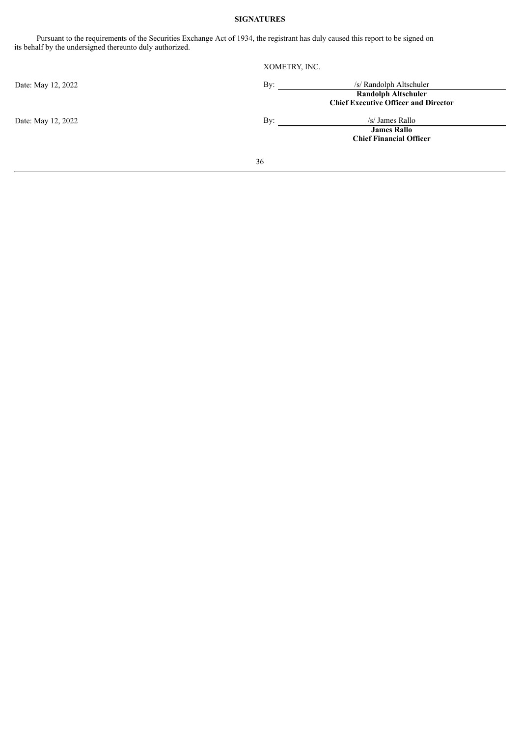## SIGNATURES

Pursuant to the requirements of the Securities Exchange Act of 1934, the registrant has duly caused this report to be signed on its behalf by the undersigned thereunto duly authorized.

| | XOMETRY, INC. |
|---|---|
| Date: May 12, 2022 | By: /s/ Randolph Altschuler |
| | **Randolph Altschuler** |
| | **Chief Executive Officer and Director** |
| Date: May 12, 2022 | By: /s/ James Rallo |
| | **James Rallo** |
| | **Chief Financial Officer** |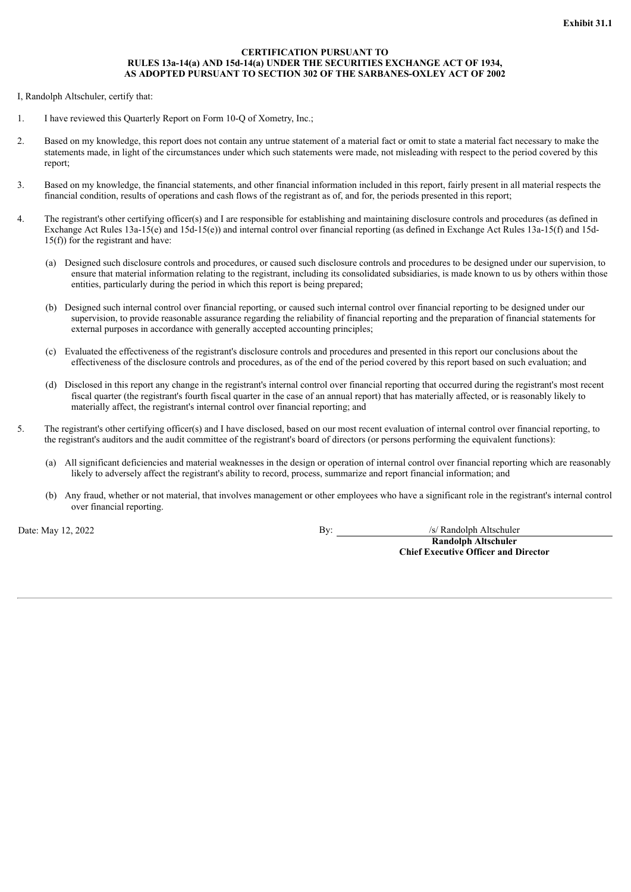**Exhibit 31.1**

**CERTIFICATION PURSUANT TO**
**RULES 13a-14(a) AND 15d-14(a) UNDER THE SECURITIES EXCHANGE ACT OF 1934,**
**AS ADOPTED PURSUANT TO SECTION 302 OF THE SARBANES-OXLEY ACT OF 2002**

I, Randolph Altschuler, certify that:

1. I have reviewed this Quarterly Report on Form 10-Q of Xometry, Inc.;

2. Based on my knowledge, this report does not contain any untrue statement of a material fact or omit to state a material fact necessary to make the statements made, in light of the circumstances under which such statements were made, not misleading with respect to the period covered by this report;

3. Based on my knowledge, the financial statements, and other financial information included in this report, fairly present in all material respects the financial condition, results of operations and cash flows of the registrant as of, and for, the periods presented in this report;

4. The registrant's other certifying officer(s) and I are responsible for establishing and maintaining disclosure controls and procedures (as defined in Exchange Act Rules 13a-15(e) and 15d-15(e)) and internal control over financial reporting (as defined in Exchange Act Rules 13a-15(f) and 15d-15(f)) for the registrant and have:

   (a) Designed such disclosure controls and procedures, or caused such disclosure controls and procedures to be designed under our supervision, to ensure that material information relating to the registrant, including its consolidated subsidiaries, is made known to us by others within those entities, particularly during the period in which this report is being prepared;

   (b) Designed such internal control over financial reporting, or caused such internal control over financial reporting to be designed under our supervision, to provide reasonable assurance regarding the reliability of financial reporting and the preparation of financial statements for external purposes in accordance with generally accepted accounting principles;

   (c) Evaluated the effectiveness of the registrant's disclosure controls and procedures and presented in this report our conclusions about the effectiveness of the disclosure controls and procedures, as of the end of the period covered by this report based on such evaluation; and

   (d) Disclosed in this report any change in the registrant's internal control over financial reporting that occurred during the registrant's most recent fiscal quarter (the registrant's fourth fiscal quarter in the case of an annual report) that has materially affected, or is reasonably likely to materially affect, the registrant's internal control over financial reporting; and

5. The registrant's other certifying officer(s) and I have disclosed, based on our most recent evaluation of internal control over financial reporting, to the registrant's auditors and the audit committee of the registrant's board of directors (or persons performing the equivalent functions):

   (a) All significant deficiencies and material weaknesses in the design or operation of internal control over financial reporting which are reasonably likely to adversely affect the registrant's ability to record, process, summarize and report financial information; and

   (b) Any fraud, whether or not material, that involves management or other employees who have a significant role in the registrant's internal control over financial reporting.

Date: May 12, 2022

By: /s/ Randolph Altschuler
**Randolph Altschuler**
**Chief Executive Officer and Director**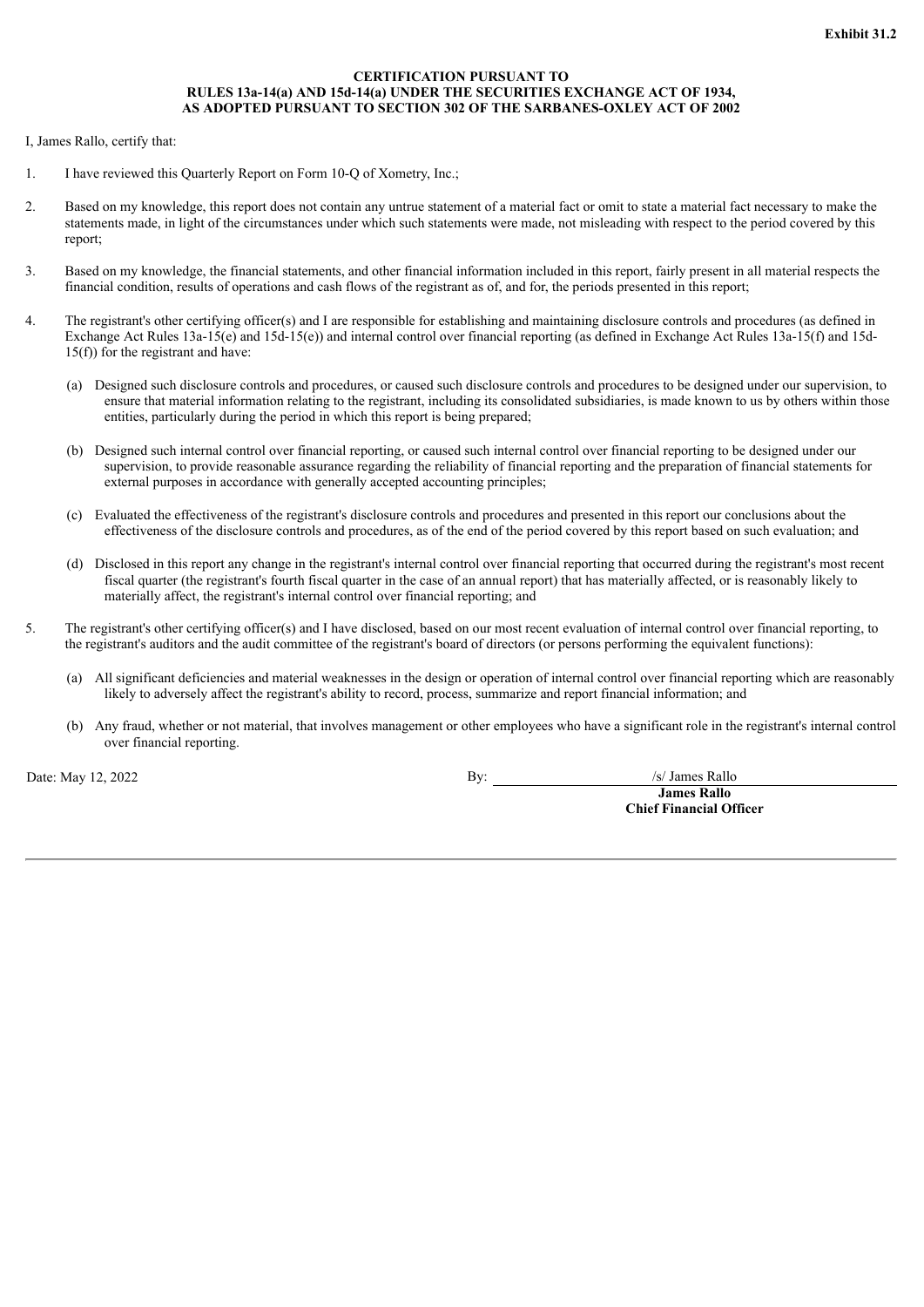**Exhibit 31.2**

**CERTIFICATION PURSUANT TO**
**RULES 13a-14(a) AND 15d-14(a) UNDER THE SECURITIES EXCHANGE ACT OF 1934,**
**AS ADOPTED PURSUANT TO SECTION 302 OF THE SARBANES-OXLEY ACT OF 2002**

I, James Rallo, certify that:

1. I have reviewed this Quarterly Report on Form 10-Q of Xometry, Inc.;

2. Based on my knowledge, this report does not contain any untrue statement of a material fact or omit to state a material fact necessary to make the statements made, in light of the circumstances under which such statements were made, not misleading with respect to the period covered by this report;

3. Based on my knowledge, the financial statements, and other financial information included in this report, fairly present in all material respects the financial condition, results of operations and cash flows of the registrant as of, and for, the periods presented in this report;

4. The registrant's other certifying officer(s) and I are responsible for establishing and maintaining disclosure controls and procedures (as defined in Exchange Act Rules 13a-15(e) and 15d-15(e)) and internal control over financial reporting (as defined in Exchange Act Rules 13a-15(f) and 15d-15(f)) for the registrant and have:

   (a) Designed such disclosure controls and procedures, or caused such disclosure controls and procedures to be designed under our supervision, to ensure that material information relating to the registrant, including its consolidated subsidiaries, is made known to us by others within those entities, particularly during the period in which this report is being prepared;

   (b) Designed such internal control over financial reporting, or caused such internal control over financial reporting to be designed under our supervision, to provide reasonable assurance regarding the reliability of financial reporting and the preparation of financial statements for external purposes in accordance with generally accepted accounting principles;

   (c) Evaluated the effectiveness of the registrant's disclosure controls and procedures and presented in this report our conclusions about the effectiveness of the disclosure controls and procedures, as of the end of the period covered by this report based on such evaluation; and

   (d) Disclosed in this report any change in the registrant's internal control over financial reporting that occurred during the registrant's most recent fiscal quarter (the registrant's fourth fiscal quarter in the case of an annual report) that has materially affected, or is reasonably likely to materially affect, the registrant's internal control over financial reporting; and

5. The registrant's other certifying officer(s) and I have disclosed, based on our most recent evaluation of internal control over financial reporting, to the registrant's auditors and the audit committee of the registrant's board of directors (or persons performing the equivalent functions):

   (a) All significant deficiencies and material weaknesses in the design or operation of internal control over financial reporting which are reasonably likely to adversely affect the registrant's ability to record, process, summarize and report financial information; and

   (b) Any fraud, whether or not material, that involves management or other employees who have a significant role in the registrant's internal control over financial reporting.

Date: May 12, 2022

By: /s/ James Rallo
**James Rallo**
**Chief Financial Officer**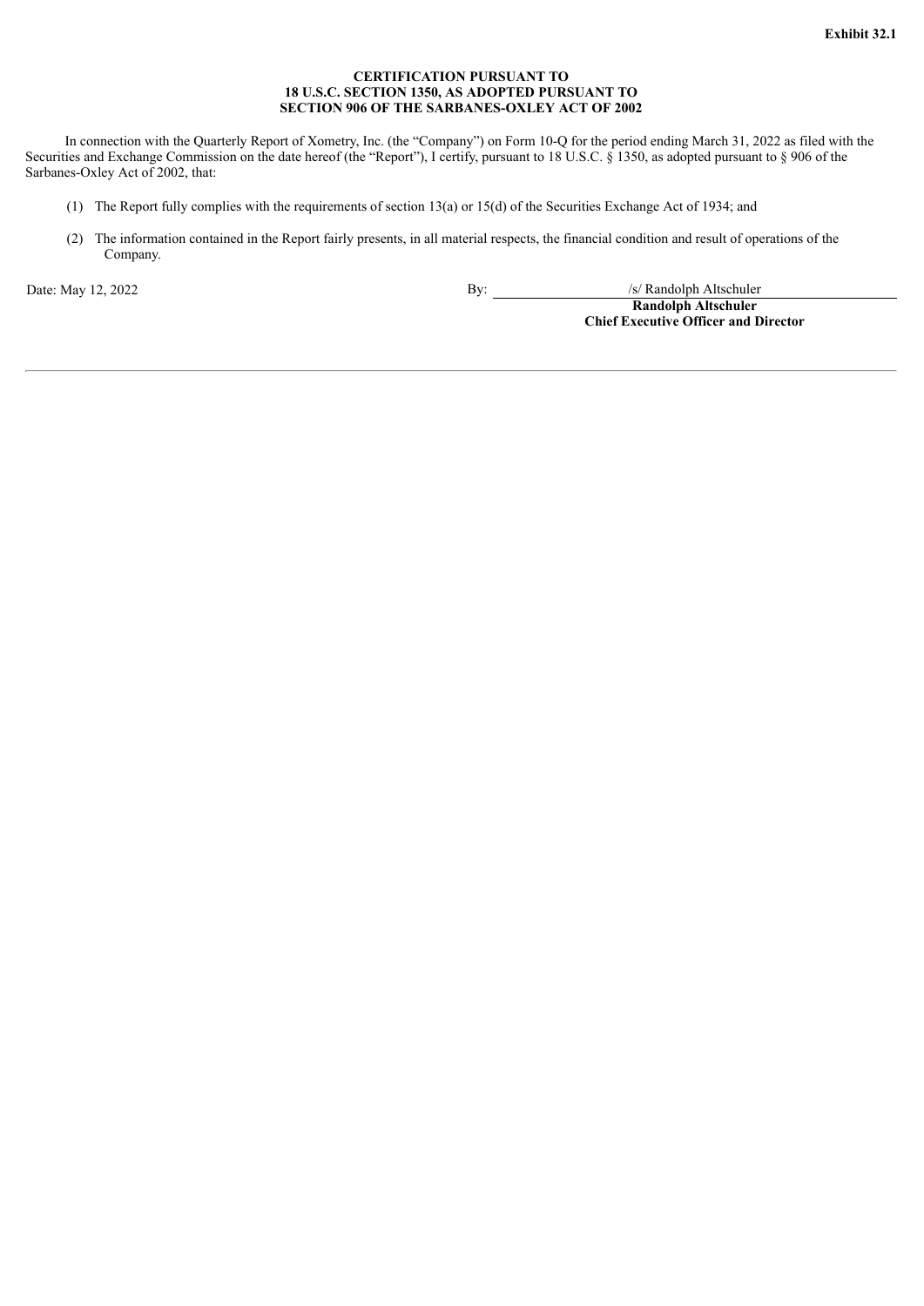**Exhibit 32.1**

**CERTIFICATION PURSUANT TO**
**18 U.S.C. SECTION 1350, AS ADOPTED PURSUANT TO**
**SECTION 906 OF THE SARBANES-OXLEY ACT OF 2002**

In connection with the Quarterly Report of Xometry, Inc. (the "Company") on Form 10-Q for the period ending March 31, 2022 as filed with the Securities and Exchange Commission on the date hereof (the "Report"), I certify, pursuant to 18 U.S.C. § 1350, as adopted pursuant to § 906 of the Sarbanes-Oxley Act of 2002, that:

(1) The Report fully complies with the requirements of section 13(a) or 15(d) of the Securities Exchange Act of 1934; and

(2) The information contained in the Report fairly presents, in all material respects, the financial condition and result of operations of the Company.

Date: May 12, 2022

By: /s/ Randolph Altschuler
**Randolph Altschuler**
**Chief Executive Officer and Director**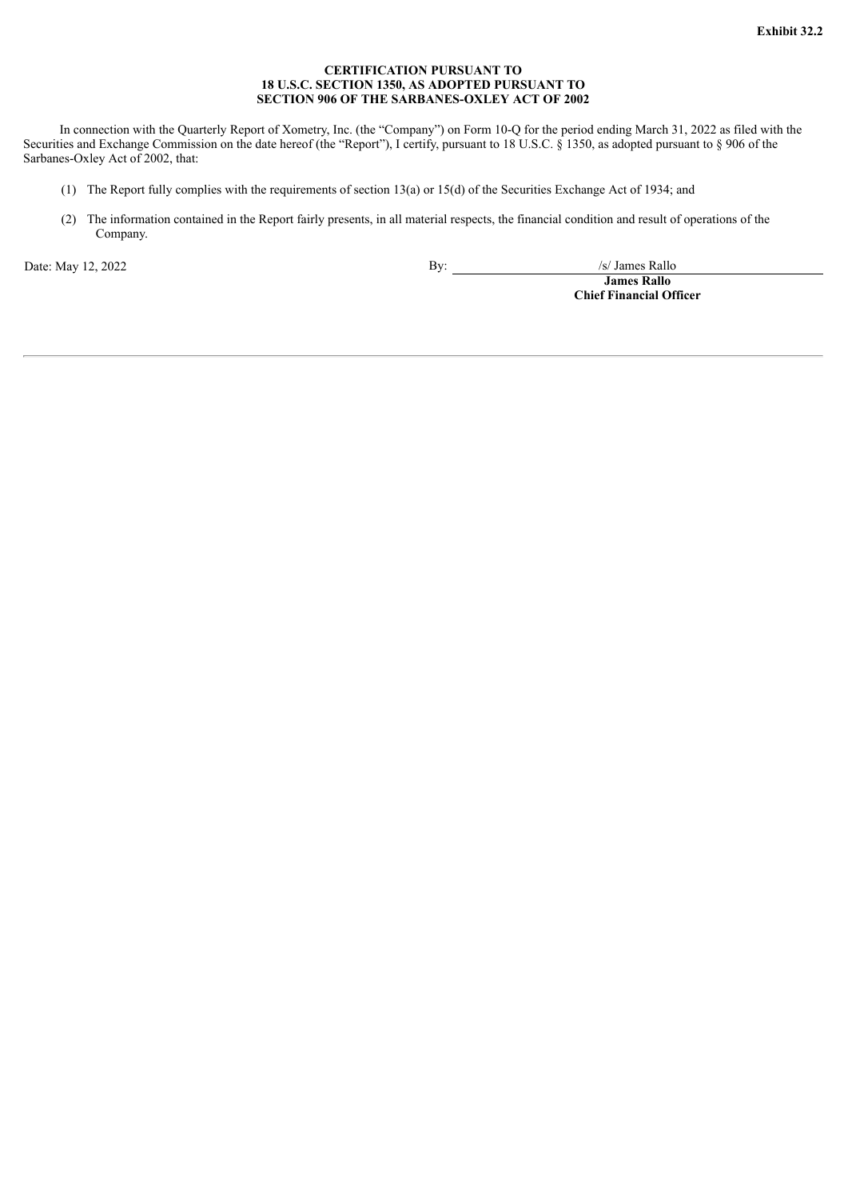**Exhibit 32.2**

**CERTIFICATION PURSUANT TO**
**18 U.S.C. SECTION 1350, AS ADOPTED PURSUANT TO**
**SECTION 906 OF THE SARBANES-OXLEY ACT OF 2002**

In connection with the Quarterly Report of Xometry, Inc. (the "Company") on Form 10-Q for the period ending March 31, 2022 as filed with the Securities and Exchange Commission on the date hereof (the "Report"), I certify, pursuant to 18 U.S.C. § 1350, as adopted pursuant to § 906 of the Sarbanes-Oxley Act of 2002, that:

(1) The Report fully complies with the requirements of section 13(a) or 15(d) of the Securities Exchange Act of 1934; and

(2) The information contained in the Report fairly presents, in all material respects, the financial condition and result of operations of the Company.

Date: May 12, 2022

By: /s/ James Rallo
**James Rallo**
**Chief Financial Officer**